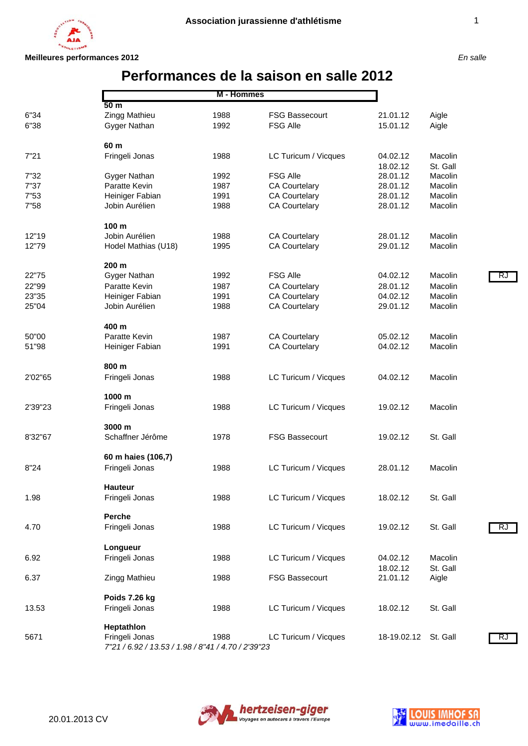**Association jurassienne d'athlétisme**

**Meilleures performances 2012**

*En salle*

# Performances de la saison en salle 2012

## M - Hommes

| Perf. | Nom | Année | Club | Date | Lieu | |
|---|---|---|---|---|---|---|
| | **50 m** | | | | | |
| 6"34 | Zingg Mathieu | 1988 | FSG Bassecourt | 21.01.12 | Aigle | |
| 6"38 | Gyger Nathan | 1992 | FSG Alle | 15.01.12 | Aigle | |
| | **60 m** | | | | | |
| 7"21 | Fringeli Jonas | 1988 | LC Turicum / Vicques | 04.02.12<br>18.02.12 | Macolin<br>St. Gall | |
| 7"32 | Gyger Nathan | 1992 | FSG Alle | 28.01.12 | Macolin | |
| 7"37 | Paratte Kevin | 1987 | CA Courtelary | 28.01.12 | Macolin | |
| 7"53 | Heiniger Fabian | 1991 | CA Courtelary | 28.01.12 | Macolin | |
| 7"58 | Jobin Aurélien | 1988 | CA Courtelary | 28.01.12 | Macolin | |
| | **100 m** | | | | | |
| 12"19 | Jobin Aurélien | 1988 | CA Courtelary | 28.01.12 | Macolin | |
| 12"79 | Hodel Mathias (U18) | 1995 | CA Courtelary | 29.01.12 | Macolin | |
| | **200 m** | | | | | |
| 22"75 | Gyger Nathan | 1992 | FSG Alle | 04.02.12 | Macolin | RJ |
| 22"99 | Paratte Kevin | 1987 | CA Courtelary | 28.01.12 | Macolin | |
| 23"35 | Heiniger Fabian | 1991 | CA Courtelary | 04.02.12 | Macolin | |
| 25"04 | Jobin Aurélien | 1988 | CA Courtelary | 29.01.12 | Macolin | |
| | **400 m** | | | | | |
| 50"00 | Paratte Kevin | 1987 | CA Courtelary | 05.02.12 | Macolin | |
| 51"98 | Heiniger Fabian | 1991 | CA Courtelary | 04.02.12 | Macolin | |
| | **800 m** | | | | | |
| 2'02"65 | Fringeli Jonas | 1988 | LC Turicum / Vicques | 04.02.12 | Macolin | |
| | **1000 m** | | | | | |
| 2'39"23 | Fringeli Jonas | 1988 | LC Turicum / Vicques | 19.02.12 | Macolin | |
| | **3000 m** | | | | | |
| 8'32"67 | Schaffner Jérôme | 1978 | FSG Bassecourt | 19.02.12 | St. Gall | |
| | **60 m haies (106,7)** | | | | | |
| 8"24 | Fringeli Jonas | 1988 | LC Turicum / Vicques | 28.01.12 | Macolin | |
| | **Hauteur** | | | | | |
| 1.98 | Fringeli Jonas | 1988 | LC Turicum / Vicques | 18.02.12 | St. Gall | |
| | **Perche** | | | | | |
| 4.70 | Fringeli Jonas | 1988 | LC Turicum / Vicques | 19.02.12 | St. Gall | RJ |
| | **Longueur** | | | | | |
| 6.92 | Fringeli Jonas | 1988 | LC Turicum / Vicques | 04.02.12<br>18.02.12 | Macolin<br>St. Gall | |
| 6.37 | Zingg Mathieu | 1988 | FSG Bassecourt | 21.01.12 | Aigle | |
| | **Poids 7.26 kg** | | | | | |
| 13.53 | Fringeli Jonas | 1988 | LC Turicum / Vicques | 18.02.12 | St. Gall | |
| | **Heptathlon** | | | | | |
| 5671 | Fringeli Jonas<br>*7"21 / 6.92 / 13.53 / 1.98 / 8"41 / 4.70 / 2'39"23* | 1988 | LC Turicum / Vicques | 18-19.02.12 | St. Gall | RJ |

20.01.2013 CV

hertzeisen-giger — Voyages en autocars à travers l'Europe

LOUIS IMHOF SA — www.imedaille.ch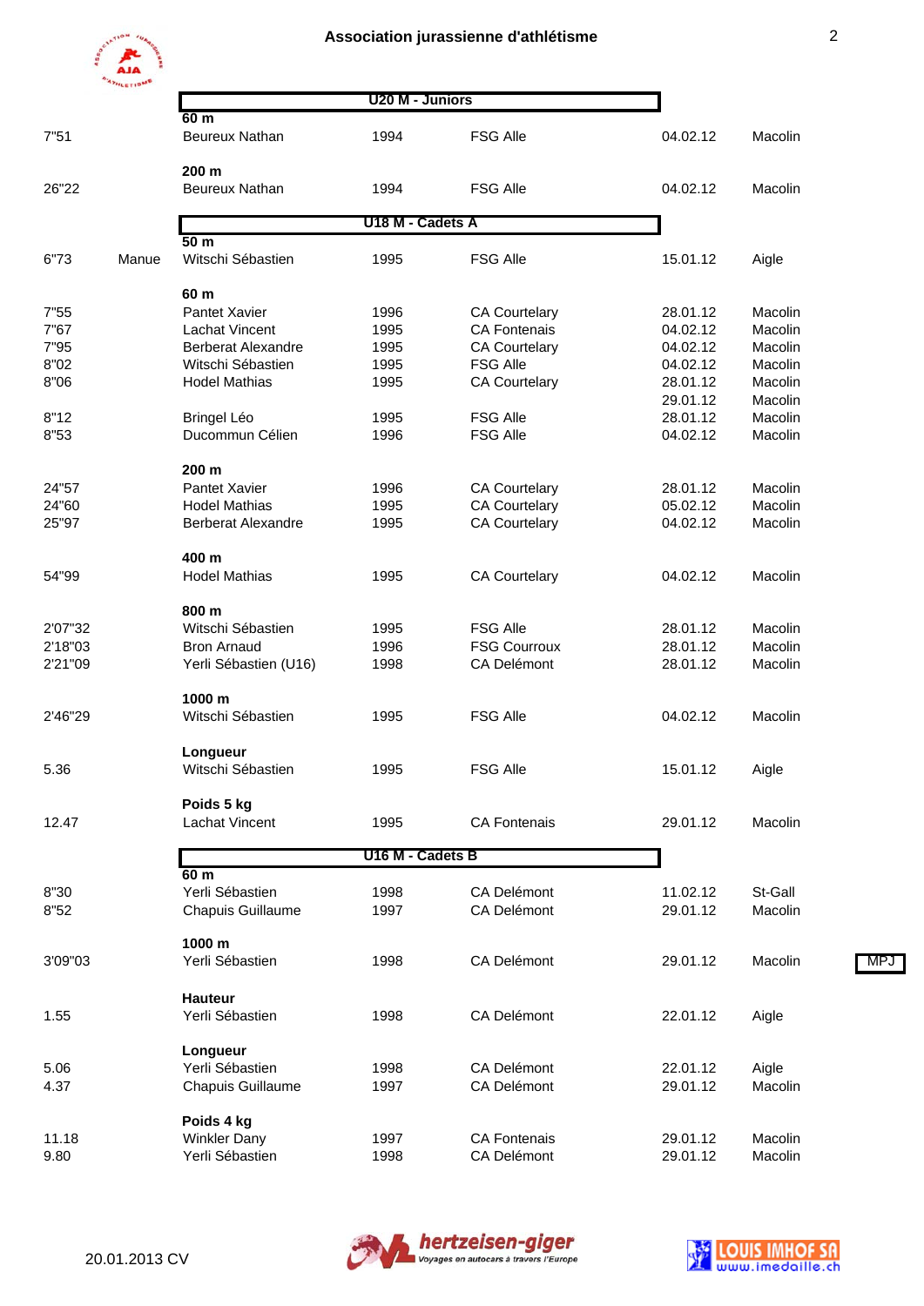# Association jurassienne d'athlétisme

## U20 M - Juniors

**60 m**

| | | | | | | |
|---|---|---|---|---|---|---|
| 7"51 | | Beureux Nathan | 1994 | FSG Alle | 04.02.12 | Macolin |

**200 m**

| | | | | | | |
|---|---|---|---|---|---|---|
| 26"22 | | Beureux Nathan | 1994 | FSG Alle | 04.02.12 | Macolin |

## U18 M - Cadets A

**50 m**

| | | | | | | |
|---|---|---|---|---|---|---|
| 6"73 | Manue | Witschi Sébastien | 1995 | FSG Alle | 15.01.12 | Aigle |

**60 m**

| | | | | | | |
|---|---|---|---|---|---|---|
| 7"55 | | Pantet Xavier | 1996 | CA Courtelary | 28.01.12 | Macolin |
| 7"67 | | Lachat Vincent | 1995 | CA Fontenais | 04.02.12 | Macolin |
| 7"95 | | Berberat Alexandre | 1995 | CA Courtelary | 04.02.12 | Macolin |
| 8"02 | | Witschi Sébastien | 1995 | FSG Alle | 04.02.12 | Macolin |
| 8"06 | | Hodel Mathias | 1995 | CA Courtelary | 28.01.12 | Macolin |
| | | | | | 29.01.12 | Macolin |
| 8"12 | | Bringel Léo | 1995 | FSG Alle | 28.01.12 | Macolin |
| 8"53 | | Ducommun Célien | 1996 | FSG Alle | 04.02.12 | Macolin |

**200 m**

| | | | | | | |
|---|---|---|---|---|---|---|
| 24"57 | | Pantet Xavier | 1996 | CA Courtelary | 28.01.12 | Macolin |
| 24"60 | | Hodel Mathias | 1995 | CA Courtelary | 05.02.12 | Macolin |
| 25"97 | | Berberat Alexandre | 1995 | CA Courtelary | 04.02.12 | Macolin |

**400 m**

| | | | | | | |
|---|---|---|---|---|---|---|
| 54"99 | | Hodel Mathias | 1995 | CA Courtelary | 04.02.12 | Macolin |

**800 m**

| | | | | | | |
|---|---|---|---|---|---|---|
| 2'07"32 | | Witschi Sébastien | 1995 | FSG Alle | 28.01.12 | Macolin |
| 2'18"03 | | Bron Arnaud | 1996 | FSG Courroux | 28.01.12 | Macolin |
| 2'21"09 | | Yerli Sébastien (U16) | 1998 | CA Delémont | 28.01.12 | Macolin |

**1000 m**

| | | | | | | |
|---|---|---|---|---|---|---|
| 2'46"29 | | Witschi Sébastien | 1995 | FSG Alle | 04.02.12 | Macolin |

**Longueur**

| | | | | | | |
|---|---|---|---|---|---|---|
| 5.36 | | Witschi Sébastien | 1995 | FSG Alle | 15.01.12 | Aigle |

**Poids 5 kg**

| | | | | | | |
|---|---|---|---|---|---|---|
| 12.47 | | Lachat Vincent | 1995 | CA Fontenais | 29.01.12 | Macolin |

## U16 M - Cadets B

**60 m**

| | | | | | | |
|---|---|---|---|---|---|---|
| 8"30 | | Yerli Sébastien | 1998 | CA Delémont | 11.02.12 | St-Gall |
| 8"52 | | Chapuis Guillaume | 1997 | CA Delémont | 29.01.12 | Macolin |

**1000 m**

| | | | | | | | |
|---|---|---|---|---|---|---|---|
| 3'09"03 | | Yerli Sébastien | 1998 | CA Delémont | 29.01.12 | Macolin | MPJ |

**Hauteur**

| | | | | | | |
|---|---|---|---|---|---|---|
| 1.55 | | Yerli Sébastien | 1998 | CA Delémont | 22.01.12 | Aigle |

**Longueur**

| | | | | | | |
|---|---|---|---|---|---|---|
| 5.06 | | Yerli Sébastien | 1998 | CA Delémont | 22.01.12 | Aigle |
| 4.37 | | Chapuis Guillaume | 1997 | CA Delémont | 29.01.12 | Macolin |

**Poids 4 kg**

| | | | | | | |
|---|---|---|---|---|---|---|
| 11.18 | | Winkler Dany | 1997 | CA Fontenais | 29.01.12 | Macolin |
| 9.80 | | Yerli Sébastien | 1998 | CA Delémont | 29.01.12 | Macolin |

20.01.2013 CV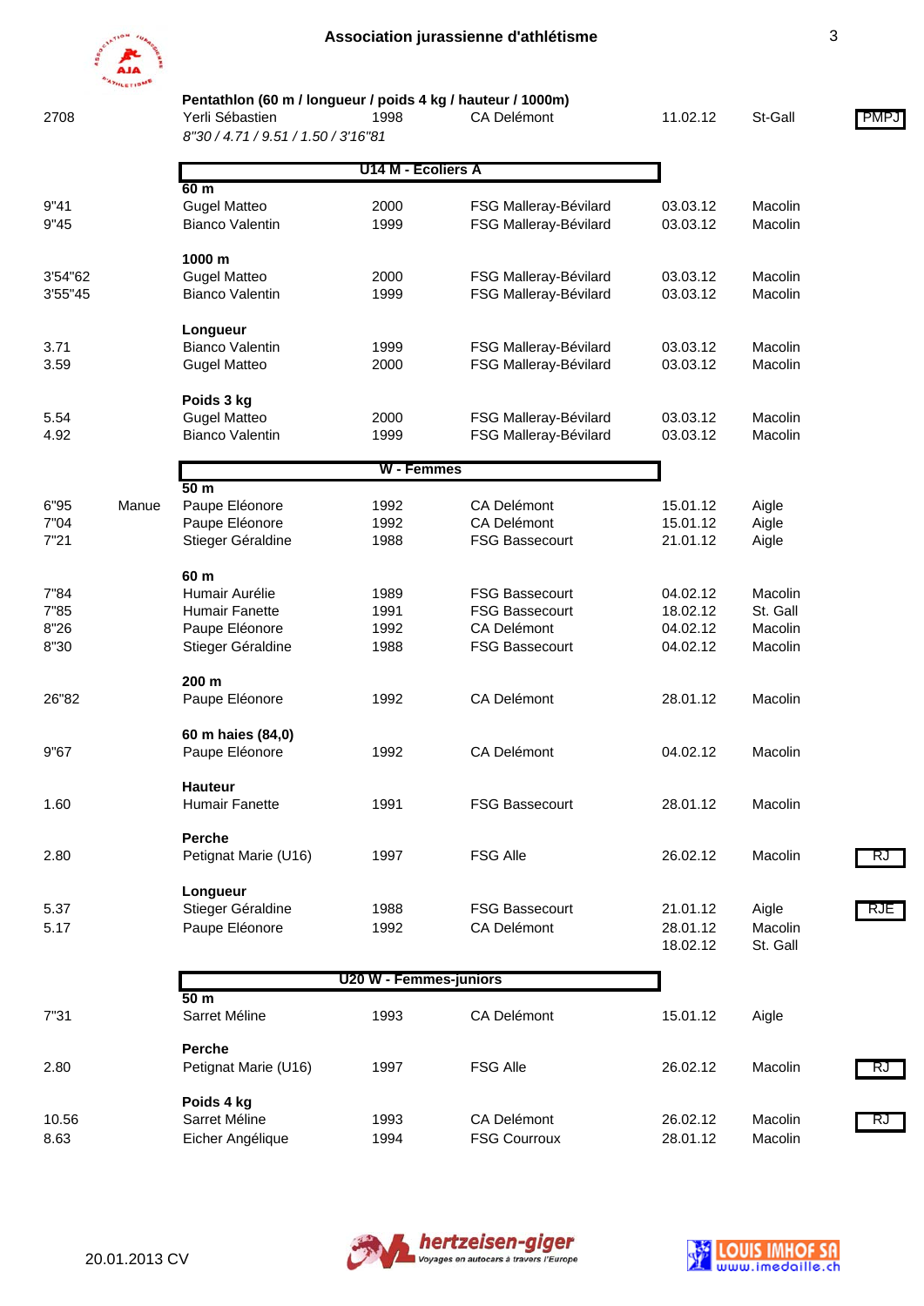**Pentathlon (60 m / longueur / poids 4 kg / hauteur / 1000m)**

| | | | | | | | |
|---|---|---|---|---|---|---|---|
| 2708 | | Yerli Sébastien | 1998 | CA Delémont | 11.02.12 | St-Gall | PMPJ |
| | | *8"30 / 4.71 / 9.51 / 1.50 / 3'16"81* | | | | | |

## U14 M - Ecoliers A

**60 m**

| | | | | | | |
|---|---|---|---|---|---|---|
| 9"41 | | Gugel Matteo | 2000 | FSG Malleray-Bévilard | 03.03.12 | Macolin |
| 9"45 | | Bianco Valentin | 1999 | FSG Malleray-Bévilard | 03.03.12 | Macolin |

**1000 m**

| | | | | | | |
|---|---|---|---|---|---|---|
| 3'54"62 | | Gugel Matteo | 2000 | FSG Malleray-Bévilard | 03.03.12 | Macolin |
| 3'55"45 | | Bianco Valentin | 1999 | FSG Malleray-Bévilard | 03.03.12 | Macolin |

**Longueur**

| | | | | | | |
|---|---|---|---|---|---|---|
| 3.71 | | Bianco Valentin | 1999 | FSG Malleray-Bévilard | 03.03.12 | Macolin |
| 3.59 | | Gugel Matteo | 2000 | FSG Malleray-Bévilard | 03.03.12 | Macolin |

**Poids 3 kg**

| | | | | | | |
|---|---|---|---|---|---|---|
| 5.54 | | Gugel Matteo | 2000 | FSG Malleray-Bévilard | 03.03.12 | Macolin |
| 4.92 | | Bianco Valentin | 1999 | FSG Malleray-Bévilard | 03.03.12 | Macolin |

## W - Femmes

**50 m**

| | | | | | | |
|---|---|---|---|---|---|---|
| 6"95 | Manue | Paupe Eléonore | 1992 | CA Delémont | 15.01.12 | Aigle |
| 7"04 | | Paupe Eléonore | 1992 | CA Delémont | 15.01.12 | Aigle |
| 7"21 | | Stieger Géraldine | 1988 | FSG Bassecourt | 21.01.12 | Aigle |

**60 m**

| | | | | | | |
|---|---|---|---|---|---|---|
| 7"84 | | Humair Aurélie | 1989 | FSG Bassecourt | 04.02.12 | Macolin |
| 7"85 | | Humair Fanette | 1991 | FSG Bassecourt | 18.02.12 | St. Gall |
| 8"26 | | Paupe Eléonore | 1992 | CA Delémont | 04.02.12 | Macolin |
| 8"30 | | Stieger Géraldine | 1988 | FSG Bassecourt | 04.02.12 | Macolin |

**200 m**

| | | | | | | |
|---|---|---|---|---|---|---|
| 26"82 | | Paupe Eléonore | 1992 | CA Delémont | 28.01.12 | Macolin |

**60 m haies (84,0)**

| | | | | | | |
|---|---|---|---|---|---|---|
| 9"67 | | Paupe Eléonore | 1992 | CA Delémont | 04.02.12 | Macolin |

**Hauteur**

| | | | | | | |
|---|---|---|---|---|---|---|
| 1.60 | | Humair Fanette | 1991 | FSG Bassecourt | 28.01.12 | Macolin |

**Perche**

| | | | | | | | |
|---|---|---|---|---|---|---|---|
| 2.80 | | Petignat Marie (U16) | 1997 | FSG Alle | 26.02.12 | Macolin | RJ |

**Longueur**

| | | | | | | | |
|---|---|---|---|---|---|---|---|
| 5.37 | | Stieger Géraldine | 1988 | FSG Bassecourt | 21.01.12 | Aigle | RJE |
| 5.17 | | Paupe Eléonore | 1992 | CA Delémont | 28.01.12 | Macolin | |
| | | | | | 18.02.12 | St. Gall | |

## U20 W - Femmes-juniors

**50 m**

| | | | | | | |
|---|---|---|---|---|---|---|
| 7"31 | | Sarret Méline | 1993 | CA Delémont | 15.01.12 | Aigle |

**Perche**

| | | | | | | | |
|---|---|---|---|---|---|---|---|
| 2.80 | | Petignat Marie (U16) | 1997 | FSG Alle | 26.02.12 | Macolin | RJ |

**Poids 4 kg**

| | | | | | | | |
|---|---|---|---|---|---|---|---|
| 10.56 | | Sarret Méline | 1993 | CA Delémont | 26.02.12 | Macolin | RJ |
| 8.63 | | Eicher Angélique | 1994 | FSG Courroux | 28.01.12 | Macolin | |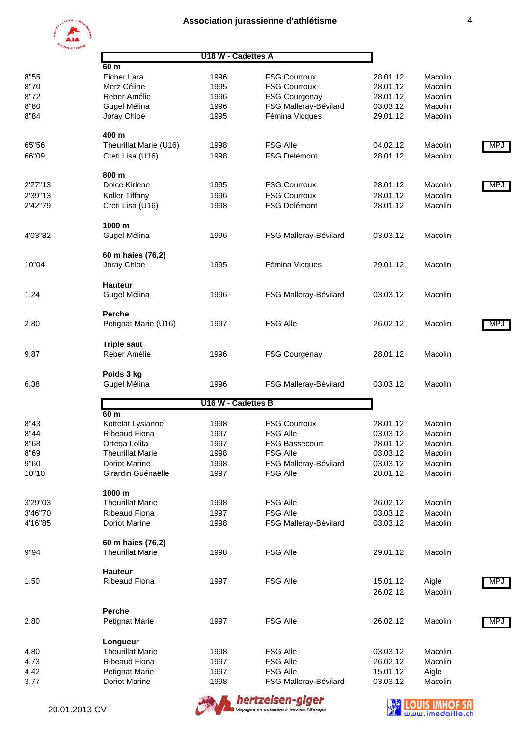# Association jurassienne d'athlétisme

## U18 W - Cadettes A

**60 m**

| | | | | | | |
|---|---|---|---|---|---|---|
| 8"55 | Eicher Lara | 1996 | FSG Courroux | 28.01.12 | Macolin | |
| 8"70 | Merz Céline | 1995 | FSG Courroux | 28.01.12 | Macolin | |
| 8"72 | Reber Amélie | 1996 | FSG Courgenay | 28.01.12 | Macolin | |
| 8"80 | Gugel Mélina | 1996 | FSG Malleray-Bévilard | 03.03.12 | Macolin | |
| 8"84 | Joray Chloé | 1995 | Fémina Vicques | 29.01.12 | Macolin | |

**400 m**

| | | | | | | |
|---|---|---|---|---|---|---|
| 65"56 | Theurillat Marie (U16) | 1998 | FSG Alle | 04.02.12 | Macolin | MPJ |
| 66"09 | Creti Lisa (U16) | 1998 | FSG Delémont | 28.01.12 | Macolin | |

**800 m**

| | | | | | | |
|---|---|---|---|---|---|---|
| 2'27"13 | Dolce Kirlène | 1995 | FSG Courroux | 28.01.12 | Macolin | MPJ |
| 2'39"13 | Koller Tiffany | 1996 | FSG Courroux | 28.01.12 | Macolin | |
| 2'42"79 | Creti Lisa (U16) | 1998 | FSG Delémont | 28.01.12 | Macolin | |

**1000 m**

| | | | | | | |
|---|---|---|---|---|---|---|
| 4'03"82 | Gugel Mélina | 1996 | FSG Malleray-Bévilard | 03.03.12 | Macolin | |

**60 m haies (76,2)**

| | | | | | | |
|---|---|---|---|---|---|---|
| 10"04 | Joray Chloé | 1995 | Fémina Vicques | 29.01.12 | Macolin | |

**Hauteur**

| | | | | | | |
|---|---|---|---|---|---|---|
| 1.24 | Gugel Mélina | 1996 | FSG Malleray-Bévilard | 03.03.12 | Macolin | |

**Perche**

| | | | | | | |
|---|---|---|---|---|---|---|
| 2.80 | Petignat Marie (U16) | 1997 | FSG Alle | 26.02.12 | Macolin | MPJ |

**Triple saut**

| | | | | | | |
|---|---|---|---|---|---|---|
| 9.87 | Reber Amélie | 1996 | FSG Courgenay | 28.01.12 | Macolin | |

**Poids 3 kg**

| | | | | | | |
|---|---|---|---|---|---|---|
| 6.38 | Gugel Mélina | 1996 | FSG Malleray-Bévilard | 03.03.12 | Macolin | |

## U16 W - Cadettes B

**60 m**

| | | | | | | |
|---|---|---|---|---|---|---|
| 8"43 | Kottelat Lysianne | 1998 | FSG Courroux | 28.01.12 | Macolin | |
| 8"44 | Ribeaud Fiona | 1997 | FSG Alle | 03.03.12 | Macolin | |
| 8"68 | Ortega Lolita | 1997 | FSG Bassecourt | 28.01.12 | Macolin | |
| 8"69 | Theurillat Marie | 1998 | FSG Alle | 03.03.12 | Macolin | |
| 9"60 | Doriot Marine | 1998 | FSG Malleray-Bévilard | 03.03.12 | Macolin | |
| 10"10 | Girardin Guénaëlle | 1997 | FSG Alle | 28.01.12 | Macolin | |

**1000 m**

| | | | | | | |
|---|---|---|---|---|---|---|
| 3'29"03 | Theurillat Marie | 1998 | FSG Alle | 26.02.12 | Macolin | |
| 3'46"70 | Ribeaud Fiona | 1997 | FSG Alle | 03.03.12 | Macolin | |
| 4'16"85 | Doriot Marine | 1998 | FSG Malleray-Bévilard | 03.03.12 | Macolin | |

**60 m haies (76,2)**

| | | | | | | |
|---|---|---|---|---|---|---|
| 9"94 | Theurillat Marie | 1998 | FSG Alle | 29.01.12 | Macolin | |

**Hauteur**

| | | | | | | |
|---|---|---|---|---|---|---|
| 1.50 | Ribeaud Fiona | 1997 | FSG Alle | 15.01.12 | Aigle | MPJ |
| | | | | 26.02.12 | Macolin | |

**Perche**

| | | | | | | |
|---|---|---|---|---|---|---|
| 2.80 | Petignat Marie | 1997 | FSG Alle | 26.02.12 | Macolin | MPJ |

**Longueur**

| | | | | | | |
|---|---|---|---|---|---|---|
| 4.80 | Theurillat Marie | 1998 | FSG Alle | 03.03.12 | Macolin | |
| 4.73 | Ribeaud Fiona | 1997 | FSG Alle | 26.02.12 | Macolin | |
| 4.42 | Petignat Marie | 1997 | FSG Alle | 15.01.12 | Aigle | |
| 3.77 | Doriot Marine | 1998 | FSG Malleray-Bévilard | 03.03.12 | Macolin | |

20.01.2013 CV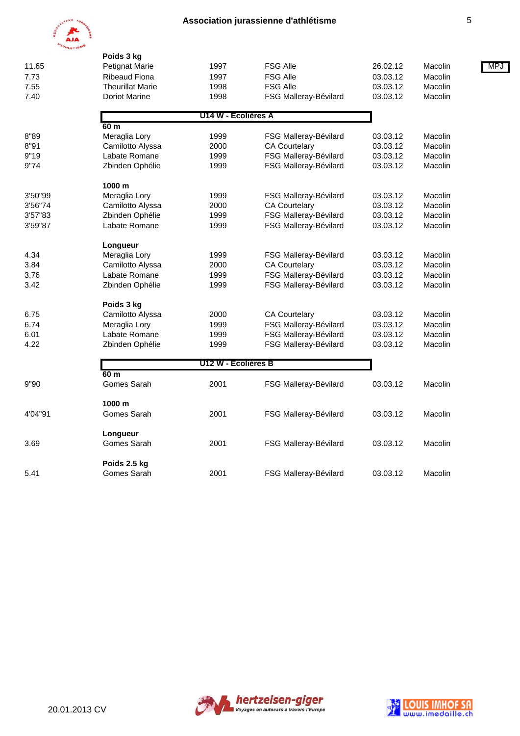**Poids 3 kg**

| | | | | | |
|---|---|---|---|---|---|
| 11.65 | Petignat Marie | 1997 | FSG Alle | 26.02.12 | Macolin |
| 7.73 | Ribeaud Fiona | 1997 | FSG Alle | 03.03.12 | Macolin |
| 7.55 | Theurillat Marie | 1998 | FSG Alle | 03.03.12 | Macolin |
| 7.40 | Doriot Marine | 1998 | FSG Malleray-Bévilard | 03.03.12 | Macolin |

MPJ

## U14 W - Ecolières A

**60 m**

| | | | | | |
|---|---|---|---|---|---|
| 8"89 | Meraglia Lory | 1999 | FSG Malleray-Bévilard | 03.03.12 | Macolin |
| 8"91 | Camilotto Alyssa | 2000 | CA Courtelary | 03.03.12 | Macolin |
| 9"19 | Labate Romane | 1999 | FSG Malleray-Bévilard | 03.03.12 | Macolin |
| 9"74 | Zbinden Ophélie | 1999 | FSG Malleray-Bévilard | 03.03.12 | Macolin |

**1000 m**

| | | | | | |
|---|---|---|---|---|---|
| 3'50"99 | Meraglia Lory | 1999 | FSG Malleray-Bévilard | 03.03.12 | Macolin |
| 3'56"74 | Camilotto Alyssa | 2000 | CA Courtelary | 03.03.12 | Macolin |
| 3'57"83 | Zbinden Ophélie | 1999 | FSG Malleray-Bévilard | 03.03.12 | Macolin |
| 3'59"87 | Labate Romane | 1999 | FSG Malleray-Bévilard | 03.03.12 | Macolin |

**Longueur**

| | | | | | |
|---|---|---|---|---|---|
| 4.34 | Meraglia Lory | 1999 | FSG Malleray-Bévilard | 03.03.12 | Macolin |
| 3.84 | Camilotto Alyssa | 2000 | CA Courtelary | 03.03.12 | Macolin |
| 3.76 | Labate Romane | 1999 | FSG Malleray-Bévilard | 03.03.12 | Macolin |
| 3.42 | Zbinden Ophélie | 1999 | FSG Malleray-Bévilard | 03.03.12 | Macolin |

**Poids 3 kg**

| | | | | | |
|---|---|---|---|---|---|
| 6.75 | Camilotto Alyssa | 2000 | CA Courtelary | 03.03.12 | Macolin |
| 6.74 | Meraglia Lory | 1999 | FSG Malleray-Bévilard | 03.03.12 | Macolin |
| 6.01 | Labate Romane | 1999 | FSG Malleray-Bévilard | 03.03.12 | Macolin |
| 4.22 | Zbinden Ophélie | 1999 | FSG Malleray-Bévilard | 03.03.12 | Macolin |

## U12 W - Ecolières B

**60 m**

| | | | | | |
|---|---|---|---|---|---|
| 9"90 | Gomes Sarah | 2001 | FSG Malleray-Bévilard | 03.03.12 | Macolin |

**1000 m**

| | | | | | |
|---|---|---|---|---|---|
| 4'04"91 | Gomes Sarah | 2001 | FSG Malleray-Bévilard | 03.03.12 | Macolin |

**Longueur**

| | | | | | |
|---|---|---|---|---|---|
| 3.69 | Gomes Sarah | 2001 | FSG Malleray-Bévilard | 03.03.12 | Macolin |

**Poids 2.5 kg**

| | | | | | |
|---|---|---|---|---|---|
| 5.41 | Gomes Sarah | 2001 | FSG Malleray-Bévilard | 03.03.12 | Macolin |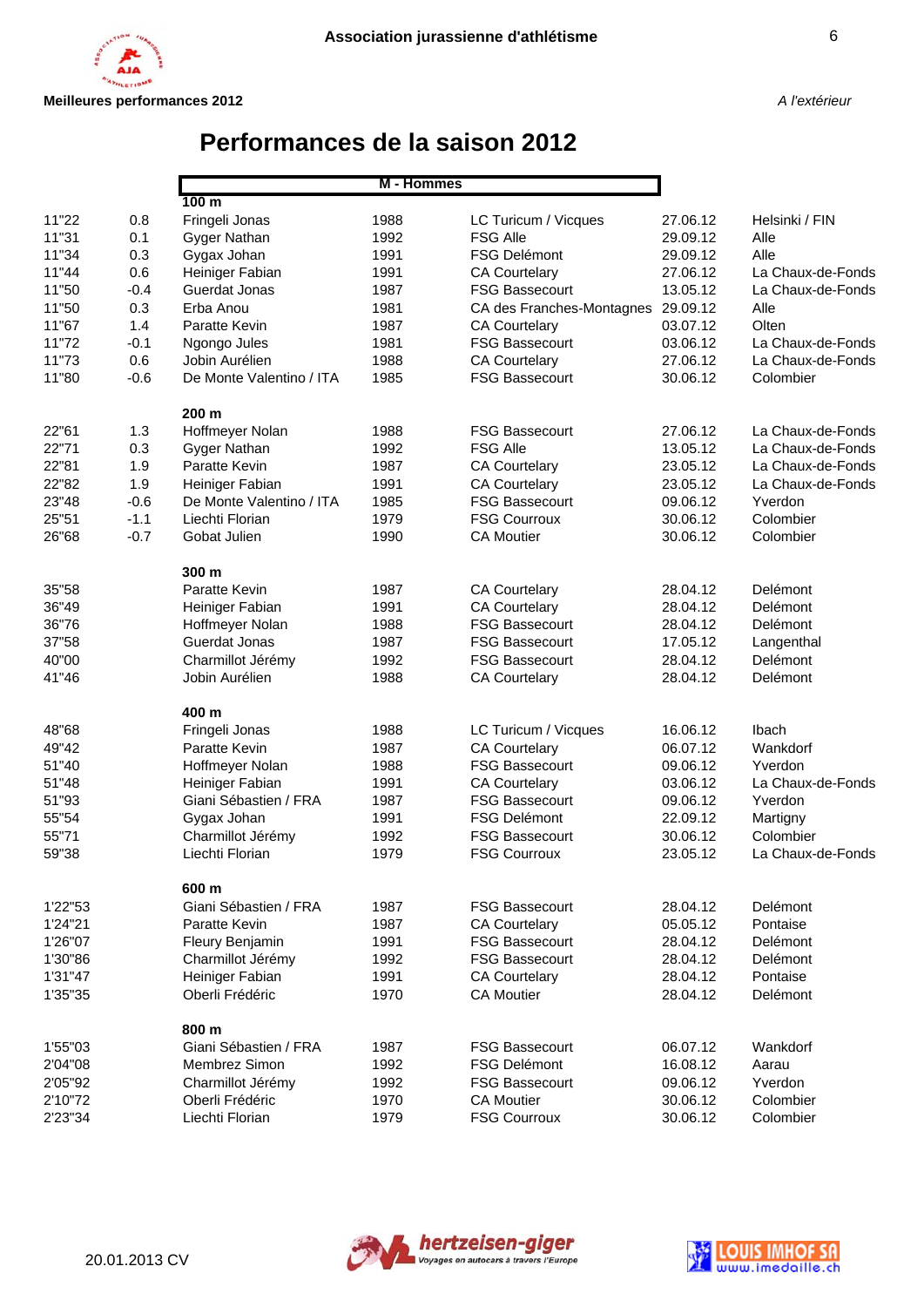**Association jurassienne d'athlétisme**

**Meilleures performances 2012**

*A l'extérieur*

# Performances de la saison 2012

## M - Hommes

### 100 m

| | | | | | | |
|---|---|---|---|---|---|---|
| 11"22 | 0.8 | Fringeli Jonas | 1988 | LC Turicum / Vicques | 27.06.12 | Helsinki / FIN |
| 11"31 | 0.1 | Gyger Nathan | 1992 | FSG Alle | 29.09.12 | Alle |
| 11"34 | 0.3 | Gygax Johan | 1991 | FSG Delémont | 29.09.12 | Alle |
| 11"44 | 0.6 | Heiniger Fabian | 1991 | CA Courtelary | 27.06.12 | La Chaux-de-Fonds |
| 11"50 | -0.4 | Guerdat Jonas | 1987 | FSG Bassecourt | 13.05.12 | La Chaux-de-Fonds |
| 11"50 | 0.3 | Erba Anou | 1981 | CA des Franches-Montagnes | 29.09.12 | Alle |
| 11"67 | 1.4 | Paratte Kevin | 1987 | CA Courtelary | 03.07.12 | Olten |
| 11"72 | -0.1 | Ngongo Jules | 1981 | FSG Bassecourt | 03.06.12 | La Chaux-de-Fonds |
| 11"73 | 0.6 | Jobin Aurélien | 1988 | CA Courtelary | 27.06.12 | La Chaux-de-Fonds |
| 11"80 | -0.6 | De Monte Valentino / ITA | 1985 | FSG Bassecourt | 30.06.12 | Colombier |

### 200 m

| | | | | | | |
|---|---|---|---|---|---|---|
| 22"61 | 1.3 | Hoffmeyer Nolan | 1988 | FSG Bassecourt | 27.06.12 | La Chaux-de-Fonds |
| 22"71 | 0.3 | Gyger Nathan | 1992 | FSG Alle | 13.05.12 | La Chaux-de-Fonds |
| 22"81 | 1.9 | Paratte Kevin | 1987 | CA Courtelary | 23.05.12 | La Chaux-de-Fonds |
| 22"82 | 1.9 | Heiniger Fabian | 1991 | CA Courtelary | 23.05.12 | La Chaux-de-Fonds |
| 23"48 | -0.6 | De Monte Valentino / ITA | 1985 | FSG Bassecourt | 09.06.12 | Yverdon |
| 25"51 | -1.1 | Liechti Florian | 1979 | FSG Courroux | 30.06.12 | Colombier |
| 26"68 | -0.7 | Gobat Julien | 1990 | CA Moutier | 30.06.12 | Colombier |

### 300 m

| | | | | | |
|---|---|---|---|---|---|
| 35"58 | Paratte Kevin | 1987 | CA Courtelary | 28.04.12 | Delémont |
| 36"49 | Heiniger Fabian | 1991 | CA Courtelary | 28.04.12 | Delémont |
| 36"76 | Hoffmeyer Nolan | 1988 | FSG Bassecourt | 28.04.12 | Delémont |
| 37"58 | Guerdat Jonas | 1987 | FSG Bassecourt | 17.05.12 | Langenthal |
| 40"00 | Charmillot Jérémy | 1992 | FSG Bassecourt | 28.04.12 | Delémont |
| 41"46 | Jobin Aurélien | 1988 | CA Courtelary | 28.04.12 | Delémont |

### 400 m

| | | | | | |
|---|---|---|---|---|---|
| 48"68 | Fringeli Jonas | 1988 | LC Turicum / Vicques | 16.06.12 | Ibach |
| 49"42 | Paratte Kevin | 1987 | CA Courtelary | 06.07.12 | Wankdorf |
| 51"40 | Hoffmeyer Nolan | 1988 | FSG Bassecourt | 09.06.12 | Yverdon |
| 51"48 | Heiniger Fabian | 1991 | CA Courtelary | 03.06.12 | La Chaux-de-Fonds |
| 51"93 | Giani Sébastien / FRA | 1987 | FSG Bassecourt | 09.06.12 | Yverdon |
| 55"54 | Gygax Johan | 1991 | FSG Delémont | 22.09.12 | Martigny |
| 55"71 | Charmillot Jérémy | 1992 | FSG Bassecourt | 30.06.12 | Colombier |
| 59"38 | Liechti Florian | 1979 | FSG Courroux | 23.05.12 | La Chaux-de-Fonds |

### 600 m

| | | | | | |
|---|---|---|---|---|---|
| 1'22"53 | Giani Sébastien / FRA | 1987 | FSG Bassecourt | 28.04.12 | Delémont |
| 1'24"21 | Paratte Kevin | 1987 | CA Courtelary | 05.05.12 | Pontaise |
| 1'26"07 | Fleury Benjamin | 1991 | FSG Bassecourt | 28.04.12 | Delémont |
| 1'30"86 | Charmillot Jérémy | 1992 | FSG Bassecourt | 28.04.12 | Delémont |
| 1'31"47 | Heiniger Fabian | 1991 | CA Courtelary | 28.04.12 | Pontaise |
| 1'35"35 | Oberli Frédéric | 1970 | CA Moutier | 28.04.12 | Delémont |

### 800 m

| | | | | | |
|---|---|---|---|---|---|
| 1'55"03 | Giani Sébastien / FRA | 1987 | FSG Bassecourt | 06.07.12 | Wankdorf |
| 2'04"08 | Membrez Simon | 1992 | FSG Delémont | 16.08.12 | Aarau |
| 2'05"92 | Charmillot Jérémy | 1992 | FSG Bassecourt | 09.06.12 | Yverdon |
| 2'10"72 | Oberli Frédéric | 1970 | CA Moutier | 30.06.12 | Colombier |
| 2'23"34 | Liechti Florian | 1979 | FSG Courroux | 30.06.12 | Colombier |

20.01.2013 CV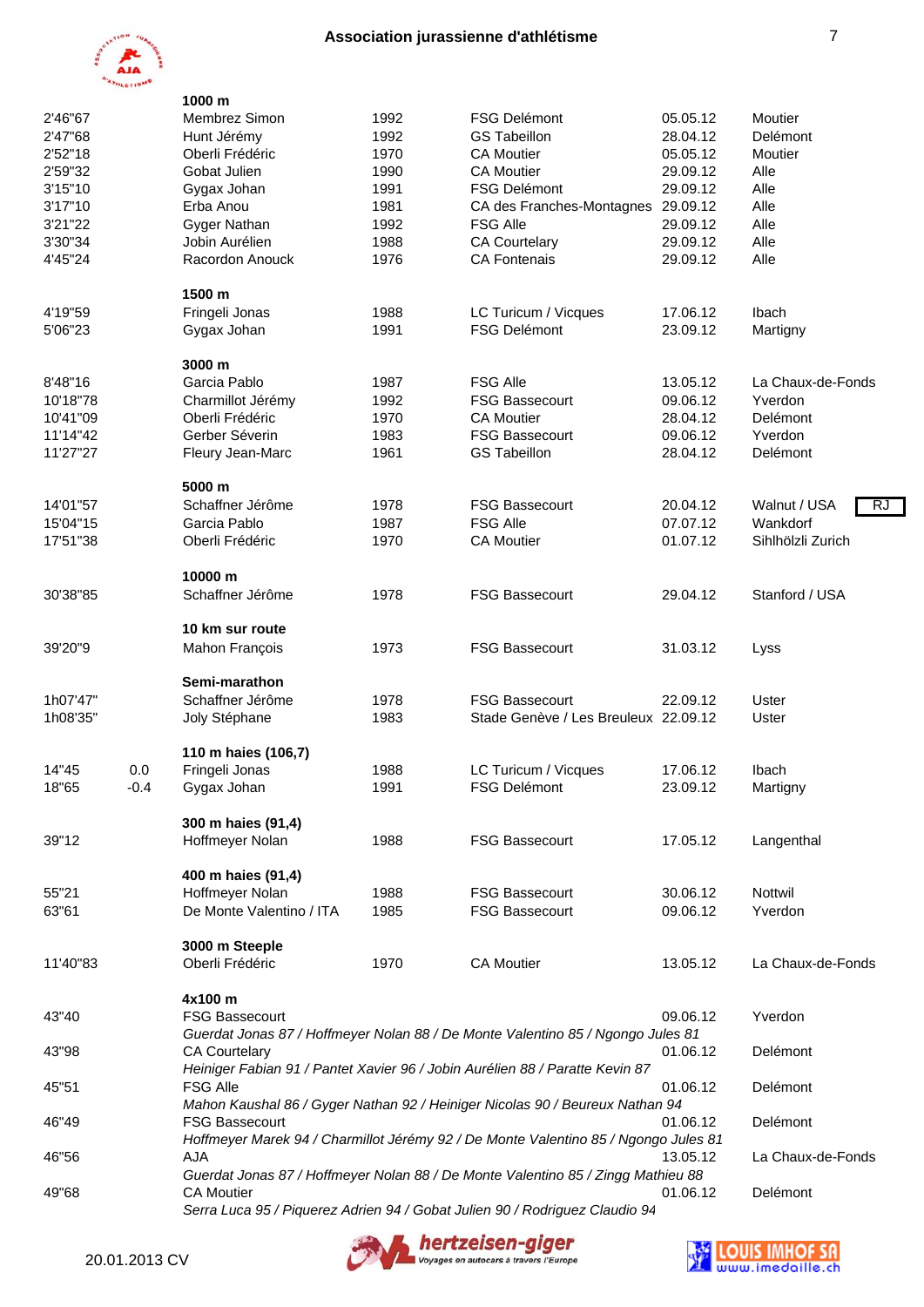## Association jurassienne d'athlétisme

### 1000 m

| | | | | | | |
|---|---|---|---|---|---|---|
| 2'46"67 | | Membrez Simon | 1992 | FSG Delémont | 05.05.12 | Moutier |
| 2'47"68 | | Hunt Jérémy | 1992 | GS Tabeillon | 28.04.12 | Delémont |
| 2'52"18 | | Oberli Frédéric | 1970 | CA Moutier | 05.05.12 | Moutier |
| 2'59"32 | | Gobat Julien | 1990 | CA Moutier | 29.09.12 | Alle |
| 3'15"10 | | Gygax Johan | 1991 | FSG Delémont | 29.09.12 | Alle |
| 3'17"10 | | Erba Anou | 1981 | CA des Franches-Montagnes | 29.09.12 | Alle |
| 3'21"22 | | Gyger Nathan | 1992 | FSG Alle | 29.09.12 | Alle |
| 3'30"34 | | Jobin Aurélien | 1988 | CA Courtelary | 29.09.12 | Alle |
| 4'45"24 | | Racordon Anouck | 1976 | CA Fontenais | 29.09.12 | Alle |

### 1500 m

| | | | | | | |
|---|---|---|---|---|---|---|
| 4'19"59 | | Fringeli Jonas | 1988 | LC Turicum / Vicques | 17.06.12 | Ibach |
| 5'06"23 | | Gygax Johan | 1991 | FSG Delémont | 23.09.12 | Martigny |

### 3000 m

| | | | | | | |
|---|---|---|---|---|---|---|
| 8'48"16 | | Garcia Pablo | 1987 | FSG Alle | 13.05.12 | La Chaux-de-Fonds |
| 10'18"78 | | Charmillot Jérémy | 1992 | FSG Bassecourt | 09.06.12 | Yverdon |
| 10'41"09 | | Oberli Frédéric | 1970 | CA Moutier | 28.04.12 | Delémont |
| 11'14"42 | | Gerber Séverin | 1983 | FSG Bassecourt | 09.06.12 | Yverdon |
| 11'27"27 | | Fleury Jean-Marc | 1961 | GS Tabeillon | 28.04.12 | Delémont |

### 5000 m

| | | | | | | |
|---|---|---|---|---|---|---|
| 14'01"57 | | Schaffner Jérôme | 1978 | FSG Bassecourt | 20.04.12 | Walnut / USA — RJ |
| 15'04"15 | | Garcia Pablo | 1987 | FSG Alle | 07.07.12 | Wankdorf |
| 17'51"38 | | Oberli Frédéric | 1970 | CA Moutier | 01.07.12 | Sihlhölzli Zurich |

### 10000 m

| | | | | | | |
|---|---|---|---|---|---|---|
| 30'38"85 | | Schaffner Jérôme | 1978 | FSG Bassecourt | 29.04.12 | Stanford / USA |

### 10 km sur route

| | | | | | | |
|---|---|---|---|---|---|---|
| 39'20"9 | | Mahon François | 1973 | FSG Bassecourt | 31.03.12 | Lyss |

### Semi-marathon

| | | | | | | |
|---|---|---|---|---|---|---|
| 1h07'47" | | Schaffner Jérôme | 1978 | FSG Bassecourt | 22.09.12 | Uster |
| 1h08'35" | | Joly Stéphane | 1983 | Stade Genève / Les Breuleux | 22.09.12 | Uster |

### 110 m haies (106,7)

| | | | | | | |
|---|---|---|---|---|---|---|
| 14"45 | 0.0 | Fringeli Jonas | 1988 | LC Turicum / Vicques | 17.06.12 | Ibach |
| 18"65 | -0.4 | Gygax Johan | 1991 | FSG Delémont | 23.09.12 | Martigny |

### 300 m haies (91,4)

| | | | | | | |
|---|---|---|---|---|---|---|
| 39"12 | | Hoffmeyer Nolan | 1988 | FSG Bassecourt | 17.05.12 | Langenthal |

### 400 m haies (91,4)

| | | | | | | |
|---|---|---|---|---|---|---|
| 55"21 | | Hoffmeyer Nolan | 1988 | FSG Bassecourt | 30.06.12 | Nottwil |
| 63"61 | | De Monte Valentino / ITA | 1985 | FSG Bassecourt | 09.06.12 | Yverdon |

### 3000 m Steeple

| | | | | | | |
|---|---|---|---|---|---|---|
| 11'40"83 | | Oberli Frédéric | 1970 | CA Moutier | 13.05.12 | La Chaux-de-Fonds |

### 4x100 m

| | | | | |
|---|---|---|---|---|
| 43"40 | FSG Bassecourt<br>*Guerdat Jonas 87 / Hoffmeyer Nolan 88 / De Monte Valentino 85 / Ngongo Jules 81* | | 09.06.12 | Yverdon |
| 43"98 | CA Courtelary<br>*Heiniger Fabian 91 / Pantet Xavier 96 / Jobin Aurélien 88 / Paratte Kevin 87* | | 01.06.12 | Delémont |
| 45"51 | FSG Alle<br>*Mahon Kaushal 86 / Gyger Nathan 92 / Heiniger Nicolas 90 / Beureux Nathan 94* | | 01.06.12 | Delémont |
| 46"49 | FSG Bassecourt<br>*Hoffmeyer Marek 94 / Charmillot Jérémy 92 / De Monte Valentino 85 / Ngongo Jules 81* | | 01.06.12 | Delémont |
| 46"56 | AJA<br>*Guerdat Jonas 87 / Hoffmeyer Nolan 88 / De Monte Valentino 85 / Zingg Mathieu 88* | | 13.05.12 | La Chaux-de-Fonds |
| 49"68 | CA Moutier<br>*Serra Luca 95 / Piquerez Adrien 94 / Gobat Julien 90 / Rodriguez Claudio 94* | | 01.06.12 | Delémont |

20.01.2013 CV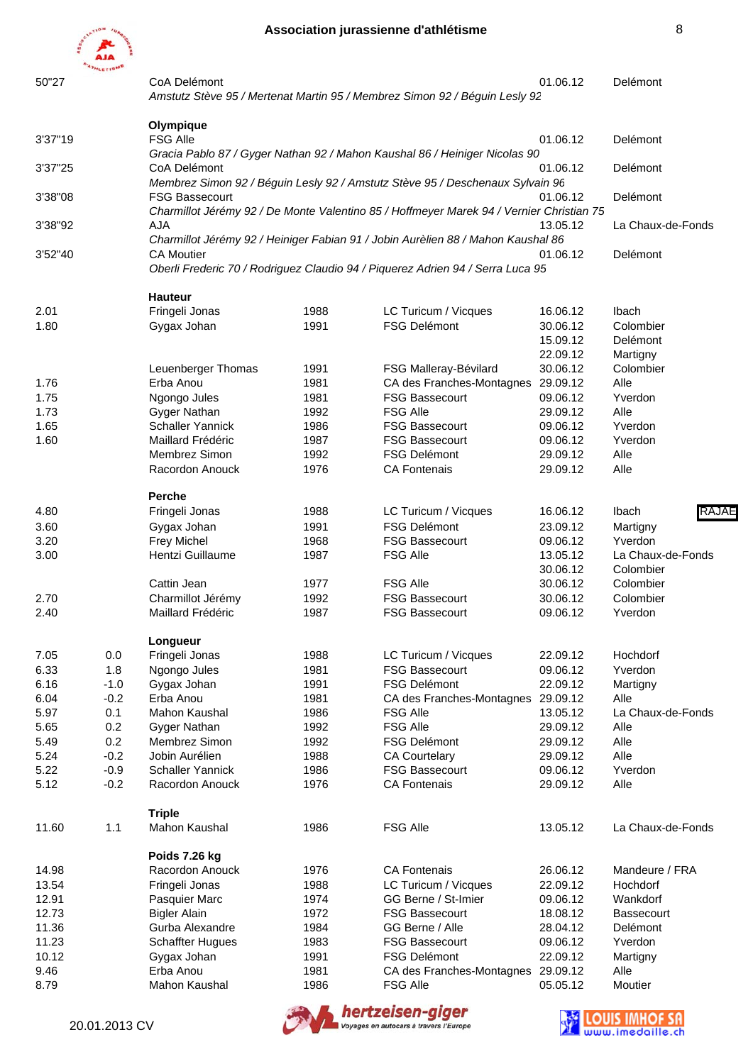| | | | | | | |
|---|---|---|---|---|---|---|
| 50"27 | | CoA Delémont | | | 01.06.12 | Delémont |
| | | *Amstutz Stève 95 / Mertenat Martin 95 / Membrez Simon 92 / Béguin Lesly 92* | | | | |

**Olympique**

| | | | | | | |
|---|---|---|---|---|---|---|
| 3'37"19 | | FSG Alle | | | 01.06.12 | Delémont |
| | | *Gracia Pablo 87 / Gyger Nathan 92 / Mahon Kaushal 86 / Heiniger Nicolas 90* | | | | |
| 3'37"25 | | CoA Delémont | | | 01.06.12 | Delémont |
| | | *Membrez Simon 92 / Béguin Lesly 92 / Amstutz Stève 95 / Deschenaux Sylvain 96* | | | | |
| 3'38"08 | | FSG Bassecourt | | | 01.06.12 | Delémont |
| | | *Charmillot Jérémy 92 / De Monte Valentino 85 / Hoffmeyer Marek 94 / Vernier Christian 75* | | | | |
| 3'38"92 | | AJA | | | 13.05.12 | La Chaux-de-Fonds |
| | | *Charmillot Jérémy 92 / Heiniger Fabian 91 / Jobin Aurèlien 88 / Mahon Kaushal 86* | | | | |
| 3'52"40 | | CA Moutier | | | 01.06.12 | Delémont |
| | | *Oberli Frederic 70 / Rodriguez Claudio 94 / Piquerez Adrien 94 / Serra Luca 95* | | | | |

**Hauteur**

| | | | | | | |
|---|---|---|---|---|---|---|
| 2.01 | | Fringeli Jonas | 1988 | LC Turicum / Vicques | 16.06.12 | Ibach |
| 1.80 | | Gygax Johan | 1991 | FSG Delémont | 30.06.12 | Colombier |
| | | | | | 15.09.12 | Delémont |
| | | | | | 22.09.12 | Martigny |
| | | Leuenberger Thomas | 1991 | FSG Malleray-Bévilard | 30.06.12 | Colombier |
| 1.76 | | Erba Anou | 1981 | CA des Franches-Montagnes | 29.09.12 | Alle |
| 1.75 | | Ngongo Jules | 1981 | FSG Bassecourt | 09.06.12 | Yverdon |
| 1.73 | | Gyger Nathan | 1992 | FSG Alle | 29.09.12 | Alle |
| 1.65 | | Schaller Yannick | 1986 | FSG Bassecourt | 09.06.12 | Yverdon |
| 1.60 | | Maillard Frédéric | 1987 | FSG Bassecourt | 09.06.12 | Yverdon |
| | | Membrez Simon | 1992 | FSG Delémont | 29.09.12 | Alle |
| | | Racordon Anouck | 1976 | CA Fontenais | 29.09.12 | Alle |

**Perche**

| | | | | | | |
|---|---|---|---|---|---|---|
| 4.80 | | Fringeli Jonas | 1988 | LC Turicum / Vicques | 16.06.12 | Ibach RAJAE |
| 3.60 | | Gygax Johan | 1991 | FSG Delémont | 23.09.12 | Martigny |
| 3.20 | | Frey Michel | 1968 | FSG Bassecourt | 09.06.12 | Yverdon |
| 3.00 | | Hentzi Guillaume | 1987 | FSG Alle | 13.05.12 | La Chaux-de-Fonds |
| | | | | | 30.06.12 | Colombier |
| | | Cattin Jean | 1977 | FSG Alle | 30.06.12 | Colombier |
| 2.70 | | Charmillot Jérémy | 1992 | FSG Bassecourt | 30.06.12 | Colombier |
| 2.40 | | Maillard Frédéric | 1987 | FSG Bassecourt | 09.06.12 | Yverdon |

**Longueur**

| | | | | | | |
|---|---|---|---|---|---|---|
| 7.05 | 0.0 | Fringeli Jonas | 1988 | LC Turicum / Vicques | 22.09.12 | Hochdorf |
| 6.33 | 1.8 | Ngongo Jules | 1981 | FSG Bassecourt | 09.06.12 | Yverdon |
| 6.16 | -1.0 | Gygax Johan | 1991 | FSG Delémont | 22.09.12 | Martigny |
| 6.04 | -0.2 | Erba Anou | 1981 | CA des Franches-Montagnes | 29.09.12 | Alle |
| 5.97 | 0.1 | Mahon Kaushal | 1986 | FSG Alle | 13.05.12 | La Chaux-de-Fonds |
| 5.65 | 0.2 | Gyger Nathan | 1992 | FSG Alle | 29.09.12 | Alle |
| 5.49 | 0.2 | Membrez Simon | 1992 | FSG Delémont | 29.09.12 | Alle |
| 5.24 | -0.2 | Jobin Aurélien | 1988 | CA Courtelary | 29.09.12 | Alle |
| 5.22 | -0.9 | Schaller Yannick | 1986 | FSG Bassecourt | 09.06.12 | Yverdon |
| 5.12 | -0.2 | Racordon Anouck | 1976 | CA Fontenais | 29.09.12 | Alle |

**Triple**

| | | | | | | |
|---|---|---|---|---|---|---|
| 11.60 | 1.1 | Mahon Kaushal | 1986 | FSG Alle | 13.05.12 | La Chaux-de-Fonds |

**Poids 7.26 kg**

| | | | | | | |
|---|---|---|---|---|---|---|
| 14.98 | | Racordon Anouck | 1976 | CA Fontenais | 26.06.12 | Mandeure / FRA |
| 13.54 | | Fringeli Jonas | 1988 | LC Turicum / Vicques | 22.09.12 | Hochdorf |
| 12.91 | | Pasquier Marc | 1974 | GG Berne / St-Imier | 09.06.12 | Wankdorf |
| 12.73 | | Bigler Alain | 1972 | FSG Bassecourt | 18.08.12 | Bassecourt |
| 11.36 | | Gurba Alexandre | 1984 | GG Berne / Alle | 28.04.12 | Delémont |
| 11.23 | | Schaffter Hugues | 1983 | FSG Bassecourt | 09.06.12 | Yverdon |
| 10.12 | | Gygax Johan | 1991 | FSG Delémont | 22.09.12 | Martigny |
| 9.46 | | Erba Anou | 1981 | CA des Franches-Montagnes | 29.09.12 | Alle |
| 8.79 | | Mahon Kaushal | 1986 | FSG Alle | 05.05.12 | Moutier |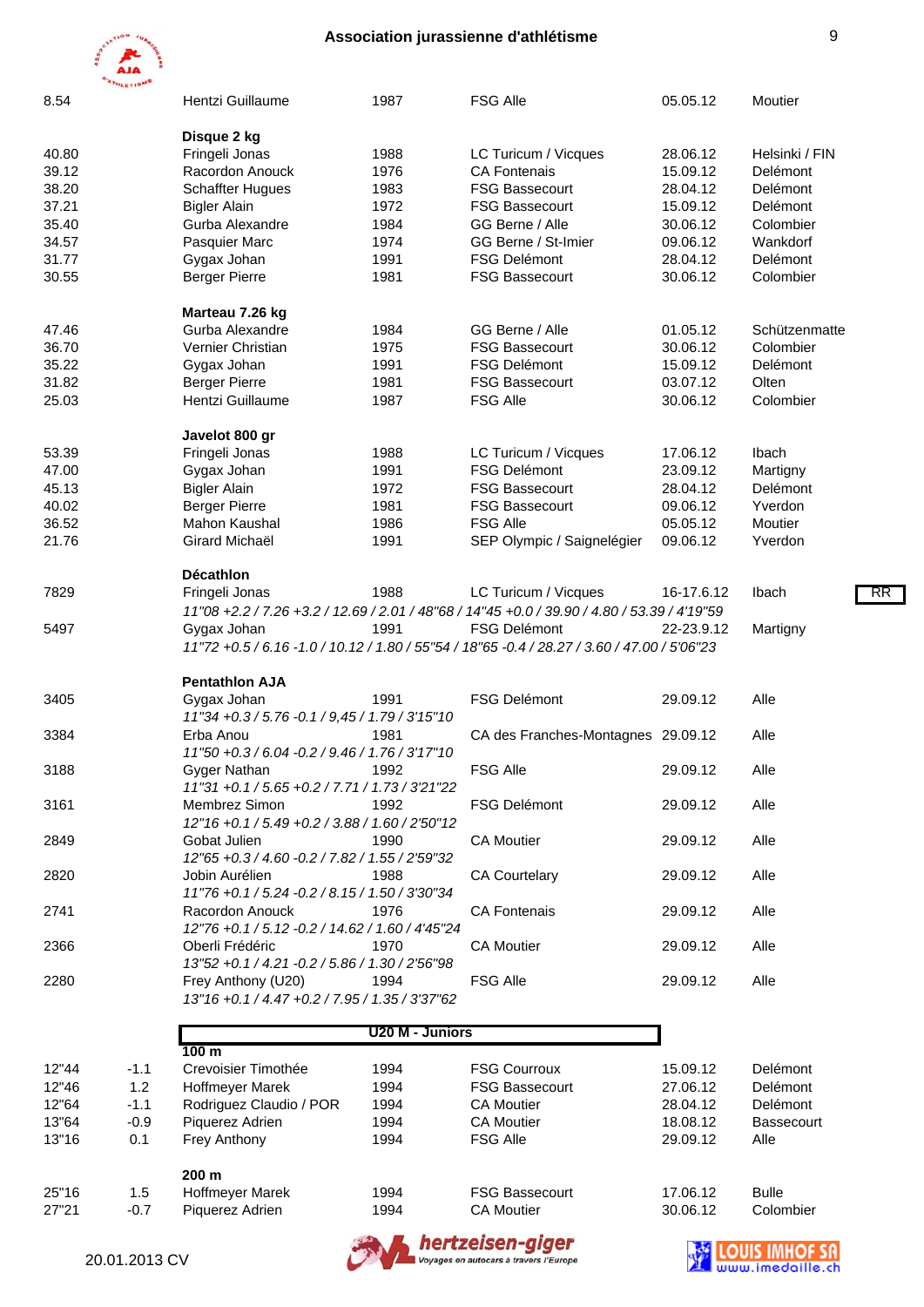| | | | | | |
|---|---|---|---|---|---|
| 8.54 | Hentzi Guillaume | 1987 | FSG Alle | 05.05.12 | Moutier |

**Disque 2 kg**

| | | | | | |
|---|---|---|---|---|---|
| 40.80 | Fringeli Jonas | 1988 | LC Turicum / Vicques | 28.06.12 | Helsinki / FIN |
| 39.12 | Racordon Anouck | 1976 | CA Fontenais | 15.09.12 | Delémont |
| 38.20 | Schaffter Hugues | 1983 | FSG Bassecourt | 28.04.12 | Delémont |
| 37.21 | Bigler Alain | 1972 | FSG Bassecourt | 15.09.12 | Delémont |
| 35.40 | Gurba Alexandre | 1984 | GG Berne / Alle | 30.06.12 | Colombier |
| 34.57 | Pasquier Marc | 1974 | GG Berne / St-Imier | 09.06.12 | Wankdorf |
| 31.77 | Gygax Johan | 1991 | FSG Delémont | 28.04.12 | Delémont |
| 30.55 | Berger Pierre | 1981 | FSG Bassecourt | 30.06.12 | Colombier |

**Marteau 7.26 kg**

| | | | | | |
|---|---|---|---|---|---|
| 47.46 | Gurba Alexandre | 1984 | GG Berne / Alle | 01.05.12 | Schützenmatte |
| 36.70 | Vernier Christian | 1975 | FSG Bassecourt | 30.06.12 | Colombier |
| 35.22 | Gygax Johan | 1991 | FSG Delémont | 15.09.12 | Delémont |
| 31.82 | Berger Pierre | 1981 | FSG Bassecourt | 03.07.12 | Olten |
| 25.03 | Hentzi Guillaume | 1987 | FSG Alle | 30.06.12 | Colombier |

**Javelot 800 gr**

| | | | | | |
|---|---|---|---|---|---|
| 53.39 | Fringeli Jonas | 1988 | LC Turicum / Vicques | 17.06.12 | Ibach |
| 47.00 | Gygax Johan | 1991 | FSG Delémont | 23.09.12 | Martigny |
| 45.13 | Bigler Alain | 1972 | FSG Bassecourt | 28.04.12 | Delémont |
| 40.02 | Berger Pierre | 1981 | FSG Bassecourt | 09.06.12 | Yverdon |
| 36.52 | Mahon Kaushal | 1986 | FSG Alle | 05.05.12 | Moutier |
| 21.76 | Girard Michaël | 1991 | SEP Olympic / Saignelégier | 09.06.12 | Yverdon |

**Décathlon**

| | | | | | | |
|---|---|---|---|---|---|---|
| 7829 | Fringeli Jonas | 1988 | LC Turicum / Vicques | 16-17.6.12 | Ibach | RR |
| | *11"08 +2.2 / 7.26 +3.2 / 12.69 / 2.01 / 48"68 / 14"45 +0.0 / 39.90 / 4.80 / 53.39 / 4'19"59* | | | | | |
| 5497 | Gygax Johan | 1991 | FSG Delémont | 22-23.9.12 | Martigny | |
| | *11"72 +0.5 / 6.16 -1.0 / 10.12 / 1.80 / 55"54 / 18"65 -0.4 / 28.27 / 3.60 / 47.00 / 5'06"23* | | | | | |

**Pentathlon AJA**

| | | | | | |
|---|---|---|---|---|---|
| 3405 | Gygax Johan | 1991 | FSG Delémont | 29.09.12 | Alle |
| | *11"34 +0.3 / 5.76 -0.1 / 9,45 / 1.79 / 3'15"10* | | | | |
| 3384 | Erba Anou | 1981 | CA des Franches-Montagnes | 29.09.12 | Alle |
| | *11"50 +0.3 / 6.04 -0.2 / 9.46 / 1.76 / 3'17"10* | | | | |
| 3188 | Gyger Nathan | 1992 | FSG Alle | 29.09.12 | Alle |
| | *11"31 +0.1 / 5.65 +0.2 / 7.71 / 1.73 / 3'21"22* | | | | |
| 3161 | Membrez Simon | 1992 | FSG Delémont | 29.09.12 | Alle |
| | *12"16 +0.1 / 5.49 +0.2 / 3.88 / 1.60 / 2'50"12* | | | | |
| 2849 | Gobat Julien | 1990 | CA Moutier | 29.09.12 | Alle |
| | *12"65 +0.3 / 4.60 -0.2 / 7.82 / 1.55 / 2'59"32* | | | | |
| 2820 | Jobin Aurélien | 1988 | CA Courtelary | 29.09.12 | Alle |
| | *11"76 +0.1 / 5.24 -0.2 / 8.15 / 1.50 / 3'30"34* | | | | |
| 2741 | Racordon Anouck | 1976 | CA Fontenais | 29.09.12 | Alle |
| | *12"76 +0.1 / 5.12 -0.2 / 14.62 / 1.60 / 4'45"24* | | | | |
| 2366 | Oberli Frédéric | 1970 | CA Moutier | 29.09.12 | Alle |
| | *13"52 +0.1 / 4.21 -0.2 / 5.86 / 1.30 / 2'56"98* | | | | |
| 2280 | Frey Anthony (U20) | 1994 | FSG Alle | 29.09.12 | Alle |
| | *13"16 +0.1 / 4.47 +0.2 / 7.95 / 1.35 / 3'37"62* | | | | |

## U20 M - Juniors

**100 m**

| | | | | | | |
|---|---|---|---|---|---|---|
| 12"44 | -1.1 | Crevoisier Timothée | 1994 | FSG Courroux | 15.09.12 | Delémont |
| 12"46 | 1.2 | Hoffmeyer Marek | 1994 | FSG Bassecourt | 27.06.12 | Delémont |
| 12"64 | -1.1 | Rodriguez Claudio / POR | 1994 | CA Moutier | 28.04.12 | Delémont |
| 13"64 | -0.9 | Piquerez Adrien | 1994 | CA Moutier | 18.08.12 | Bassecourt |
| 13"16 | 0.1 | Frey Anthony | 1994 | FSG Alle | 29.09.12 | Alle |

**200 m**

| | | | | | | |
|---|---|---|---|---|---|---|
| 25"16 | 1.5 | Hoffmeyer Marek | 1994 | FSG Bassecourt | 17.06.12 | Bulle |
| 27"21 | -0.7 | Piquerez Adrien | 1994 | CA Moutier | 30.06.12 | Colombier |

20.01.2013 CV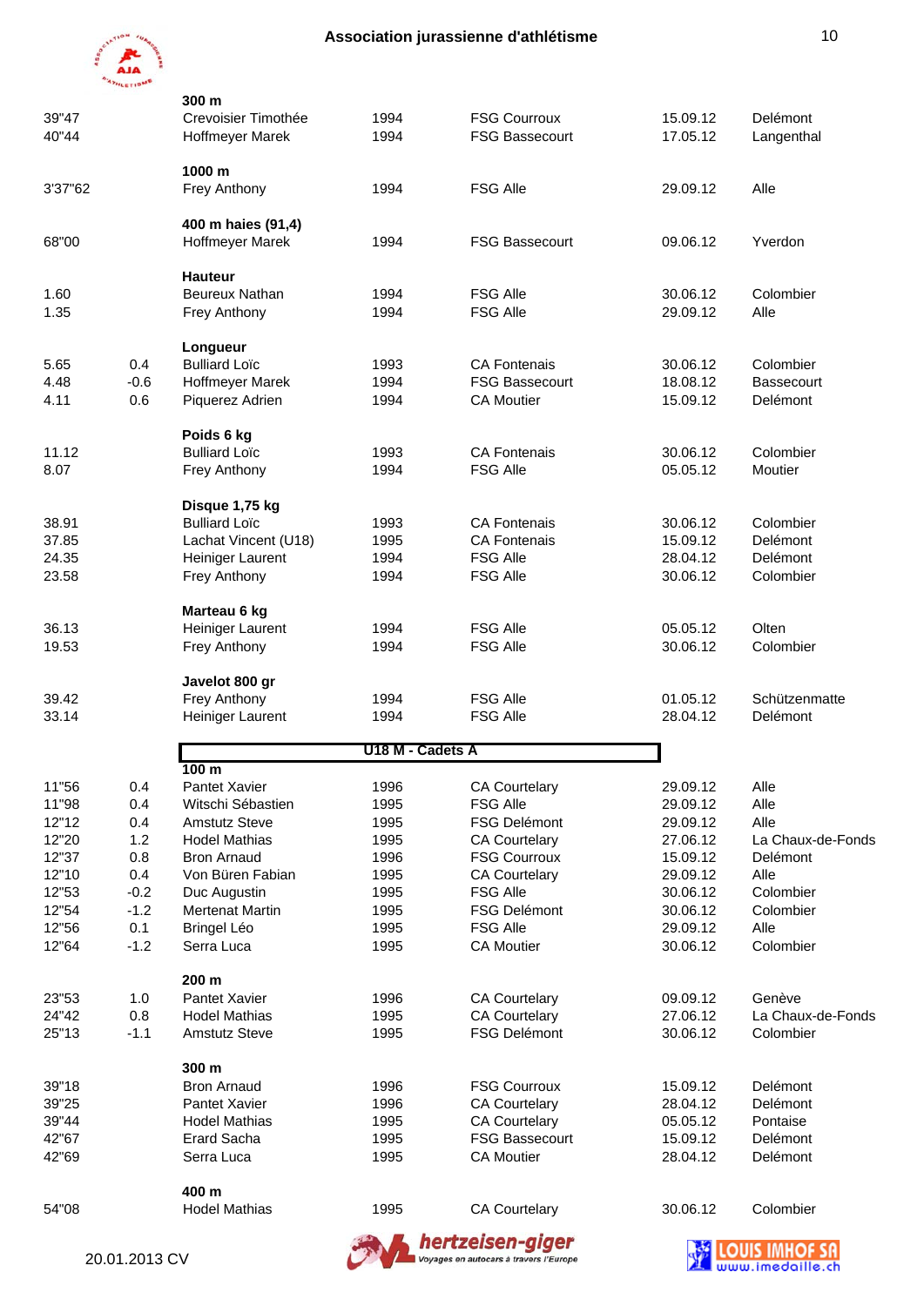## Association jurassienne d'athlétisme

### 300 m

| Perf | Vent | Nom | Année | Club | Date | Lieu |
|---|---|---|---|---|---|---|
| 39"47 | | Crevoisier Timothée | 1994 | FSG Courroux | 15.09.12 | Delémont |
| 40"44 | | Hoffmeyer Marek | 1994 | FSG Bassecourt | 17.05.12 | Langenthal |

### 1000 m

| Perf | Vent | Nom | Année | Club | Date | Lieu |
|---|---|---|---|---|---|---|
| 3'37"62 | | Frey Anthony | 1994 | FSG Alle | 29.09.12 | Alle |

### 400 m haies (91,4)

| Perf | Vent | Nom | Année | Club | Date | Lieu |
|---|---|---|---|---|---|---|
| 68"00 | | Hoffmeyer Marek | 1994 | FSG Bassecourt | 09.06.12 | Yverdon |

### Hauteur

| Perf | Vent | Nom | Année | Club | Date | Lieu |
|---|---|---|---|---|---|---|
| 1.60 | | Beureux Nathan | 1994 | FSG Alle | 30.06.12 | Colombier |
| 1.35 | | Frey Anthony | 1994 | FSG Alle | 29.09.12 | Alle |

### Longueur

| Perf | Vent | Nom | Année | Club | Date | Lieu |
|---|---|---|---|---|---|---|
| 5.65 | 0.4 | Bulliard Loïc | 1993 | CA Fontenais | 30.06.12 | Colombier |
| 4.48 | -0.6 | Hoffmeyer Marek | 1994 | FSG Bassecourt | 18.08.12 | Bassecourt |
| 4.11 | 0.6 | Piquerez Adrien | 1994 | CA Moutier | 15.09.12 | Delémont |

### Poids 6 kg

| Perf | Vent | Nom | Année | Club | Date | Lieu |
|---|---|---|---|---|---|---|
| 11.12 | | Bulliard Loïc | 1993 | CA Fontenais | 30.06.12 | Colombier |
| 8.07 | | Frey Anthony | 1994 | FSG Alle | 05.05.12 | Moutier |

### Disque 1,75 kg

| Perf | Vent | Nom | Année | Club | Date | Lieu |
|---|---|---|---|---|---|---|
| 38.91 | | Bulliard Loïc | 1993 | CA Fontenais | 30.06.12 | Colombier |
| 37.85 | | Lachat Vincent (U18) | 1995 | CA Fontenais | 15.09.12 | Delémont |
| 24.35 | | Heiniger Laurent | 1994 | FSG Alle | 28.04.12 | Delémont |
| 23.58 | | Frey Anthony | 1994 | FSG Alle | 30.06.12 | Colombier |

### Marteau 6 kg

| Perf | Vent | Nom | Année | Club | Date | Lieu |
|---|---|---|---|---|---|---|
| 36.13 | | Heiniger Laurent | 1994 | FSG Alle | 05.05.12 | Olten |
| 19.53 | | Frey Anthony | 1994 | FSG Alle | 30.06.12 | Colombier |

### Javelot 800 gr

| Perf | Vent | Nom | Année | Club | Date | Lieu |
|---|---|---|---|---|---|---|
| 39.42 | | Frey Anthony | 1994 | FSG Alle | 01.05.12 | Schützenmatte |
| 33.14 | | Heiniger Laurent | 1994 | FSG Alle | 28.04.12 | Delémont |

## U18 M - Cadets A

### 100 m

| Perf | Vent | Nom | Année | Club | Date | Lieu |
|---|---|---|---|---|---|---|
| 11"56 | 0.4 | Pantet Xavier | 1996 | CA Courtelary | 29.09.12 | Alle |
| 11"98 | 0.4 | Witschi Sébastien | 1995 | FSG Alle | 29.09.12 | Alle |
| 12"12 | 0.4 | Amstutz Steve | 1995 | FSG Delémont | 29.09.12 | Alle |
| 12"20 | 1.2 | Hodel Mathias | 1995 | CA Courtelary | 27.06.12 | La Chaux-de-Fonds |
| 12"37 | 0.8 | Bron Arnaud | 1996 | FSG Courroux | 15.09.12 | Delémont |
| 12"10 | 0.4 | Von Büren Fabian | 1995 | CA Courtelary | 29.09.12 | Alle |
| 12"53 | -0.2 | Duc Augustin | 1995 | FSG Alle | 30.06.12 | Colombier |
| 12"54 | -1.2 | Mertenat Martin | 1995 | FSG Delémont | 30.06.12 | Colombier |
| 12"56 | 0.1 | Bringel Léo | 1995 | FSG Alle | 29.09.12 | Alle |
| 12"64 | -1.2 | Serra Luca | 1995 | CA Moutier | 30.06.12 | Colombier |

### 200 m

| Perf | Vent | Nom | Année | Club | Date | Lieu |
|---|---|---|---|---|---|---|
| 23"53 | 1.0 | Pantet Xavier | 1996 | CA Courtelary | 09.09.12 | Genève |
| 24"42 | 0.8 | Hodel Mathias | 1995 | CA Courtelary | 27.06.12 | La Chaux-de-Fonds |
| 25"13 | -1.1 | Amstutz Steve | 1995 | FSG Delémont | 30.06.12 | Colombier |

### 300 m

| Perf | Vent | Nom | Année | Club | Date | Lieu |
|---|---|---|---|---|---|---|
| 39"18 | | Bron Arnaud | 1996 | FSG Courroux | 15.09.12 | Delémont |
| 39"25 | | Pantet Xavier | 1996 | CA Courtelary | 28.04.12 | Delémont |
| 39"44 | | Hodel Mathias | 1995 | CA Courtelary | 05.05.12 | Pontaise |
| 42"67 | | Erard Sacha | 1995 | FSG Bassecourt | 15.09.12 | Delémont |
| 42"69 | | Serra Luca | 1995 | CA Moutier | 28.04.12 | Delémont |

### 400 m

| Perf | Vent | Nom | Année | Club | Date | Lieu |
|---|---|---|---|---|---|---|
| 54"08 | | Hodel Mathias | 1995 | CA Courtelary | 30.06.12 | Colombier |

20.01.2013 CV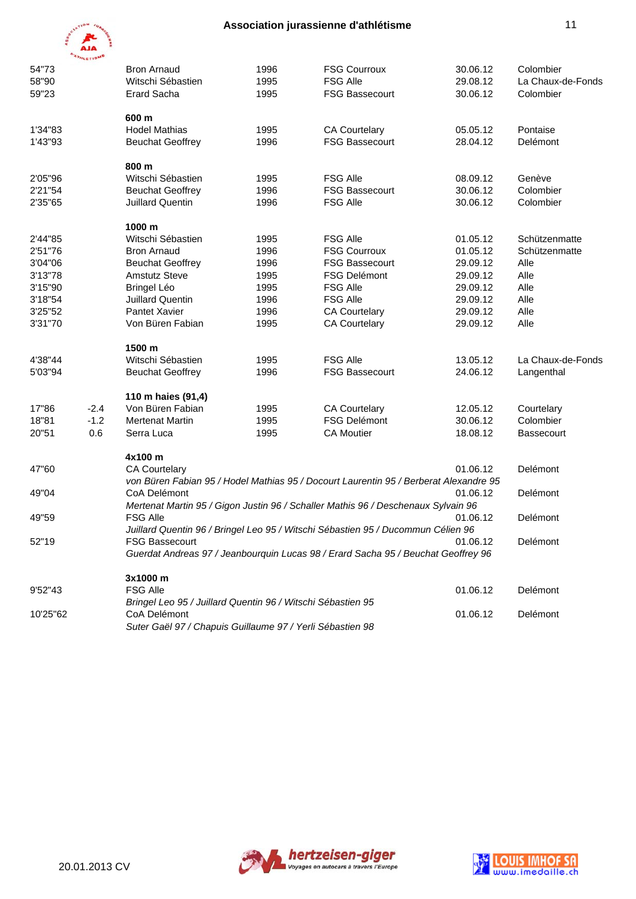| | | | | | | |
|---|---|---|---|---|---|---|
| 54"73 | | Bron Arnaud | 1996 | FSG Courroux | 30.06.12 | Colombier |
| 58"90 | | Witschi Sébastien | 1995 | FSG Alle | 29.08.12 | La Chaux-de-Fonds |
| 59"23 | | Erard Sacha | 1995 | FSG Bassecourt | 30.06.12 | Colombier |

**600 m**

| | | | | | |
|---|---|---|---|---|---|
| 1'34"83 | Hodel Mathias | 1995 | CA Courtelary | 05.05.12 | Pontaise |
| 1'43"93 | Beuchat Geoffrey | 1996 | FSG Bassecourt | 28.04.12 | Delémont |

**800 m**

| | | | | | |
|---|---|---|---|---|---|
| 2'05"96 | Witschi Sébastien | 1995 | FSG Alle | 08.09.12 | Genève |
| 2'21"54 | Beuchat Geoffrey | 1996 | FSG Bassecourt | 30.06.12 | Colombier |
| 2'35"65 | Juillard Quentin | 1996 | FSG Alle | 30.06.12 | Colombier |

**1000 m**

| | | | | | |
|---|---|---|---|---|---|
| 2'44"85 | Witschi Sébastien | 1995 | FSG Alle | 01.05.12 | Schützenmatte |
| 2'51"76 | Bron Arnaud | 1996 | FSG Courroux | 01.05.12 | Schützenmatte |
| 3'04"06 | Beuchat Geoffrey | 1996 | FSG Bassecourt | 29.09.12 | Alle |
| 3'13"78 | Amstutz Steve | 1995 | FSG Delémont | 29.09.12 | Alle |
| 3'15"90 | Bringel Léo | 1995 | FSG Alle | 29.09.12 | Alle |
| 3'18"54 | Juillard Quentin | 1996 | FSG Alle | 29.09.12 | Alle |
| 3'25"52 | Pantet Xavier | 1996 | CA Courtelary | 29.09.12 | Alle |
| 3'31"70 | Von Büren Fabian | 1995 | CA Courtelary | 29.09.12 | Alle |

**1500 m**

| | | | | | |
|---|---|---|---|---|---|
| 4'38"44 | Witschi Sébastien | 1995 | FSG Alle | 13.05.12 | La Chaux-de-Fonds |
| 5'03"94 | Beuchat Geoffrey | 1996 | FSG Bassecourt | 24.06.12 | Langenthal |

**110 m haies (91,4)**

| | | | | | | |
|---|---|---|---|---|---|---|
| 17"86 | -2.4 | Von Büren Fabian | 1995 | CA Courtelary | 12.05.12 | Courtelary |
| 18"81 | -1.2 | Mertenat Martin | 1995 | FSG Delémont | 30.06.12 | Colombier |
| 20"51 | 0.6 | Serra Luca | 1995 | CA Moutier | 18.08.12 | Bassecourt |

**4x100 m**

47"60 CA Courtelary — 01.06.12 — Delémont
*von Büren Fabian 95 / Hodel Mathias 95 / Docourt Laurentin 95 / Berberat Alexandre 95*

49"04 CoA Delémont — 01.06.12 — Delémont
*Mertenat Martin 95 / Gigon Justin 96 / Schaller Mathis 96 / Deschenaux Sylvain 96*

49"59 FSG Alle — 01.06.12 — Delémont
*Juillard Quentin 96 / Bringel Leo 95 / Witschi Sébastien 95 / Ducommun Célien 96*

52"19 FSG Bassecourt — 01.06.12 — Delémont
*Guerdat Andreas 97 / Jeanbourquin Lucas 98 / Erard Sacha 95 / Beuchat Geoffrey 96*

**3x1000 m**

9'52"43 FSG Alle — 01.06.12 — Delémont
*Bringel Leo 95 / Juillard Quentin 96 / Witschi Sébastien 95*

10'25"62 CoA Delémont — 01.06.12 — Delémont
*Suter Gaël 97 / Chapuis Guillaume 97 / Yerli Sébastien 98*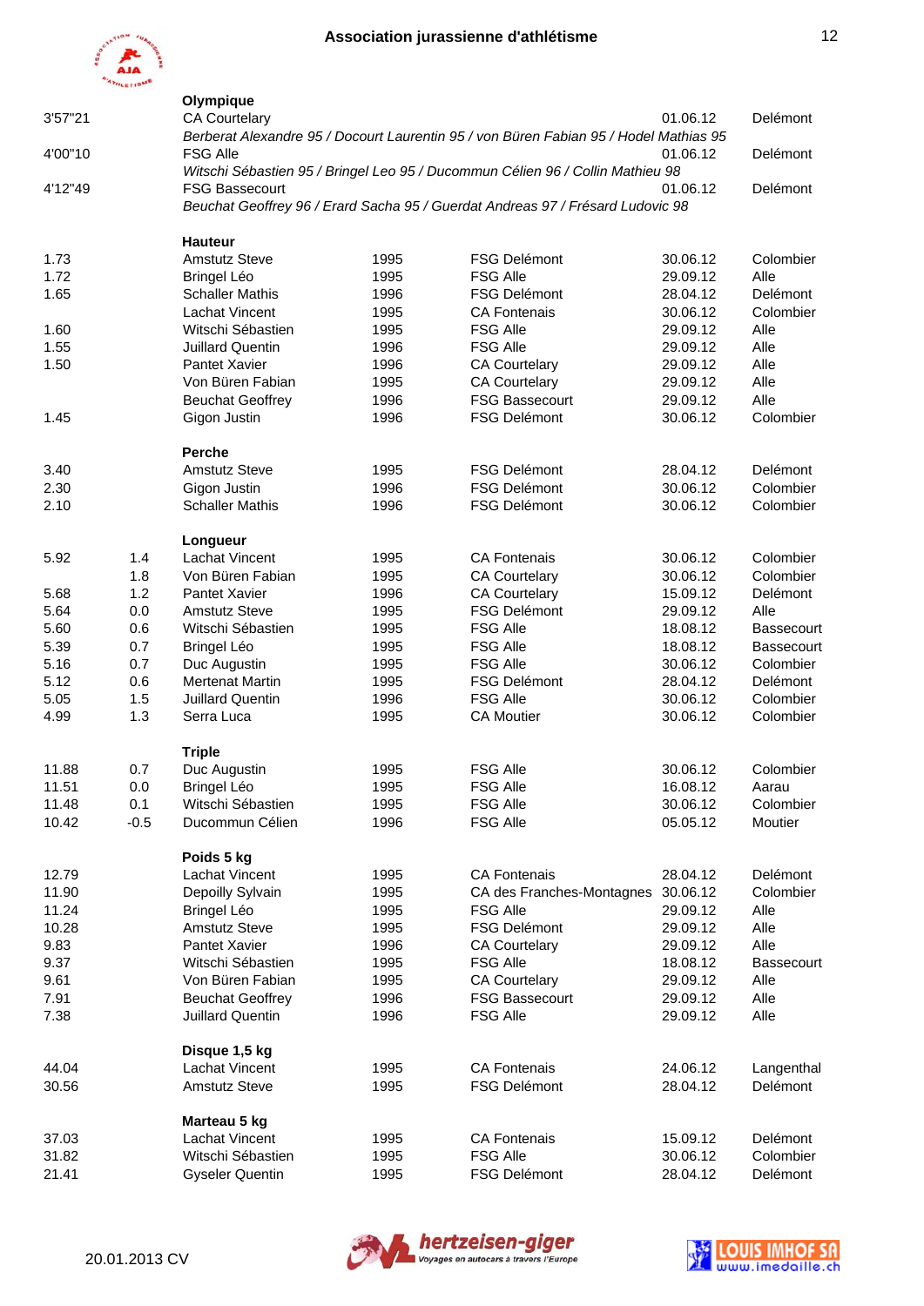## Association jurassienne d'athlétisme

**Olympique**

| | | | | | | |
|---|---|---|---|---|---|---|
| 3'57"21 | | CA Courtelary | | | 01.06.12 | Delémont |
| | | *Berberat Alexandre 95 / Docourt Laurentin 95 / von Büren Fabian 95 / Hodel Mathias 95* | | | | |
| 4'00"10 | | FSG Alle | | | 01.06.12 | Delémont |
| | | *Witschi Sébastien 95 / Bringel Leo 95 / Ducommun Célien 96 / Collin Mathieu 98* | | | | |
| 4'12"49 | | FSG Bassecourt | | | 01.06.12 | Delémont |
| | | *Beuchat Geoffrey 96 / Erard Sacha 95 / Guerdat Andreas 97 / Frésard Ludovic 98* | | | | |

**Hauteur**

| | | | | | | |
|---|---|---|---|---|---|---|
| 1.73 | | Amstutz Steve | 1995 | FSG Delémont | 30.06.12 | Colombier |
| 1.72 | | Bringel Léo | 1995 | FSG Alle | 29.09.12 | Alle |
| 1.65 | | Schaller Mathis | 1996 | FSG Delémont | 28.04.12 | Delémont |
| | | Lachat Vincent | 1995 | CA Fontenais | 30.06.12 | Colombier |
| 1.60 | | Witschi Sébastien | 1995 | FSG Alle | 29.09.12 | Alle |
| 1.55 | | Juillard Quentin | 1996 | FSG Alle | 29.09.12 | Alle |
| 1.50 | | Pantet Xavier | 1996 | CA Courtelary | 29.09.12 | Alle |
| | | Von Büren Fabian | 1995 | CA Courtelary | 29.09.12 | Alle |
| | | Beuchat Geoffrey | 1996 | FSG Bassecourt | 29.09.12 | Alle |
| 1.45 | | Gigon Justin | 1996 | FSG Delémont | 30.06.12 | Colombier |

**Perche**

| | | | | | | |
|---|---|---|---|---|---|---|
| 3.40 | | Amstutz Steve | 1995 | FSG Delémont | 28.04.12 | Delémont |
| 2.30 | | Gigon Justin | 1996 | FSG Delémont | 30.06.12 | Colombier |
| 2.10 | | Schaller Mathis | 1996 | FSG Delémont | 30.06.12 | Colombier |

**Longueur**

| | | | | | | |
|---|---|---|---|---|---|---|
| 5.92 | 1.4 | Lachat Vincent | 1995 | CA Fontenais | 30.06.12 | Colombier |
| | 1.8 | Von Büren Fabian | 1995 | CA Courtelary | 30.06.12 | Colombier |
| 5.68 | 1.2 | Pantet Xavier | 1996 | CA Courtelary | 15.09.12 | Delémont |
| 5.64 | 0.0 | Amstutz Steve | 1995 | FSG Delémont | 29.09.12 | Alle |
| 5.60 | 0.6 | Witschi Sébastien | 1995 | FSG Alle | 18.08.12 | Bassecourt |
| 5.39 | 0.7 | Bringel Léo | 1995 | FSG Alle | 18.08.12 | Bassecourt |
| 5.16 | 0.7 | Duc Augustin | 1995 | FSG Alle | 30.06.12 | Colombier |
| 5.12 | 0.6 | Mertenat Martin | 1995 | FSG Delémont | 28.04.12 | Delémont |
| 5.05 | 1.5 | Juillard Quentin | 1996 | FSG Alle | 30.06.12 | Colombier |
| 4.99 | 1.3 | Serra Luca | 1995 | CA Moutier | 30.06.12 | Colombier |

**Triple**

| | | | | | | |
|---|---|---|---|---|---|---|
| 11.88 | 0.7 | Duc Augustin | 1995 | FSG Alle | 30.06.12 | Colombier |
| 11.51 | 0.0 | Bringel Léo | 1995 | FSG Alle | 16.08.12 | Aarau |
| 11.48 | 0.1 | Witschi Sébastien | 1995 | FSG Alle | 30.06.12 | Colombier |
| 10.42 | -0.5 | Ducommun Célien | 1996 | FSG Alle | 05.05.12 | Moutier |

**Poids 5 kg**

| | | | | | | |
|---|---|---|---|---|---|---|
| 12.79 | | Lachat Vincent | 1995 | CA Fontenais | 28.04.12 | Delémont |
| 11.90 | | Depoilly Sylvain | 1995 | CA des Franches-Montagnes | 30.06.12 | Colombier |
| 11.24 | | Bringel Léo | 1995 | FSG Alle | 29.09.12 | Alle |
| 10.28 | | Amstutz Steve | 1995 | FSG Delémont | 29.09.12 | Alle |
| 9.83 | | Pantet Xavier | 1996 | CA Courtelary | 29.09.12 | Alle |
| 9.37 | | Witschi Sébastien | 1995 | FSG Alle | 18.08.12 | Bassecourt |
| 9.61 | | Von Büren Fabian | 1995 | CA Courtelary | 29.09.12 | Alle |
| 7.91 | | Beuchat Geoffrey | 1996 | FSG Bassecourt | 29.09.12 | Alle |
| 7.38 | | Juillard Quentin | 1996 | FSG Alle | 29.09.12 | Alle |

**Disque 1,5 kg**

| | | | | | | |
|---|---|---|---|---|---|---|
| 44.04 | | Lachat Vincent | 1995 | CA Fontenais | 24.06.12 | Langenthal |
| 30.56 | | Amstutz Steve | 1995 | FSG Delémont | 28.04.12 | Delémont |

**Marteau 5 kg**

| | | | | | | |
|---|---|---|---|---|---|---|
| 37.03 | | Lachat Vincent | 1995 | CA Fontenais | 15.09.12 | Delémont |
| 31.82 | | Witschi Sébastien | 1995 | FSG Alle | 30.06.12 | Colombier |
| 21.41 | | Gyseler Quentin | 1995 | FSG Delémont | 28.04.12 | Delémont |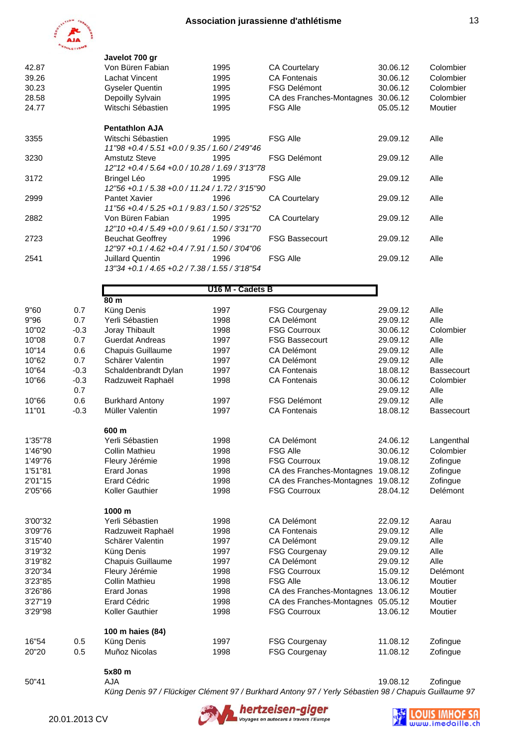### Javelot 700 gr

| | | | | | | |
|---|---|---|---|---|---|---|
| 42.87 | | Von Büren Fabian | 1995 | CA Courtelary | 30.06.12 | Colombier |
| 39.26 | | Lachat Vincent | 1995 | CA Fontenais | 30.06.12 | Colombier |
| 30.23 | | Gyseler Quentin | 1995 | FSG Delémont | 30.06.12 | Colombier |
| 28.58 | | Depoilly Sylvain | 1995 | CA des Franches-Montagnes | 30.06.12 | Colombier |
| 24.77 | | Witschi Sébastien | 1995 | FSG Alle | 05.05.12 | Moutier |

### Pentathlon AJA

| | | | | | | |
|---|---|---|---|---|---|---|
| 3355 | | Witschi Sébastien | 1995 | FSG Alle | 29.09.12 | Alle |
| | | *11"98 +0.4 / 5.51 +0.0 / 9.35 / 1.60 / 2'49"46* | | | | |
| 3230 | | Amstutz Steve | 1995 | FSG Delémont | 29.09.12 | Alle |
| | | *12"12 +0.4 / 5.64 +0.0 / 10.28 / 1.69 / 3'13"78* | | | | |
| 3172 | | Bringel Léo | 1995 | FSG Alle | 29.09.12 | Alle |
| | | *12"56 +0.1 / 5.38 +0.0 / 11.24 / 1.72 / 3'15"90* | | | | |
| 2999 | | Pantet Xavier | 1996 | CA Courtelary | 29.09.12 | Alle |
| | | *11"56 +0.4 / 5.25 +0.1 / 9.83 / 1.50 / 3'25"52* | | | | |
| 2882 | | Von Büren Fabian | 1995 | CA Courtelary | 29.09.12 | Alle |
| | | *12"10 +0.4 / 5.49 +0.0 / 9.61 / 1.50 / 3'31"70* | | | | |
| 2723 | | Beuchat Geoffrey | 1996 | FSG Bassecourt | 29.09.12 | Alle |
| | | *12"97 +0.1 / 4.62 +0.4 / 7.91 / 1.50 / 3'04"06* | | | | |
| 2541 | | Juillard Quentin | 1996 | FSG Alle | 29.09.12 | Alle |
| | | *13"34 +0.1 / 4.65 +0.2 / 7.38 / 1.55 / 3'18"54* | | | | |

## U16 M - Cadets B

### 80 m

| | | | | | | |
|---|---|---|---|---|---|---|
| 9"60 | 0.7 | Küng Denis | 1997 | FSG Courgenay | 29.09.12 | Alle |
| 9"96 | 0.7 | Yerli Sébastien | 1998 | CA Delémont | 29.09.12 | Alle |
| 10"02 | -0.3 | Joray Thibault | 1998 | FSG Courroux | 30.06.12 | Colombier |
| 10"08 | 0.7 | Guerdat Andreas | 1997 | FSG Bassecourt | 29.09.12 | Alle |
| 10"14 | 0.6 | Chapuis Guillaume | 1997 | CA Delémont | 29.09.12 | Alle |
| 10"62 | 0.7 | Schärer Valentin | 1997 | CA Delémont | 29.09.12 | Alle |
| 10"64 | -0.3 | Schaldenbrandt Dylan | 1997 | CA Fontenais | 18.08.12 | Bassecourt |
| 10"66 | -0.3 | Radzuweit Raphaël | 1998 | CA Fontenais | 30.06.12 | Colombier |
| | 0.7 | | | | 29.09.12 | Alle |
| 10"66 | 0.6 | Burkhard Antony | 1997 | FSG Delémont | 29.09.12 | Alle |
| 11"01 | -0.3 | Müller Valentin | 1997 | CA Fontenais | 18.08.12 | Bassecourt |

### 600 m

| | | | | | | |
|---|---|---|---|---|---|---|
| 1'35"78 | | Yerli Sébastien | 1998 | CA Delémont | 24.06.12 | Langenthal |
| 1'46"90 | | Collin Mathieu | 1998 | FSG Alle | 30.06.12 | Colombier |
| 1'49"76 | | Fleury Jérémie | 1998 | FSG Courroux | 19.08.12 | Zofingue |
| 1'51"81 | | Erard Jonas | 1998 | CA des Franches-Montagnes | 19.08.12 | Zofingue |
| 2'01"15 | | Erard Cédric | 1998 | CA des Franches-Montagnes | 19.08.12 | Zofingue |
| 2'05"66 | | Koller Gauthier | 1998 | FSG Courroux | 28.04.12 | Delémont |

### 1000 m

| | | | | | | |
|---|---|---|---|---|---|---|
| 3'00"32 | | Yerli Sébastien | 1998 | CA Delémont | 22.09.12 | Aarau |
| 3'09"76 | | Radzuweit Raphaël | 1998 | CA Fontenais | 29.09.12 | Alle |
| 3'15"40 | | Schärer Valentin | 1997 | CA Delémont | 29.09.12 | Alle |
| 3'19"32 | | Küng Denis | 1997 | FSG Courgenay | 29.09.12 | Alle |
| 3'19"82 | | Chapuis Guillaume | 1997 | CA Delémont | 29.09.12 | Alle |
| 3'20"34 | | Fleury Jérémie | 1998 | FSG Courroux | 15.09.12 | Delémont |
| 3'23"85 | | Collin Mathieu | 1998 | FSG Alle | 13.06.12 | Moutier |
| 3'26"86 | | Erard Jonas | 1998 | CA des Franches-Montagnes | 13.06.12 | Moutier |
| 3'27"19 | | Erard Cédric | 1998 | CA des Franches-Montagnes | 05.05.12 | Moutier |
| 3'29"98 | | Koller Gauthier | 1998 | FSG Courroux | 13.06.12 | Moutier |

### 100 m haies (84)

| | | | | | | |
|---|---|---|---|---|---|---|
| 16"54 | 0.5 | Küng Denis | 1997 | FSG Courgenay | 11.08.12 | Zofingue |
| 20"20 | 0.5 | Muñoz Nicolas | 1998 | FSG Courgenay | 11.08.12 | Zofingue |

### 5x80 m

| | | | | | | |
|---|---|---|---|---|---|---|
| 50"41 | | AJA | | | 19.08.12 | Zofingue |
| | | *Küng Denis 97 / Flückiger Clément 97 / Burkhard Antony 97 / Yerly Sébastien 98 / Chapuis Guillaume 97* | | | | |

20.01.2013 CV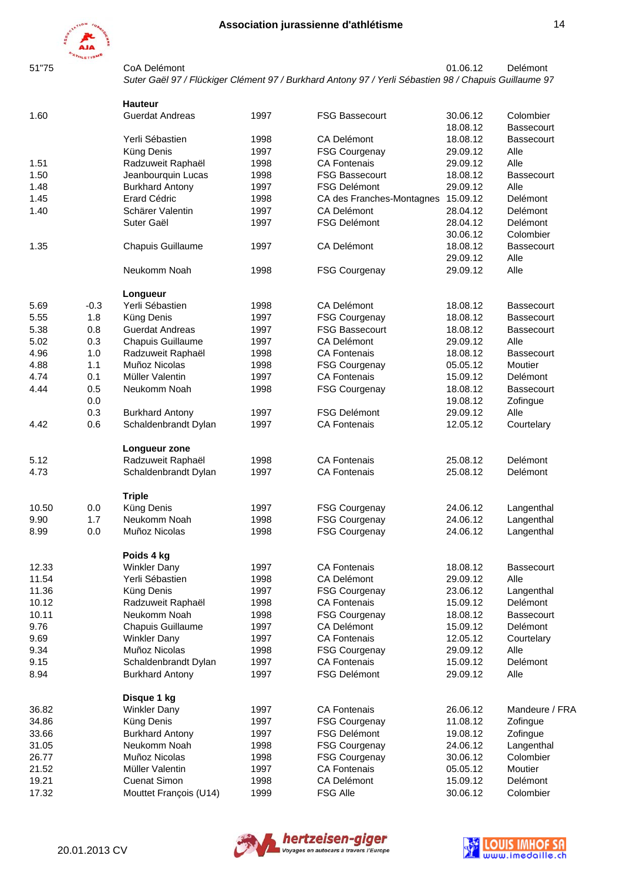| | | | | | | |
|---|---|---|---|---|---|---|
| 51"75 | | CoA Delémont | | | 01.06.12 | Delémont |
| | | *Suter Gaël 97 / Flückiger Clément 97 / Burkhard Antony 97 / Yerli Sébastien 98 / Chapuis Guillaume 97* | | | | |
| | | **Hauteur** | | | | |
| 1.60 | | Guerdat Andreas | 1997 | FSG Bassecourt | 30.06.12 | Colombier |
| | | | | | 18.08.12 | Bassecourt |
| | | Yerli Sébastien | 1998 | CA Delémont | 18.08.12 | Bassecourt |
| | | Küng Denis | 1997 | FSG Courgenay | 29.09.12 | Alle |
| 1.51 | | Radzuweit Raphaël | 1998 | CA Fontenais | 29.09.12 | Alle |
| 1.50 | | Jeanbourquin Lucas | 1998 | FSG Bassecourt | 18.08.12 | Bassecourt |
| 1.48 | | Burkhard Antony | 1997 | FSG Delémont | 29.09.12 | Alle |
| 1.45 | | Erard Cédric | 1998 | CA des Franches-Montagnes | 15.09.12 | Delémont |
| 1.40 | | Schärer Valentin | 1997 | CA Delémont | 28.04.12 | Delémont |
| | | Suter Gaël | 1997 | FSG Delémont | 28.04.12 | Delémont |
| | | | | | 30.06.12 | Colombier |
| 1.35 | | Chapuis Guillaume | 1997 | CA Delémont | 18.08.12 | Bassecourt |
| | | | | | 29.09.12 | Alle |
| | | Neukomm Noah | 1998 | FSG Courgenay | 29.09.12 | Alle |
| | | **Longueur** | | | | |
| 5.69 | -0.3 | Yerli Sébastien | 1998 | CA Delémont | 18.08.12 | Bassecourt |
| 5.55 | 1.8 | Küng Denis | 1997 | FSG Courgenay | 18.08.12 | Bassecourt |
| 5.38 | 0.8 | Guerdat Andreas | 1997 | FSG Bassecourt | 18.08.12 | Bassecourt |
| 5.02 | 0.3 | Chapuis Guillaume | 1997 | CA Delémont | 29.09.12 | Alle |
| 4.96 | 1.0 | Radzuweit Raphaël | 1998 | CA Fontenais | 18.08.12 | Bassecourt |
| 4.88 | 1.1 | Muñoz Nicolas | 1998 | FSG Courgenay | 05.05.12 | Moutier |
| 4.74 | 0.1 | Müller Valentin | 1997 | CA Fontenais | 15.09.12 | Delémont |
| 4.44 | 0.5 | Neukomm Noah | 1998 | FSG Courgenay | 18.08.12 | Bassecourt |
| | 0.0 | | | | 19.08.12 | Zofingue |
| | 0.3 | Burkhard Antony | 1997 | FSG Delémont | 29.09.12 | Alle |
| 4.42 | 0.6 | Schaldenbrandt Dylan | 1997 | CA Fontenais | 12.05.12 | Courtelary |
| | | **Longueur zone** | | | | |
| 5.12 | | Radzuweit Raphaël | 1998 | CA Fontenais | 25.08.12 | Delémont |
| 4.73 | | Schaldenbrandt Dylan | 1997 | CA Fontenais | 25.08.12 | Delémont |
| | | **Triple** | | | | |
| 10.50 | 0.0 | Küng Denis | 1997 | FSG Courgenay | 24.06.12 | Langenthal |
| 9.90 | 1.7 | Neukomm Noah | 1998 | FSG Courgenay | 24.06.12 | Langenthal |
| 8.99 | 0.0 | Muñoz Nicolas | 1998 | FSG Courgenay | 24.06.12 | Langenthal |
| | | **Poids 4 kg** | | | | |
| 12.33 | | Winkler Dany | 1997 | CA Fontenais | 18.08.12 | Bassecourt |
| 11.54 | | Yerli Sébastien | 1998 | CA Delémont | 29.09.12 | Alle |
| 11.36 | | Küng Denis | 1997 | FSG Courgenay | 23.06.12 | Langenthal |
| 10.12 | | Radzuweit Raphaël | 1998 | CA Fontenais | 15.09.12 | Delémont |
| 10.11 | | Neukomm Noah | 1998 | FSG Courgenay | 18.08.12 | Bassecourt |
| 9.76 | | Chapuis Guillaume | 1997 | CA Delémont | 15.09.12 | Delémont |
| 9.69 | | Winkler Dany | 1997 | CA Fontenais | 12.05.12 | Courtelary |
| 9.34 | | Muñoz Nicolas | 1998 | FSG Courgenay | 29.09.12 | Alle |
| 9.15 | | Schaldenbrandt Dylan | 1997 | CA Fontenais | 15.09.12 | Delémont |
| 8.94 | | Burkhard Antony | 1997 | FSG Delémont | 29.09.12 | Alle |
| | | **Disque 1 kg** | | | | |
| 36.82 | | Winkler Dany | 1997 | CA Fontenais | 26.06.12 | Mandeure / FRA |
| 34.86 | | Küng Denis | 1997 | FSG Courgenay | 11.08.12 | Zofingue |
| 33.66 | | Burkhard Antony | 1997 | FSG Delémont | 19.08.12 | Zofingue |
| 31.05 | | Neukomm Noah | 1998 | FSG Courgenay | 24.06.12 | Langenthal |
| 26.77 | | Muñoz Nicolas | 1998 | FSG Courgenay | 30.06.12 | Colombier |
| 21.52 | | Müller Valentin | 1997 | CA Fontenais | 05.05.12 | Moutier |
| 19.21 | | Cuenat Simon | 1998 | CA Delémont | 15.09.12 | Delémont |
| 17.32 | | Mouttet François (U14) | 1999 | FSG Alle | 30.06.12 | Colombier |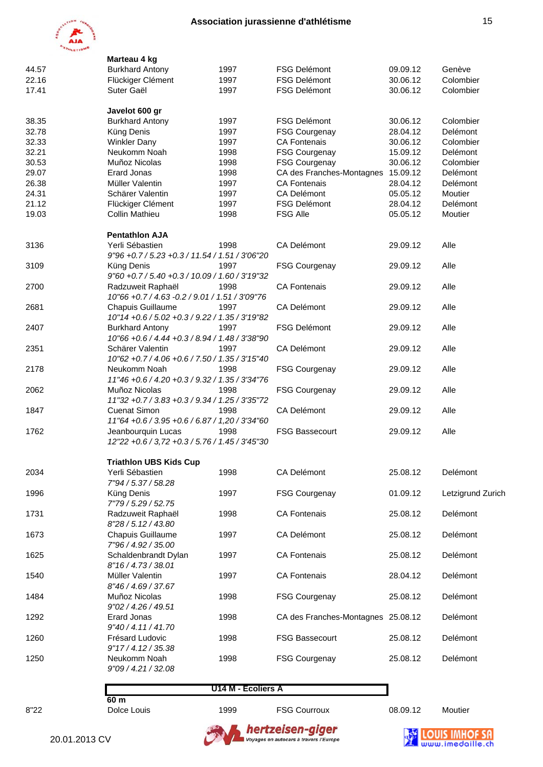### Marteau 4 kg

| | | | | | |
|---|---|---|---|---|---|
| 44.57 | Burkhard Antony | 1997 | FSG Delémont | 09.09.12 | Genève |
| 22.16 | Flückiger Clément | 1997 | FSG Delémont | 30.06.12 | Colombier |
| 17.41 | Suter Gaël | 1997 | FSG Delémont | 30.06.12 | Colombier |

### Javelot 600 gr

| | | | | | |
|---|---|---|---|---|---|
| 38.35 | Burkhard Antony | 1997 | FSG Delémont | 30.06.12 | Colombier |
| 32.78 | Küng Denis | 1997 | FSG Courgenay | 28.04.12 | Delémont |
| 32.33 | Winkler Dany | 1997 | CA Fontenais | 30.06.12 | Colombier |
| 32.21 | Neukomm Noah | 1998 | FSG Courgenay | 15.09.12 | Delémont |
| 30.53 | Muñoz Nicolas | 1998 | FSG Courgenay | 30.06.12 | Colombier |
| 29.07 | Erard Jonas | 1998 | CA des Franches-Montagnes | 15.09.12 | Delémont |
| 26.38 | Müller Valentin | 1997 | CA Fontenais | 28.04.12 | Delémont |
| 24.31 | Schärer Valentin | 1997 | CA Delémont | 05.05.12 | Moutier |
| 21.12 | Flückiger Clément | 1997 | FSG Delémont | 28.04.12 | Delémont |
| 19.03 | Collin Mathieu | 1998 | FSG Alle | 05.05.12 | Moutier |

### Pentathlon AJA

| | | | | | |
|---|---|---|---|---|---|
| 3136 | Yerli Sébastien<br>*9"96 +0.7 / 5.23 +0.3 / 11.54 / 1.51 / 3'06"20* | 1998 | CA Delémont | 29.09.12 | Alle |
| 3109 | Küng Denis<br>*9"60 +0.7 / 5.40 +0.3 / 10.09 / 1.60 / 3'19"32* | 1997 | FSG Courgenay | 29.09.12 | Alle |
| 2700 | Radzuweit Raphaël<br>*10"66 +0.7 / 4.63 -0.2 / 9.01 / 1.51 / 3'09"76* | 1998 | CA Fontenais | 29.09.12 | Alle |
| 2681 | Chapuis Guillaume<br>*10"14 +0.6 / 5.02 +0.3 / 9.22 / 1.35 / 3'19"82* | 1997 | CA Delémont | 29.09.12 | Alle |
| 2407 | Burkhard Antony<br>*10"66 +0.6 / 4.44 +0.3 / 8.94 / 1.48 / 3'38"90* | 1997 | FSG Delémont | 29.09.12 | Alle |
| 2351 | Schärer Valentin<br>*10"62 +0.7 / 4.06 +0.6 / 7.50 / 1.35 / 3'15"40* | 1997 | CA Delémont | 29.09.12 | Alle |
| 2178 | Neukomm Noah<br>*11"46 +0.6 / 4.20 +0.3 / 9.32 / 1.35 / 3'34"76* | 1998 | FSG Courgenay | 29.09.12 | Alle |
| 2062 | Muñoz Nicolas<br>*11"32 +0.7 / 3.83 +0.3 / 9.34 / 1.25 / 3'35"72* | 1998 | FSG Courgenay | 29.09.12 | Alle |
| 1847 | Cuenat Simon<br>*11"64 +0.6 / 3.95 +0.6 / 6.87 / 1,20 / 3'34"60* | 1998 | CA Delémont | 29.09.12 | Alle |
| 1762 | Jeanbourquin Lucas<br>*12"22 +0.6 / 3,72 +0.3 / 5.76 / 1.45 / 3'45"30* | 1998 | FSG Bassecourt | 29.09.12 | Alle |

### Triathlon UBS Kids Cup

| | | | | | |
|---|---|---|---|---|---|
| 2034 | Yerli Sébastien<br>*7"94 / 5.37 / 58.28* | 1998 | CA Delémont | 25.08.12 | Delémont |
| 1996 | Küng Denis<br>*7"79 / 5.29 / 52.75* | 1997 | FSG Courgenay | 01.09.12 | Letzigrund Zurich |
| 1731 | Radzuweit Raphaël<br>*8"28 / 5.12 / 43.80* | 1998 | CA Fontenais | 25.08.12 | Delémont |
| 1673 | Chapuis Guillaume<br>*7"96 / 4.92 / 35.00* | 1997 | CA Delémont | 25.08.12 | Delémont |
| 1625 | Schaldenbrandt Dylan<br>*8"16 / 4.73 / 38.01* | 1997 | CA Fontenais | 25.08.12 | Delémont |
| 1540 | Müller Valentin<br>*8"46 / 4.69 / 37.67* | 1997 | CA Fontenais | 28.04.12 | Delémont |
| 1484 | Muñoz Nicolas<br>*9"02 / 4.26 / 49.51* | 1998 | FSG Courgenay | 25.08.12 | Delémont |
| 1292 | Erard Jonas<br>*9"40 / 4.11 / 41.70* | 1998 | CA des Franches-Montagnes | 25.08.12 | Delémont |
| 1260 | Frésard Ludovic<br>*9"17 / 4.12 / 35.38* | 1998 | FSG Bassecourt | 25.08.12 | Delémont |
| 1250 | Neukomm Noah<br>*9"09 / 4.21 / 32.08* | 1998 | FSG Courgenay | 25.08.12 | Delémont |

## U14 M - Ecoliers A

### 60 m

| | | | | | |
|---|---|---|---|---|---|
| 8"22 | Dolce Louis | 1999 | FSG Courroux | 08.09.12 | Moutier |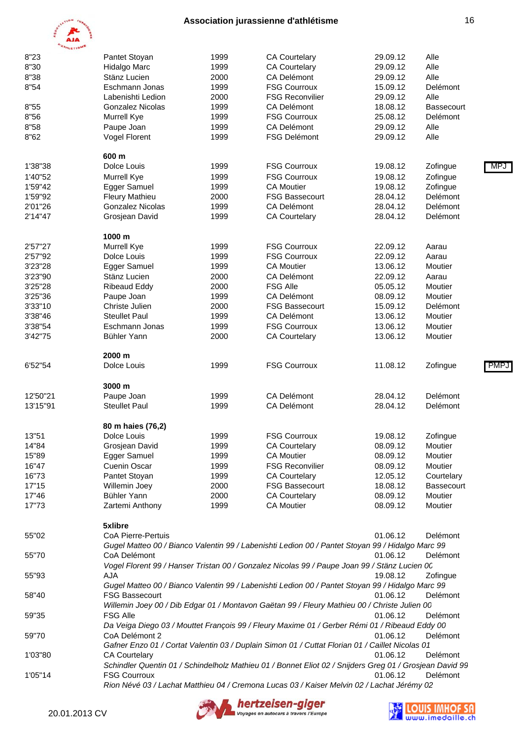| | | | | | | |
|---|---|---|---|---|---|---|
| 8"23 | Pantet Stoyan | 1999 | CA Courtelary | 29.09.12 | Alle | |
| 8"30 | Hidalgo Marc | 1999 | CA Courtelary | 29.09.12 | Alle | |
| 8"38 | Stänz Lucien | 2000 | CA Delémont | 29.09.12 | Alle | |
| 8"54 | Eschmann Jonas | 1999 | FSG Courroux | 15.09.12 | Delémont | |
| | Labenishti Ledion | 2000 | FSG Reconvilier | 29.09.12 | Alle | |
| 8"55 | Gonzalez Nicolas | 1999 | CA Delémont | 18.08.12 | Bassecourt | |
| 8"56 | Murrell Kye | 1999 | FSG Courroux | 25.08.12 | Delémont | |
| 8"58 | Paupe Joan | 1999 | CA Delémont | 29.09.12 | Alle | |
| 8"62 | Vogel Florent | 1999 | FSG Delémont | 29.09.12 | Alle | |

**600 m**

| | | | | | | |
|---|---|---|---|---|---|---|
| 1'38"38 | Dolce Louis | 1999 | FSG Courroux | 19.08.12 | Zofingue | MPJ |
| 1'40"52 | Murrell Kye | 1999 | FSG Courroux | 19.08.12 | Zofingue | |
| 1'59"42 | Egger Samuel | 1999 | CA Moutier | 19.08.12 | Zofingue | |
| 1'59"92 | Fleury Mathieu | 2000 | FSG Bassecourt | 28.04.12 | Delémont | |
| 2'01"26 | Gonzalez Nicolas | 1999 | CA Delémont | 28.04.12 | Delémont | |
| 2'14"47 | Grosjean David | 1999 | CA Courtelary | 28.04.12 | Delémont | |

**1000 m**

| | | | | | |
|---|---|---|---|---|---|
| 2'57"27 | Murrell Kye | 1999 | FSG Courroux | 22.09.12 | Aarau |
| 2'57"92 | Dolce Louis | 1999 | FSG Courroux | 22.09.12 | Aarau |
| 3'23"28 | Egger Samuel | 1999 | CA Moutier | 13.06.12 | Moutier |
| 3'23"90 | Stänz Lucien | 2000 | CA Delémont | 22.09.12 | Aarau |
| 3'25"28 | Ribeaud Eddy | 2000 | FSG Alle | 05.05.12 | Moutier |
| 3'25"36 | Paupe Joan | 1999 | CA Delémont | 08.09.12 | Moutier |
| 3'33"10 | Christe Julien | 2000 | FSG Bassecourt | 15.09.12 | Delémont |
| 3'38"46 | Steullet Paul | 1999 | CA Delémont | 13.06.12 | Moutier |
| 3'38"54 | Eschmann Jonas | 1999 | FSG Courroux | 13.06.12 | Moutier |
| 3'42"75 | Bühler Yann | 2000 | CA Courtelary | 13.06.12 | Moutier |

**2000 m**

| | | | | | | |
|---|---|---|---|---|---|---|
| 6'52"54 | Dolce Louis | 1999 | FSG Courroux | 11.08.12 | Zofingue | PMPJ |

**3000 m**

| | | | | | |
|---|---|---|---|---|---|
| 12'50"21 | Paupe Joan | 1999 | CA Delémont | 28.04.12 | Delémont |
| 13'15"91 | Steullet Paul | 1999 | CA Delémont | 28.04.12 | Delémont |

**80 m haies (76,2)**

| | | | | | |
|---|---|---|---|---|---|
| 13"51 | Dolce Louis | 1999 | FSG Courroux | 19.08.12 | Zofingue |
| 14"84 | Grosjean David | 1999 | CA Courtelary | 08.09.12 | Moutier |
| 15"89 | Egger Samuel | 1999 | CA Moutier | 08.09.12 | Moutier |
| 16"47 | Cuenin Oscar | 1999 | FSG Reconvilier | 08.09.12 | Moutier |
| 16"73 | Pantet Stoyan | 1999 | CA Courtelary | 12.05.12 | Courtelary |
| 17"15 | Willemin Joey | 2000 | FSG Bassecourt | 18.08.12 | Bassecourt |
| 17"46 | Bühler Yann | 2000 | CA Courtelary | 08.09.12 | Moutier |
| 17"73 | Zartemi Anthony | 1999 | CA Moutier | 08.09.12 | Moutier |

**5xlibre**

55"02 — CoA Pierre-Pertuis — 01.06.12 — Delémont
*Gugel Matteo 00 / Bianco Valentin 99 / Labenishti Ledion 00 / Pantet Stoyan 99 / Hidalgo Marc 99*

55"70 — CoA Delémont — 01.06.12 — Delémont
*Vogel Florent 99 / Hanser Tristan 00 / Gonzalez Nicolas 99 / Paupe Joan 99 / Stänz Lucien 00*

55"93 — AJA — 19.08.12 — Zofingue
*Gugel Matteo 00 / Bianco Valentin 99 / Labenishti Ledion 00 / Pantet Stoyan 99 / Hidalgo Marc 99*

58"40 — FSG Bassecourt — 01.06.12 — Delémont
*Willemin Joey 00 / Dib Edgar 01 / Montavon Gaëtan 99 / Fleury Mathieu 00 / Christe Julien 00*

59"35 — FSG Alle — 01.06.12 — Delémont
*Da Veiga Diego 03 / Mouttet François 99 / Fleury Maxime 01 / Gerber Rémi 01 / Ribeaud Eddy 00*

59"70 — CoA Delémont 2 — 01.06.12 — Delémont
*Gafner Enzo 01 / Cortat Valentin 03 / Duplain Simon 01 / Cuttat Florian 01 / Caillet Nicolas 01*

1'03"80 — CA Courtelary — 01.06.12 — Delémont
*Schindler Quentin 01 / Schindelholz Mathieu 01 / Bonnet Eliot 02 / Snijders Greg 01 / Grosjean David 99*

1'05"14 — FSG Courroux — 01.06.12 — Delémont
*Rion Névé 03 / Lachat Matthieu 04 / Cremona Lucas 03 / Kaiser Melvin 02 / Lachat Jérémy 02*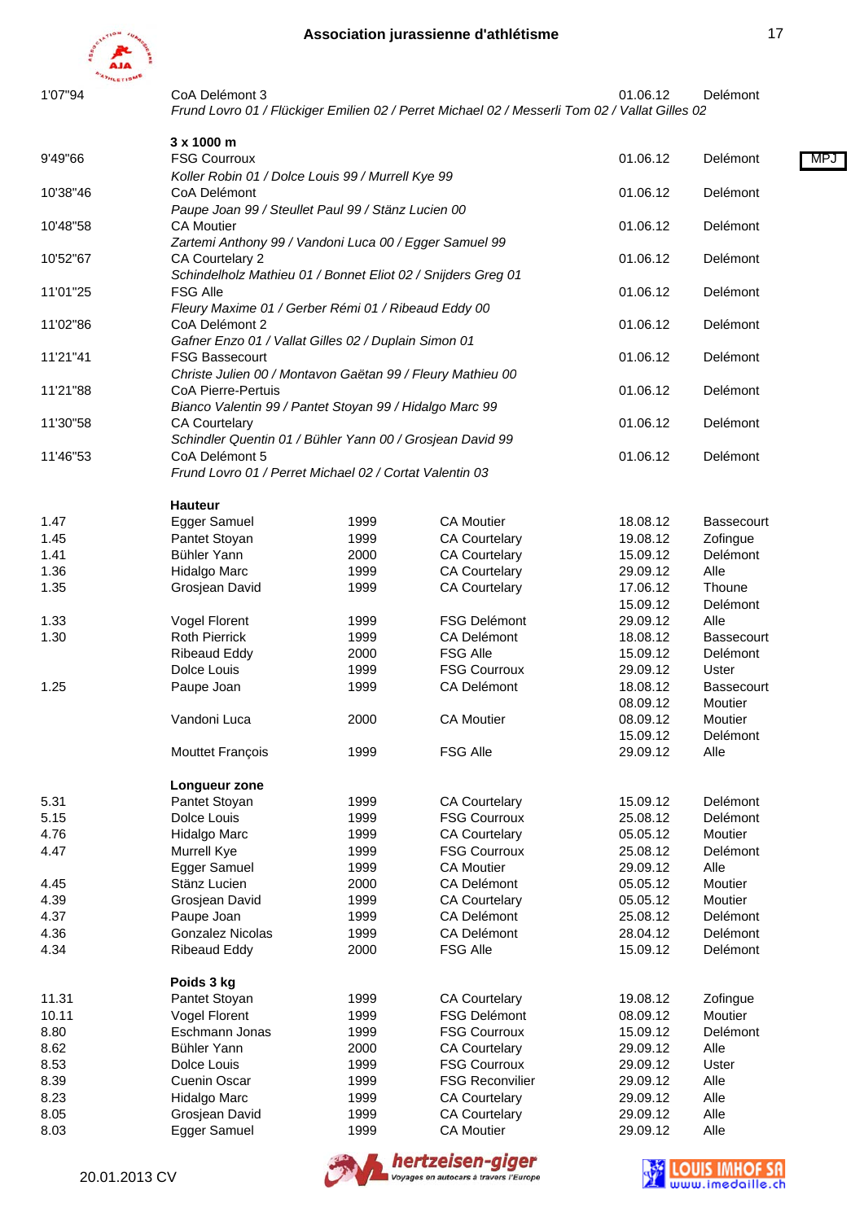| | | | | | |
|---|---|---|---|---|---|
| 1'07"94 | CoA Delémont 3 | | | 01.06.12 | Delémont |
| | *Frund Lovro 01 / Flückiger Emilien 02 / Perret Michael 02 / Messerli Tom 02 / Vallat Gilles 02* | | | | |

### 3 x 1000 m

| | | | | | | |
|---|---|---|---|---|---|---|
| 9'49"66 | FSG Courroux | | | 01.06.12 | Delémont | MPJ |
| | *Koller Robin 01 / Dolce Louis 99 / Murrell Kye 99* | | | | | |
| 10'38"46 | CoA Delémont | | | 01.06.12 | Delémont | |
| | *Paupe Joan 99 / Steullet Paul 99 / Stänz Lucien 00* | | | | | |
| 10'48"58 | CA Moutier | | | 01.06.12 | Delémont | |
| | *Zartemi Anthony 99 / Vandoni Luca 00 / Egger Samuel 99* | | | | | |
| 10'52"67 | CA Courtelary 2 | | | 01.06.12 | Delémont | |
| | *Schindelholz Mathieu 01 / Bonnet Eliot 02 / Snijders Greg 01* | | | | | |
| 11'01"25 | FSG Alle | | | 01.06.12 | Delémont | |
| | *Fleury Maxime 01 / Gerber Rémi 01 / Ribeaud Eddy 00* | | | | | |
| 11'02"86 | CoA Delémont 2 | | | 01.06.12 | Delémont | |
| | *Gafner Enzo 01 / Vallat Gilles 02 / Duplain Simon 01* | | | | | |
| 11'21"41 | FSG Bassecourt | | | 01.06.12 | Delémont | |
| | *Christe Julien 00 / Montavon Gaëtan 99 / Fleury Mathieu 00* | | | | | |
| 11'21"88 | CoA Pierre-Pertuis | | | 01.06.12 | Delémont | |
| | *Bianco Valentin 99 / Pantet Stoyan 99 / Hidalgo Marc 99* | | | | | |
| 11'30"58 | CA Courtelary | | | 01.06.12 | Delémont | |
| | *Schindler Quentin 01 / Bühler Yann 00 / Grosjean David 99* | | | | | |
| 11'46"53 | CoA Delémont 5 | | | 01.06.12 | Delémont | |
| | *Frund Lovro 01 / Perret Michael 02 / Cortat Valentin 03* | | | | | |

### Hauteur

| | | | | | |
|---|---|---|---|---|---|
| 1.47 | Egger Samuel | 1999 | CA Moutier | 18.08.12 | Bassecourt |
| 1.45 | Pantet Stoyan | 1999 | CA Courtelary | 19.08.12 | Zofingue |
| 1.41 | Bühler Yann | 2000 | CA Courtelary | 15.09.12 | Delémont |
| 1.36 | Hidalgo Marc | 1999 | CA Courtelary | 29.09.12 | Alle |
| 1.35 | Grosjean David | 1999 | CA Courtelary | 17.06.12 | Thoune |
| | | | | 15.09.12 | Delémont |
| 1.33 | Vogel Florent | 1999 | FSG Delémont | 29.09.12 | Alle |
| 1.30 | Roth Pierrick | 1999 | CA Delémont | 18.08.12 | Bassecourt |
| | Ribeaud Eddy | 2000 | FSG Alle | 15.09.12 | Delémont |
| | Dolce Louis | 1999 | FSG Courroux | 29.09.12 | Uster |
| 1.25 | Paupe Joan | 1999 | CA Delémont | 18.08.12 | Bassecourt |
| | | | | 08.09.12 | Moutier |
| | Vandoni Luca | 2000 | CA Moutier | 08.09.12 | Moutier |
| | | | | 15.09.12 | Delémont |
| | Mouttet François | 1999 | FSG Alle | 29.09.12 | Alle |

### Longueur zone

| | | | | | |
|---|---|---|---|---|---|
| 5.31 | Pantet Stoyan | 1999 | CA Courtelary | 15.09.12 | Delémont |
| 5.15 | Dolce Louis | 1999 | FSG Courroux | 25.08.12 | Delémont |
| 4.76 | Hidalgo Marc | 1999 | CA Courtelary | 05.05.12 | Moutier |
| 4.47 | Murrell Kye | 1999 | FSG Courroux | 25.08.12 | Delémont |
| | Egger Samuel | 1999 | CA Moutier | 29.09.12 | Alle |
| 4.45 | Stänz Lucien | 2000 | CA Delémont | 05.05.12 | Moutier |
| 4.39 | Grosjean David | 1999 | CA Courtelary | 05.05.12 | Moutier |
| 4.37 | Paupe Joan | 1999 | CA Delémont | 25.08.12 | Delémont |
| 4.36 | Gonzalez Nicolas | 1999 | CA Delémont | 28.04.12 | Delémont |
| 4.34 | Ribeaud Eddy | 2000 | FSG Alle | 15.09.12 | Delémont |

### Poids 3 kg

| | | | | | |
|---|---|---|---|---|---|
| 11.31 | Pantet Stoyan | 1999 | CA Courtelary | 19.08.12 | Zofingue |
| 10.11 | Vogel Florent | 1999 | FSG Delémont | 08.09.12 | Moutier |
| 8.80 | Eschmann Jonas | 1999 | FSG Courroux | 15.09.12 | Delémont |
| 8.62 | Bühler Yann | 2000 | CA Courtelary | 29.09.12 | Alle |
| 8.53 | Dolce Louis | 1999 | FSG Courroux | 29.09.12 | Uster |
| 8.39 | Cuenin Oscar | 1999 | FSG Reconvilier | 29.09.12 | Alle |
| 8.23 | Hidalgo Marc | 1999 | CA Courtelary | 29.09.12 | Alle |
| 8.05 | Grosjean David | 1999 | CA Courtelary | 29.09.12 | Alle |
| 8.03 | Egger Samuel | 1999 | CA Moutier | 29.09.12 | Alle |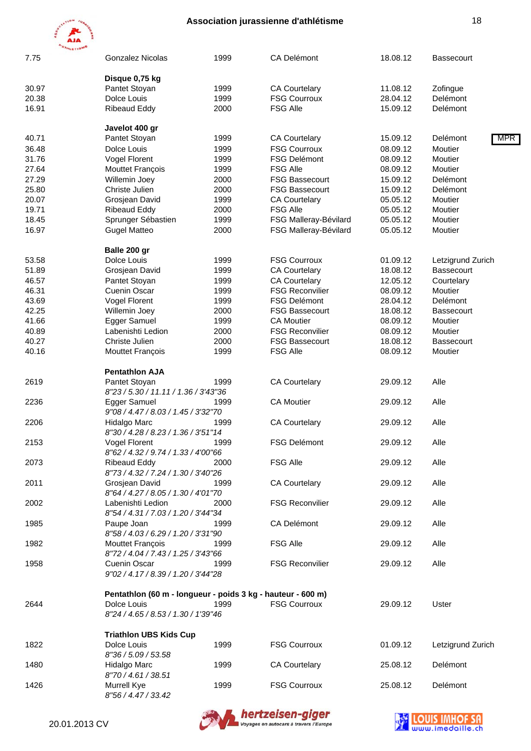| | | | | | | |
|---|---|---|---|---|---|---|
| 7.75 | Gonzalez Nicolas | 1999 | CA Delémont | 18.08.12 | Bassecourt | |

**Disque 0,75 kg**

| | | | | | | |
|---|---|---|---|---|---|---|
| 30.97 | Pantet Stoyan | 1999 | CA Courtelary | 11.08.12 | Zofingue | |
| 20.38 | Dolce Louis | 1999 | FSG Courroux | 28.04.12 | Delémont | |
| 16.91 | Ribeaud Eddy | 2000 | FSG Alle | 15.09.12 | Delémont | |

**Javelot 400 gr**

| | | | | | | |
|---|---|---|---|---|---|---|
| 40.71 | Pantet Stoyan | 1999 | CA Courtelary | 15.09.12 | Delémont | MPR |
| 36.48 | Dolce Louis | 1999 | FSG Courroux | 08.09.12 | Moutier | |
| 31.76 | Vogel Florent | 1999 | FSG Delémont | 08.09.12 | Moutier | |
| 27.64 | Mouttet François | 1999 | FSG Alle | 08.09.12 | Moutier | |
| 27.29 | Willemin Joey | 2000 | FSG Bassecourt | 15.09.12 | Delémont | |
| 25.80 | Christe Julien | 2000 | FSG Bassecourt | 15.09.12 | Delémont | |
| 20.07 | Grosjean David | 1999 | CA Courtelary | 05.05.12 | Moutier | |
| 19.71 | Ribeaud Eddy | 2000 | FSG Alle | 05.05.12 | Moutier | |
| 18.45 | Sprunger Sébastien | 1999 | FSG Malleray-Bévilard | 05.05.12 | Moutier | |
| 16.97 | Gugel Matteo | 2000 | FSG Malleray-Bévilard | 05.05.12 | Moutier | |

**Balle 200 gr**

| | | | | | | |
|---|---|---|---|---|---|---|
| 53.58 | Dolce Louis | 1999 | FSG Courroux | 01.09.12 | Letzigrund Zurich | |
| 51.89 | Grosjean David | 1999 | CA Courtelary | 18.08.12 | Bassecourt | |
| 46.57 | Pantet Stoyan | 1999 | CA Courtelary | 12.05.12 | Courtelary | |
| 46.31 | Cuenin Oscar | 1999 | FSG Reconvilier | 08.09.12 | Moutier | |
| 43.69 | Vogel Florent | 1999 | FSG Delémont | 28.04.12 | Delémont | |
| 42.25 | Willemin Joey | 2000 | FSG Bassecourt | 18.08.12 | Bassecourt | |
| 41.66 | Egger Samuel | 1999 | CA Moutier | 08.09.12 | Moutier | |
| 40.89 | Labenishti Ledion | 2000 | FSG Reconvilier | 08.09.12 | Moutier | |
| 40.27 | Christe Julien | 2000 | FSG Bassecourt | 18.08.12 | Bassecourt | |
| 40.16 | Mouttet François | 1999 | FSG Alle | 08.09.12 | Moutier | |

**Pentathlon AJA**

| | | | | | |
|---|---|---|---|---|---|
| 2619 | Pantet Stoyan<br>*8"23 / 5.30 / 11.11 / 1.36 / 3'43"36* | 1999 | CA Courtelary | 29.09.12 | Alle |
| 2236 | Egger Samuel<br>*9"08 / 4.47 / 8.03 / 1.45 / 3'32"70* | 1999 | CA Moutier | 29.09.12 | Alle |
| 2206 | Hidalgo Marc<br>*8"30 / 4.28 / 8.23 / 1.36 / 3'51"14* | 1999 | CA Courtelary | 29.09.12 | Alle |
| 2153 | Vogel Florent<br>*8"62 / 4.32 / 9.74 / 1.33 / 4'00"66* | 1999 | FSG Delémont | 29.09.12 | Alle |
| 2073 | Ribeaud Eddy<br>*8"73 / 4.32 / 7.24 / 1.30 / 3'40"26* | 2000 | FSG Alle | 29.09.12 | Alle |
| 2011 | Grosjean David<br>*8"64 / 4.27 / 8.05 / 1.30 / 4'01"70* | 1999 | CA Courtelary | 29.09.12 | Alle |
| 2002 | Labenishti Ledion<br>*8"54 / 4.31 / 7.03 / 1.20 / 3'44"34* | 2000 | FSG Reconvilier | 29.09.12 | Alle |
| 1985 | Paupe Joan<br>*8"58 / 4.03 / 6.29 / 1.20 / 3'31"90* | 1999 | CA Delémont | 29.09.12 | Alle |
| 1982 | Mouttet François<br>*8"72 / 4.04 / 7.43 / 1.25 / 3'43"66* | 1999 | FSG Alle | 29.09.12 | Alle |
| 1958 | Cuenin Oscar<br>*9"02 / 4.17 / 8.39 / 1.20 / 3'44"28* | 1999 | FSG Reconvilier | 29.09.12 | Alle |

**Pentathlon (60 m - longueur - poids 3 kg - hauteur - 600 m)**

| | | | | | |
|---|---|---|---|---|---|
| 2644 | Dolce Louis<br>*8"24 / 4.65 / 8.53 / 1.30 / 1'39"46* | 1999 | FSG Courroux | 29.09.12 | Uster |

**Triathlon UBS Kids Cup**

| | | | | | |
|---|---|---|---|---|---|
| 1822 | Dolce Louis<br>*8"36 / 5.09 / 53.58* | 1999 | FSG Courroux | 01.09.12 | Letzigrund Zurich |
| 1480 | Hidalgo Marc<br>*8"70 / 4.61 / 38.51* | 1999 | CA Courtelary | 25.08.12 | Delémont |
| 1426 | Murrell Kye<br>*8"56 / 4.47 / 33.42* | 1999 | FSG Courroux | 25.08.12 | Delémont |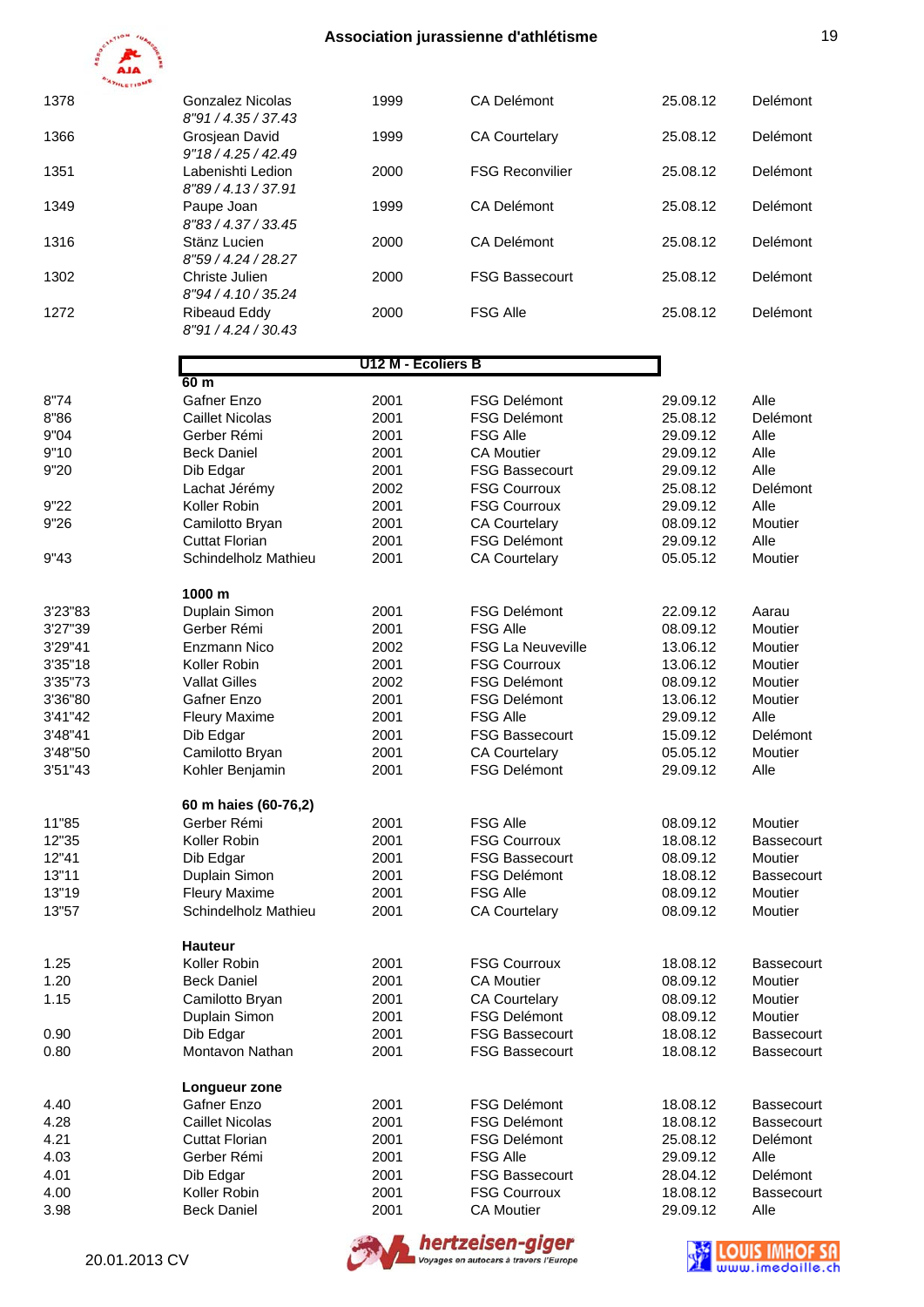| | | | | | |
|---|---|---|---|---|---|
| 1378 | Gonzalez Nicolas<br>*8"91 / 4.35 / 37.43* | 1999 | CA Delémont | 25.08.12 | Delémont |
| 1366 | Grosjean David<br>*9"18 / 4.25 / 42.49* | 1999 | CA Courtelary | 25.08.12 | Delémont |
| 1351 | Labenishti Ledion<br>*8"89 / 4.13 / 37.91* | 2000 | FSG Reconvilier | 25.08.12 | Delémont |
| 1349 | Paupe Joan<br>*8"83 / 4.37 / 33.45* | 1999 | CA Delémont | 25.08.12 | Delémont |
| 1316 | Stänz Lucien<br>*8"59 / 4.24 / 28.27* | 2000 | CA Delémont | 25.08.12 | Delémont |
| 1302 | Christe Julien<br>*8"94 / 4.10 / 35.24* | 2000 | FSG Bassecourt | 25.08.12 | Delémont |
| 1272 | Ribeaud Eddy<br>*8"91 / 4.24 / 30.43* | 2000 | FSG Alle | 25.08.12 | Delémont |

## U12 M - Ecoliers B

**60 m**

| | | | | | |
|---|---|---|---|---|---|
| 8"74 | Gafner Enzo | 2001 | FSG Delémont | 29.09.12 | Alle |
| 8"86 | Caillet Nicolas | 2001 | FSG Delémont | 25.08.12 | Delémont |
| 9"04 | Gerber Rémi | 2001 | FSG Alle | 29.09.12 | Alle |
| 9"10 | Beck Daniel | 2001 | CA Moutier | 29.09.12 | Alle |
| 9"20 | Dib Edgar | 2001 | FSG Bassecourt | 29.09.12 | Alle |
| | Lachat Jérémy | 2002 | FSG Courroux | 25.08.12 | Delémont |
| 9"22 | Koller Robin | 2001 | FSG Courroux | 29.09.12 | Alle |
| 9"26 | Camilotto Bryan | 2001 | CA Courtelary | 08.09.12 | Moutier |
| | Cuttat Florian | 2001 | FSG Delémont | 29.09.12 | Alle |
| 9"43 | Schindelholz Mathieu | 2001 | CA Courtelary | 05.05.12 | Moutier |

**1000 m**

| | | | | | |
|---|---|---|---|---|---|
| 3'23"83 | Duplain Simon | 2001 | FSG Delémont | 22.09.12 | Aarau |
| 3'27"39 | Gerber Rémi | 2001 | FSG Alle | 08.09.12 | Moutier |
| 3'29"41 | Enzmann Nico | 2002 | FSG La Neuveville | 13.06.12 | Moutier |
| 3'35"18 | Koller Robin | 2001 | FSG Courroux | 13.06.12 | Moutier |
| 3'35"73 | Vallat Gilles | 2002 | FSG Delémont | 08.09.12 | Moutier |
| 3'36"80 | Gafner Enzo | 2001 | FSG Delémont | 13.06.12 | Moutier |
| 3'41"42 | Fleury Maxime | 2001 | FSG Alle | 29.09.12 | Alle |
| 3'48"41 | Dib Edgar | 2001 | FSG Bassecourt | 15.09.12 | Delémont |
| 3'48"50 | Camilotto Bryan | 2001 | CA Courtelary | 05.05.12 | Moutier |
| 3'51"43 | Kohler Benjamin | 2001 | FSG Delémont | 29.09.12 | Alle |

**60 m haies (60-76,2)**

| | | | | | |
|---|---|---|---|---|---|
| 11"85 | Gerber Rémi | 2001 | FSG Alle | 08.09.12 | Moutier |
| 12"35 | Koller Robin | 2001 | FSG Courroux | 18.08.12 | Bassecourt |
| 12"41 | Dib Edgar | 2001 | FSG Bassecourt | 08.09.12 | Moutier |
| 13"11 | Duplain Simon | 2001 | FSG Delémont | 18.08.12 | Bassecourt |
| 13"19 | Fleury Maxime | 2001 | FSG Alle | 08.09.12 | Moutier |
| 13"57 | Schindelholz Mathieu | 2001 | CA Courtelary | 08.09.12 | Moutier |

**Hauteur**

| | | | | | |
|---|---|---|---|---|---|
| 1.25 | Koller Robin | 2001 | FSG Courroux | 18.08.12 | Bassecourt |
| 1.20 | Beck Daniel | 2001 | CA Moutier | 08.09.12 | Moutier |
| 1.15 | Camilotto Bryan | 2001 | CA Courtelary | 08.09.12 | Moutier |
| | Duplain Simon | 2001 | FSG Delémont | 08.09.12 | Moutier |
| 0.90 | Dib Edgar | 2001 | FSG Bassecourt | 18.08.12 | Bassecourt |
| 0.80 | Montavon Nathan | 2001 | FSG Bassecourt | 18.08.12 | Bassecourt |

**Longueur zone**

| | | | | | |
|---|---|---|---|---|---|
| 4.40 | Gafner Enzo | 2001 | FSG Delémont | 18.08.12 | Bassecourt |
| 4.28 | Caillet Nicolas | 2001 | FSG Delémont | 18.08.12 | Bassecourt |
| 4.21 | Cuttat Florian | 2001 | FSG Delémont | 25.08.12 | Delémont |
| 4.03 | Gerber Rémi | 2001 | FSG Alle | 29.09.12 | Alle |
| 4.01 | Dib Edgar | 2001 | FSG Bassecourt | 28.04.12 | Delémont |
| 4.00 | Koller Robin | 2001 | FSG Courroux | 18.08.12 | Bassecourt |
| 3.98 | Beck Daniel | 2001 | CA Moutier | 29.09.12 | Alle |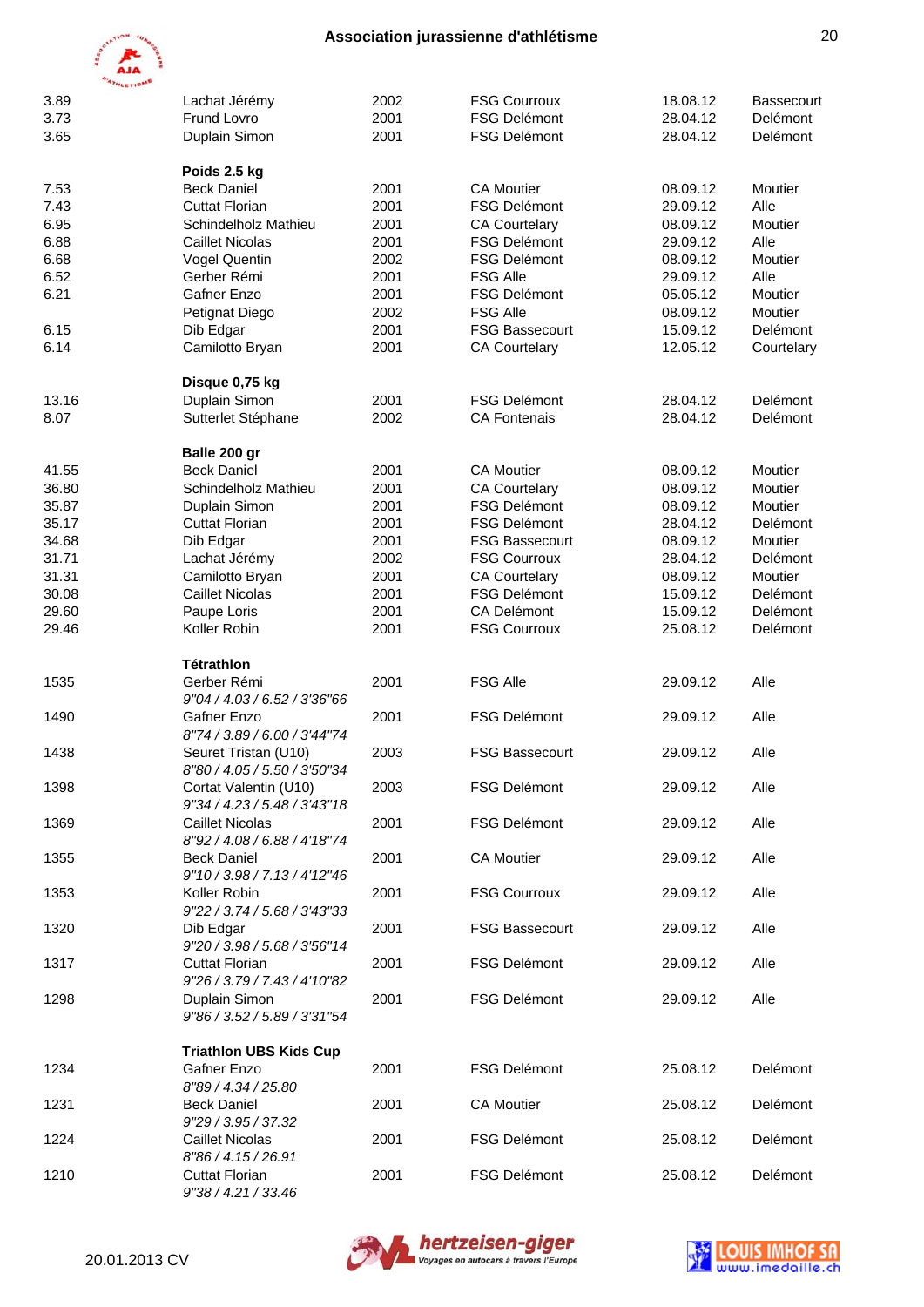| | | | | | |
|---|---|---|---|---|---|
| 3.89 | Lachat Jérémy | 2002 | FSG Courroux | 18.08.12 | Bassecourt |
| 3.73 | Frund Lovro | 2001 | FSG Delémont | 28.04.12 | Delémont |
| 3.65 | Duplain Simon | 2001 | FSG Delémont | 28.04.12 | Delémont |

**Poids 2.5 kg**

| | | | | | |
|---|---|---|---|---|---|
| 7.53 | Beck Daniel | 2001 | CA Moutier | 08.09.12 | Moutier |
| 7.43 | Cuttat Florian | 2001 | FSG Delémont | 29.09.12 | Alle |
| 6.95 | Schindelholz Mathieu | 2001 | CA Courtelary | 08.09.12 | Moutier |
| 6.88 | Caillet Nicolas | 2001 | FSG Delémont | 29.09.12 | Alle |
| 6.68 | Vogel Quentin | 2002 | FSG Delémont | 08.09.12 | Moutier |
| 6.52 | Gerber Rémi | 2001 | FSG Alle | 29.09.12 | Alle |
| 6.21 | Gafner Enzo | 2001 | FSG Delémont | 05.05.12 | Moutier |
| | Petignat Diego | 2002 | FSG Alle | 08.09.12 | Moutier |
| 6.15 | Dib Edgar | 2001 | FSG Bassecourt | 15.09.12 | Delémont |
| 6.14 | Camilotto Bryan | 2001 | CA Courtelary | 12.05.12 | Courtelary |

**Disque 0,75 kg**

| | | | | | |
|---|---|---|---|---|---|
| 13.16 | Duplain Simon | 2001 | FSG Delémont | 28.04.12 | Delémont |
| 8.07 | Sutterlet Stéphane | 2002 | CA Fontenais | 28.04.12 | Delémont |

**Balle 200 gr**

| | | | | | |
|---|---|---|---|---|---|
| 41.55 | Beck Daniel | 2001 | CA Moutier | 08.09.12 | Moutier |
| 36.80 | Schindelholz Mathieu | 2001 | CA Courtelary | 08.09.12 | Moutier |
| 35.87 | Duplain Simon | 2001 | FSG Delémont | 08.09.12 | Moutier |
| 35.17 | Cuttat Florian | 2001 | FSG Delémont | 28.04.12 | Delémont |
| 34.68 | Dib Edgar | 2001 | FSG Bassecourt | 08.09.12 | Moutier |
| 31.71 | Lachat Jérémy | 2002 | FSG Courroux | 28.04.12 | Delémont |
| 31.31 | Camilotto Bryan | 2001 | CA Courtelary | 08.09.12 | Moutier |
| 30.08 | Caillet Nicolas | 2001 | FSG Delémont | 15.09.12 | Delémont |
| 29.60 | Paupe Loris | 2001 | CA Delémont | 15.09.12 | Delémont |
| 29.46 | Koller Robin | 2001 | FSG Courroux | 25.08.12 | Delémont |

**Tétrathlon**

| | | | | | |
|---|---|---|---|---|---|
| 1535 | Gerber Rémi<br>*9"04 / 4.03 / 6.52 / 3'36"66* | 2001 | FSG Alle | 29.09.12 | Alle |
| 1490 | Gafner Enzo<br>*8"74 / 3.89 / 6.00 / 3'44"74* | 2001 | FSG Delémont | 29.09.12 | Alle |
| 1438 | Seuret Tristan (U10)<br>*8"80 / 4.05 / 5.50 / 3'50"34* | 2003 | FSG Bassecourt | 29.09.12 | Alle |
| 1398 | Cortat Valentin (U10)<br>*9"34 / 4.23 / 5.48 / 3'43"18* | 2003 | FSG Delémont | 29.09.12 | Alle |
| 1369 | Caillet Nicolas<br>*8"92 / 4.08 / 6.88 / 4'18"74* | 2001 | FSG Delémont | 29.09.12 | Alle |
| 1355 | Beck Daniel<br>*9"10 / 3.98 / 7.13 / 4'12"46* | 2001 | CA Moutier | 29.09.12 | Alle |
| 1353 | Koller Robin<br>*9"22 / 3.74 / 5.68 / 3'43"33* | 2001 | FSG Courroux | 29.09.12 | Alle |
| 1320 | Dib Edgar<br>*9"20 / 3.98 / 5.68 / 3'56"14* | 2001 | FSG Bassecourt | 29.09.12 | Alle |
| 1317 | Cuttat Florian<br>*9"26 / 3.79 / 7.43 / 4'10"82* | 2001 | FSG Delémont | 29.09.12 | Alle |
| 1298 | Duplain Simon<br>*9"86 / 3.52 / 5.89 / 3'31"54* | 2001 | FSG Delémont | 29.09.12 | Alle |

**Triathlon UBS Kids Cup**

| | | | | | |
|---|---|---|---|---|---|
| 1234 | Gafner Enzo<br>*8"89 / 4.34 / 25.80* | 2001 | FSG Delémont | 25.08.12 | Delémont |
| 1231 | Beck Daniel<br>*9"29 / 3.95 / 37.32* | 2001 | CA Moutier | 25.08.12 | Delémont |
| 1224 | Caillet Nicolas<br>*8"86 / 4.15 / 26.91* | 2001 | FSG Delémont | 25.08.12 | Delémont |
| 1210 | Cuttat Florian<br>*9"38 / 4.21 / 33.46* | 2001 | FSG Delémont | 25.08.12 | Delémont |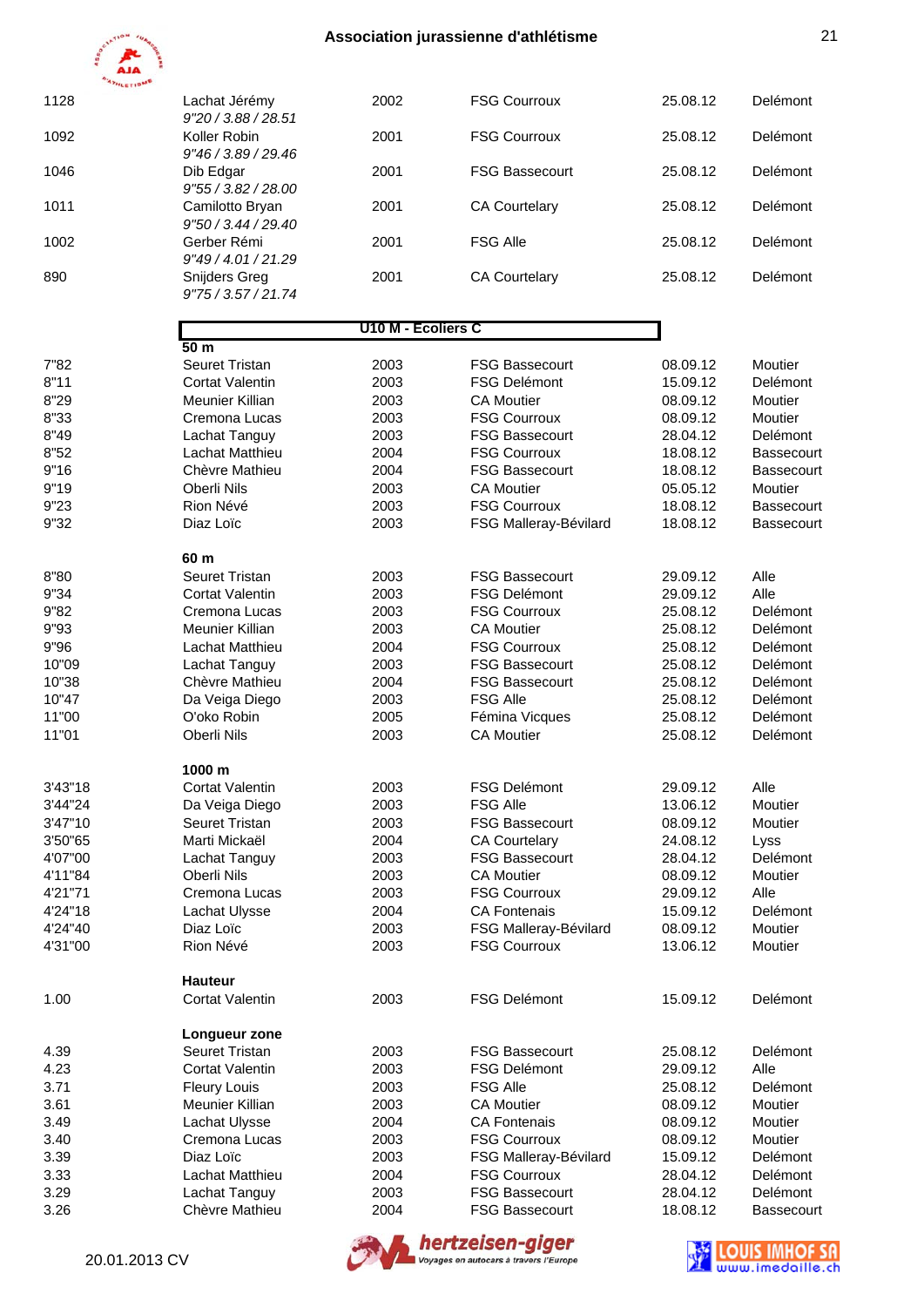| | | | | | |
|---|---|---|---|---|---|
| 1128 | Lachat Jérémy<br>*9"20 / 3.88 / 28.51* | 2002 | FSG Courroux | 25.08.12 | Delémont |
| 1092 | Koller Robin<br>*9"46 / 3.89 / 29.46* | 2001 | FSG Courroux | 25.08.12 | Delémont |
| 1046 | Dib Edgar<br>*9"55 / 3.82 / 28.00* | 2001 | FSG Bassecourt | 25.08.12 | Delémont |
| 1011 | Camilotto Bryan<br>*9"50 / 3.44 / 29.40* | 2001 | CA Courtelary | 25.08.12 | Delémont |
| 1002 | Gerber Rémi<br>*9"49 / 4.01 / 21.29* | 2001 | FSG Alle | 25.08.12 | Delémont |
| 890 | Snijders Greg<br>*9"75 / 3.57 / 21.74* | 2001 | CA Courtelary | 25.08.12 | Delémont |

## U10 M - Ecoliers C

**50 m**

| | | | | | |
|---|---|---|---|---|---|
| 7"82 | Seuret Tristan | 2003 | FSG Bassecourt | 08.09.12 | Moutier |
| 8"11 | Cortat Valentin | 2003 | FSG Delémont | 15.09.12 | Delémont |
| 8"29 | Meunier Killian | 2003 | CA Moutier | 08.09.12 | Moutier |
| 8"33 | Cremona Lucas | 2003 | FSG Courroux | 08.09.12 | Moutier |
| 8"49 | Lachat Tanguy | 2003 | FSG Bassecourt | 28.04.12 | Delémont |
| 8"52 | Lachat Matthieu | 2004 | FSG Courroux | 18.08.12 | Bassecourt |
| 9"16 | Chèvre Mathieu | 2004 | FSG Bassecourt | 18.08.12 | Bassecourt |
| 9"19 | Oberli Nils | 2003 | CA Moutier | 05.05.12 | Moutier |
| 9"23 | Rion Névé | 2003 | FSG Courroux | 18.08.12 | Bassecourt |
| 9"32 | Diaz Loïc | 2003 | FSG Malleray-Bévilard | 18.08.12 | Bassecourt |

**60 m**

| | | | | | |
|---|---|---|---|---|---|
| 8"80 | Seuret Tristan | 2003 | FSG Bassecourt | 29.09.12 | Alle |
| 9"34 | Cortat Valentin | 2003 | FSG Delémont | 29.09.12 | Alle |
| 9"82 | Cremona Lucas | 2003 | FSG Courroux | 25.08.12 | Delémont |
| 9"93 | Meunier Killian | 2003 | CA Moutier | 25.08.12 | Delémont |
| 9"96 | Lachat Matthieu | 2004 | FSG Courroux | 25.08.12 | Delémont |
| 10"09 | Lachat Tanguy | 2003 | FSG Bassecourt | 25.08.12 | Delémont |
| 10"38 | Chèvre Mathieu | 2004 | FSG Bassecourt | 25.08.12 | Delémont |
| 10"47 | Da Veiga Diego | 2003 | FSG Alle | 25.08.12 | Delémont |
| 11"00 | O'oko Robin | 2005 | Fémina Vicques | 25.08.12 | Delémont |
| 11"01 | Oberli Nils | 2003 | CA Moutier | 25.08.12 | Delémont |

**1000 m**

| | | | | | |
|---|---|---|---|---|---|
| 3'43"18 | Cortat Valentin | 2003 | FSG Delémont | 29.09.12 | Alle |
| 3'44"24 | Da Veiga Diego | 2003 | FSG Alle | 13.06.12 | Moutier |
| 3'47"10 | Seuret Tristan | 2003 | FSG Bassecourt | 08.09.12 | Moutier |
| 3'50"65 | Marti Mickaël | 2004 | CA Courtelary | 24.08.12 | Lyss |
| 4'07"00 | Lachat Tanguy | 2003 | FSG Bassecourt | 28.04.12 | Delémont |
| 4'11"84 | Oberli Nils | 2003 | CA Moutier | 08.09.12 | Moutier |
| 4'21"71 | Cremona Lucas | 2003 | FSG Courroux | 29.09.12 | Alle |
| 4'24"18 | Lachat Ulysse | 2004 | CA Fontenais | 15.09.12 | Delémont |
| 4'24"40 | Diaz Loïc | 2003 | FSG Malleray-Bévilard | 08.09.12 | Moutier |
| 4'31"00 | Rion Névé | 2003 | FSG Courroux | 13.06.12 | Moutier |

**Hauteur**

| | | | | | |
|---|---|---|---|---|---|
| 1.00 | Cortat Valentin | 2003 | FSG Delémont | 15.09.12 | Delémont |

**Longueur zone**

| | | | | | |
|---|---|---|---|---|---|
| 4.39 | Seuret Tristan | 2003 | FSG Bassecourt | 25.08.12 | Delémont |
| 4.23 | Cortat Valentin | 2003 | FSG Delémont | 29.09.12 | Alle |
| 3.71 | Fleury Louis | 2003 | FSG Alle | 25.08.12 | Delémont |
| 3.61 | Meunier Killian | 2003 | CA Moutier | 08.09.12 | Moutier |
| 3.49 | Lachat Ulysse | 2004 | CA Fontenais | 08.09.12 | Moutier |
| 3.40 | Cremona Lucas | 2003 | FSG Courroux | 08.09.12 | Moutier |
| 3.39 | Diaz Loïc | 2003 | FSG Malleray-Bévilard | 15.09.12 | Delémont |
| 3.33 | Lachat Matthieu | 2004 | FSG Courroux | 28.04.12 | Delémont |
| 3.29 | Lachat Tanguy | 2003 | FSG Bassecourt | 28.04.12 | Delémont |
| 3.26 | Chèvre Mathieu | 2004 | FSG Bassecourt | 18.08.12 | Bassecourt |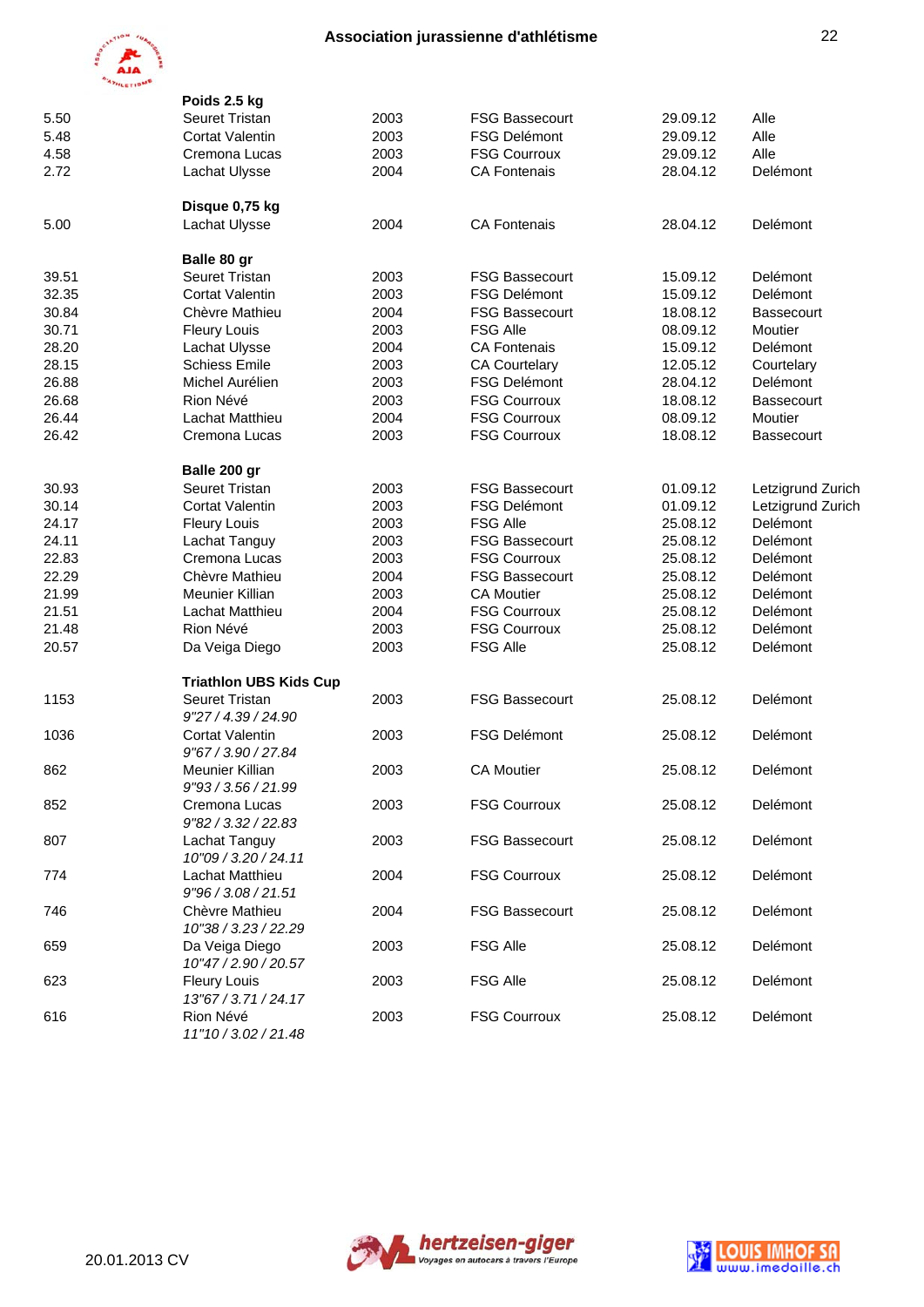## Poids 2.5 kg

| | | | | | |
|---|---|---|---|---|---|
| 5.50 | Seuret Tristan | 2003 | FSG Bassecourt | 29.09.12 | Alle |
| 5.48 | Cortat Valentin | 2003 | FSG Delémont | 29.09.12 | Alle |
| 4.58 | Cremona Lucas | 2003 | FSG Courroux | 29.09.12 | Alle |
| 2.72 | Lachat Ulysse | 2004 | CA Fontenais | 28.04.12 | Delémont |

## Disque 0,75 kg

| | | | | | |
|---|---|---|---|---|---|
| 5.00 | Lachat Ulysse | 2004 | CA Fontenais | 28.04.12 | Delémont |

## Balle 80 gr

| | | | | | |
|---|---|---|---|---|---|
| 39.51 | Seuret Tristan | 2003 | FSG Bassecourt | 15.09.12 | Delémont |
| 32.35 | Cortat Valentin | 2003 | FSG Delémont | 15.09.12 | Delémont |
| 30.84 | Chèvre Mathieu | 2004 | FSG Bassecourt | 18.08.12 | Bassecourt |
| 30.71 | Fleury Louis | 2003 | FSG Alle | 08.09.12 | Moutier |
| 28.20 | Lachat Ulysse | 2004 | CA Fontenais | 15.09.12 | Delémont |
| 28.15 | Schiess Emile | 2003 | CA Courtelary | 12.05.12 | Courtelary |
| 26.88 | Michel Aurélien | 2003 | FSG Delémont | 28.04.12 | Delémont |
| 26.68 | Rion Névé | 2003 | FSG Courroux | 18.08.12 | Bassecourt |
| 26.44 | Lachat Matthieu | 2004 | FSG Courroux | 08.09.12 | Moutier |
| 26.42 | Cremona Lucas | 2003 | FSG Courroux | 18.08.12 | Bassecourt |

## Balle 200 gr

| | | | | | |
|---|---|---|---|---|---|
| 30.93 | Seuret Tristan | 2003 | FSG Bassecourt | 01.09.12 | Letzigrund Zurich |
| 30.14 | Cortat Valentin | 2003 | FSG Delémont | 01.09.12 | Letzigrund Zurich |
| 24.17 | Fleury Louis | 2003 | FSG Alle | 25.08.12 | Delémont |
| 24.11 | Lachat Tanguy | 2003 | FSG Bassecourt | 25.08.12 | Delémont |
| 22.83 | Cremona Lucas | 2003 | FSG Courroux | 25.08.12 | Delémont |
| 22.29 | Chèvre Mathieu | 2004 | FSG Bassecourt | 25.08.12 | Delémont |
| 21.99 | Meunier Killian | 2003 | CA Moutier | 25.08.12 | Delémont |
| 21.51 | Lachat Matthieu | 2004 | FSG Courroux | 25.08.12 | Delémont |
| 21.48 | Rion Névé | 2003 | FSG Courroux | 25.08.12 | Delémont |
| 20.57 | Da Veiga Diego | 2003 | FSG Alle | 25.08.12 | Delémont |

## Triathlon UBS Kids Cup

| | | | | | |
|---|---|---|---|---|---|
| 1153 | Seuret Tristan<br>*9"27 / 4.39 / 24.90* | 2003 | FSG Bassecourt | 25.08.12 | Delémont |
| 1036 | Cortat Valentin<br>*9"67 / 3.90 / 27.84* | 2003 | FSG Delémont | 25.08.12 | Delémont |
| 862 | Meunier Killian<br>*9"93 / 3.56 / 21.99* | 2003 | CA Moutier | 25.08.12 | Delémont |
| 852 | Cremona Lucas<br>*9"82 / 3.32 / 22.83* | 2003 | FSG Courroux | 25.08.12 | Delémont |
| 807 | Lachat Tanguy<br>*10"09 / 3.20 / 24.11* | 2003 | FSG Bassecourt | 25.08.12 | Delémont |
| 774 | Lachat Matthieu<br>*9"96 / 3.08 / 21.51* | 2004 | FSG Courroux | 25.08.12 | Delémont |
| 746 | Chèvre Mathieu<br>*10"38 / 3.23 / 22.29* | 2004 | FSG Bassecourt | 25.08.12 | Delémont |
| 659 | Da Veiga Diego<br>*10"47 / 2.90 / 20.57* | 2003 | FSG Alle | 25.08.12 | Delémont |
| 623 | Fleury Louis<br>*13"67 / 3.71 / 24.17* | 2003 | FSG Alle | 25.08.12 | Delémont |
| 616 | Rion Névé<br>*11"10 / 3.02 / 21.48* | 2003 | FSG Courroux | 25.08.12 | Delémont |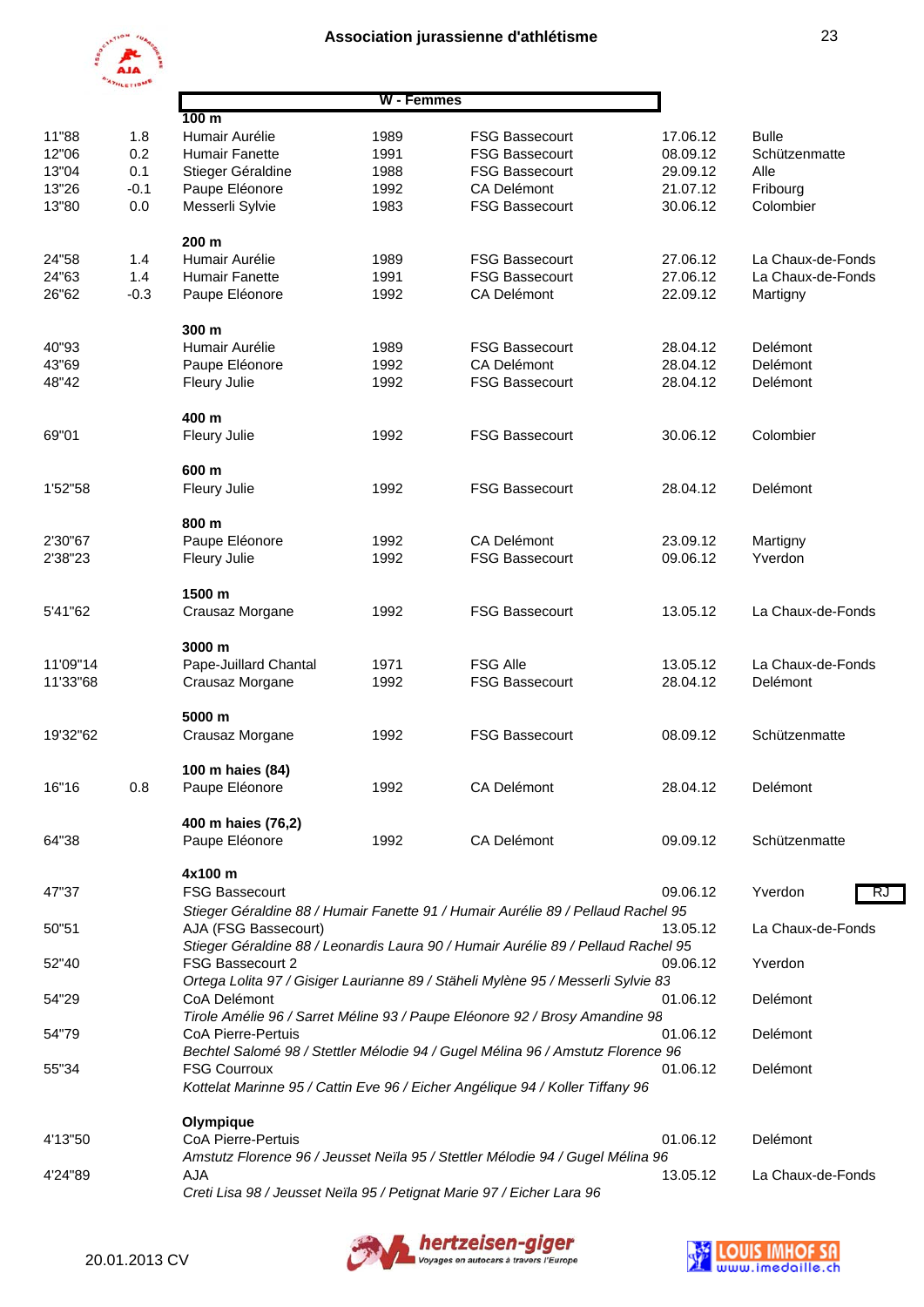## W - Femmes

### 100 m

| | | | | | | |
|---|---|---|---|---|---|---|
| 11"88 | 1.8 | Humair Aurélie | 1989 | FSG Bassecourt | 17.06.12 | Bulle |
| 12"06 | 0.2 | Humair Fanette | 1991 | FSG Bassecourt | 08.09.12 | Schützenmatte |
| 13"04 | 0.1 | Stieger Géraldine | 1988 | FSG Bassecourt | 29.09.12 | Alle |
| 13"26 | -0.1 | Paupe Eléonore | 1992 | CA Delémont | 21.07.12 | Fribourg |
| 13"80 | 0.0 | Messerli Sylvie | 1983 | FSG Bassecourt | 30.06.12 | Colombier |

### 200 m

| | | | | | | |
|---|---|---|---|---|---|---|
| 24"58 | 1.4 | Humair Aurélie | 1989 | FSG Bassecourt | 27.06.12 | La Chaux-de-Fonds |
| 24"63 | 1.4 | Humair Fanette | 1991 | FSG Bassecourt | 27.06.12 | La Chaux-de-Fonds |
| 26"62 | -0.3 | Paupe Eléonore | 1992 | CA Delémont | 22.09.12 | Martigny |

### 300 m

| | | | | | | |
|---|---|---|---|---|---|---|
| 40"93 | | Humair Aurélie | 1989 | FSG Bassecourt | 28.04.12 | Delémont |
| 43"69 | | Paupe Eléonore | 1992 | CA Delémont | 28.04.12 | Delémont |
| 48"42 | | Fleury Julie | 1992 | FSG Bassecourt | 28.04.12 | Delémont |

### 400 m

| | | | | | | |
|---|---|---|---|---|---|---|
| 69"01 | | Fleury Julie | 1992 | FSG Bassecourt | 30.06.12 | Colombier |

### 600 m

| | | | | | | |
|---|---|---|---|---|---|---|
| 1'52"58 | | Fleury Julie | 1992 | FSG Bassecourt | 28.04.12 | Delémont |

### 800 m

| | | | | | | |
|---|---|---|---|---|---|---|
| 2'30"67 | | Paupe Eléonore | 1992 | CA Delémont | 23.09.12 | Martigny |
| 2'38"23 | | Fleury Julie | 1992 | FSG Bassecourt | 09.06.12 | Yverdon |

### 1500 m

| | | | | | | |
|---|---|---|---|---|---|---|
| 5'41"62 | | Crausaz Morgane | 1992 | FSG Bassecourt | 13.05.12 | La Chaux-de-Fonds |

### 3000 m

| | | | | | | |
|---|---|---|---|---|---|---|
| 11'09"14 | | Pape-Juillard Chantal | 1971 | FSG Alle | 13.05.12 | La Chaux-de-Fonds |
| 11'33"68 | | Crausaz Morgane | 1992 | FSG Bassecourt | 28.04.12 | Delémont |

### 5000 m

| | | | | | | |
|---|---|---|---|---|---|---|
| 19'32"62 | | Crausaz Morgane | 1992 | FSG Bassecourt | 08.09.12 | Schützenmatte |

### 100 m haies (84)

| | | | | | | |
|---|---|---|---|---|---|---|
| 16"16 | 0.8 | Paupe Eléonore | 1992 | CA Delémont | 28.04.12 | Delémont |

### 400 m haies (76,2)

| | | | | | | |
|---|---|---|---|---|---|---|
| 64"38 | | Paupe Eléonore | 1992 | CA Delémont | 09.09.12 | Schützenmatte |

### 4x100 m

| | | | | |
|---|---|---|---|---|
| 47"37 | FSG Bassecourt | 09.06.12 | Yverdon | RJ |
| | *Stieger Géraldine 88 / Humair Fanette 91 / Humair Aurélie 89 / Pellaud Rachel 95* | | | |
| 50"51 | AJA (FSG Bassecourt) | 13.05.12 | La Chaux-de-Fonds | |
| | *Stieger Géraldine 88 / Leonardis Laura 90 / Humair Aurélie 89 / Pellaud Rachel 95* | | | |
| 52"40 | FSG Bassecourt 2 | 09.06.12 | Yverdon | |
| | *Ortega Lolita 97 / Gisiger Laurianne 89 / Stäheli Mylène 95 / Messerli Sylvie 83* | | | |
| 54"29 | CoA Delémont | 01.06.12 | Delémont | |
| | *Tirole Amélie 96 / Sarret Méline 93 / Paupe Eléonore 92 / Brosy Amandine 98* | | | |
| 54"79 | CoA Pierre-Pertuis | 01.06.12 | Delémont | |
| | *Bechtel Salomé 98 / Stettler Mélodie 94 / Gugel Mélina 96 / Amstutz Florence 96* | | | |
| 55"34 | FSG Courroux | 01.06.12 | Delémont | |
| | *Kottelat Marinne 95 / Cattin Eve 96 / Eicher Angélique 94 / Koller Tiffany 96* | | | |

### Olympique

| | | | |
|---|---|---|---|
| 4'13"50 | CoA Pierre-Pertuis | 01.06.12 | Delémont |
| | *Amstutz Florence 96 / Jeusset Neïla 95 / Stettler Mélodie 94 / Gugel Mélina 96* | | |
| 4'24"89 | AJA | 13.05.12 | La Chaux-de-Fonds |
| | *Creti Lisa 98 / Jeusset Neïla 95 / Petignat Marie 97 / Eicher Lara 96* | | |

20.01.2013 CV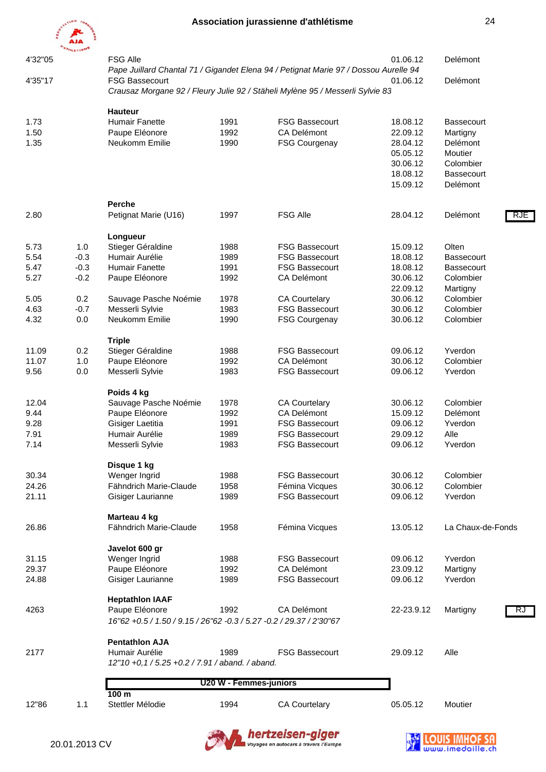| Perf | Vent | Nom | Année | Club | Date | Lieu | |
|---|---|---|---|---|---|---|---|
| 4'32"05 | | FSG Alle | | | 01.06.12 | Delémont | |
| | | *Pape Juillard Chantal 71 / Gigandet Elena 94 / Petignat Marie 97 / Dossou Aurelle 94* | | | | | |
| 4'35"17 | | FSG Bassecourt | | | 01.06.12 | Delémont | |
| | | *Crausaz Morgane 92 / Fleury Julie 92 / Stäheli Mylène 95 / Messerli Sylvie 83* | | | | | |
| | | **Hauteur** | | | | | |
| 1.73 | | Humair Fanette | 1991 | FSG Bassecourt | 18.08.12 | Bassecourt | |
| 1.50 | | Paupe Eléonore | 1992 | CA Delémont | 22.09.12 | Martigny | |
| 1.35 | | Neukomm Emilie | 1990 | FSG Courgenay | 28.04.12 | Delémont | |
| | | | | | 05.05.12 | Moutier | |
| | | | | | 30.06.12 | Colombier | |
| | | | | | 18.08.12 | Bassecourt | |
| | | | | | 15.09.12 | Delémont | |
| | | **Perche** | | | | | |
| 2.80 | | Petignat Marie (U16) | 1997 | FSG Alle | 28.04.12 | Delémont | RJE |
| | | **Longueur** | | | | | |
| 5.73 | 1.0 | Stieger Géraldine | 1988 | FSG Bassecourt | 15.09.12 | Olten | |
| 5.54 | -0.3 | Humair Aurélie | 1989 | FSG Bassecourt | 18.08.12 | Bassecourt | |
| 5.47 | -0.3 | Humair Fanette | 1991 | FSG Bassecourt | 18.08.12 | Bassecourt | |
| 5.27 | -0.2 | Paupe Eléonore | 1992 | CA Delémont | 30.06.12 | Colombier | |
| | | | | | 22.09.12 | Martigny | |
| 5.05 | 0.2 | Sauvage Pasche Noémie | 1978 | CA Courtelary | 30.06.12 | Colombier | |
| 4.63 | -0.7 | Messerli Sylvie | 1983 | FSG Bassecourt | 30.06.12 | Colombier | |
| 4.32 | 0.0 | Neukomm Emilie | 1990 | FSG Courgenay | 30.06.12 | Colombier | |
| | | **Triple** | | | | | |
| 11.09 | 0.2 | Stieger Géraldine | 1988 | FSG Bassecourt | 09.06.12 | Yverdon | |
| 11.07 | 1.0 | Paupe Eléonore | 1992 | CA Delémont | 30.06.12 | Colombier | |
| 9.56 | 0.0 | Messerli Sylvie | 1983 | FSG Bassecourt | 09.06.12 | Yverdon | |
| | | **Poids 4 kg** | | | | | |
| 12.04 | | Sauvage Pasche Noémie | 1978 | CA Courtelary | 30.06.12 | Colombier | |
| 9.44 | | Paupe Eléonore | 1992 | CA Delémont | 15.09.12 | Delémont | |
| 9.28 | | Gisiger Laetitia | 1991 | FSG Bassecourt | 09.06.12 | Yverdon | |
| 7.91 | | Humair Aurélie | 1989 | FSG Bassecourt | 29.09.12 | Alle | |
| 7.14 | | Messerli Sylvie | 1983 | FSG Bassecourt | 09.06.12 | Yverdon | |
| | | **Disque 1 kg** | | | | | |
| 30.34 | | Wenger Ingrid | 1988 | FSG Bassecourt | 30.06.12 | Colombier | |
| 24.26 | | Fähndrich Marie-Claude | 1958 | Fémina Vicques | 30.06.12 | Colombier | |
| 21.11 | | Gisiger Laurianne | 1989 | FSG Bassecourt | 09.06.12 | Yverdon | |
| | | **Marteau 4 kg** | | | | | |
| 26.86 | | Fähndrich Marie-Claude | 1958 | Fémina Vicques | 13.05.12 | La Chaux-de-Fonds | |
| | | **Javelot 600 gr** | | | | | |
| 31.15 | | Wenger Ingrid | 1988 | FSG Bassecourt | 09.06.12 | Yverdon | |
| 29.37 | | Paupe Eléonore | 1992 | CA Delémont | 23.09.12 | Martigny | |
| 24.88 | | Gisiger Laurianne | 1989 | FSG Bassecourt | 09.06.12 | Yverdon | |
| | | **Heptathlon IAAF** | | | | | |
| 4263 | | Paupe Eléonore | 1992 | CA Delémont | 22-23.9.12 | Martigny | RJ |
| | | *16"62 +0.5 / 1.50 / 9.15 / 26"62 -0.3 / 5.27 -0.2 / 29.37 / 2'30"67* | | | | | |
| | | **Pentathlon AJA** | | | | | |
| 2177 | | Humair Aurélie | 1989 | FSG Bassecourt | 29.09.12 | Alle | |
| | | *12"10 +0,1 / 5.25 +0.2 / 7.91 / aband. / aband.* | | | | | |

## U20 W - Femmes-juniors

| Perf | Vent | Nom | Année | Club | Date | Lieu |
|---|---|---|---|---|---|---|
| | | **100 m** | | | | |
| 12"86 | 1.1 | Stettler Mélodie | 1994 | CA Courtelary | 05.05.12 | Moutier |

20.01.2013 CV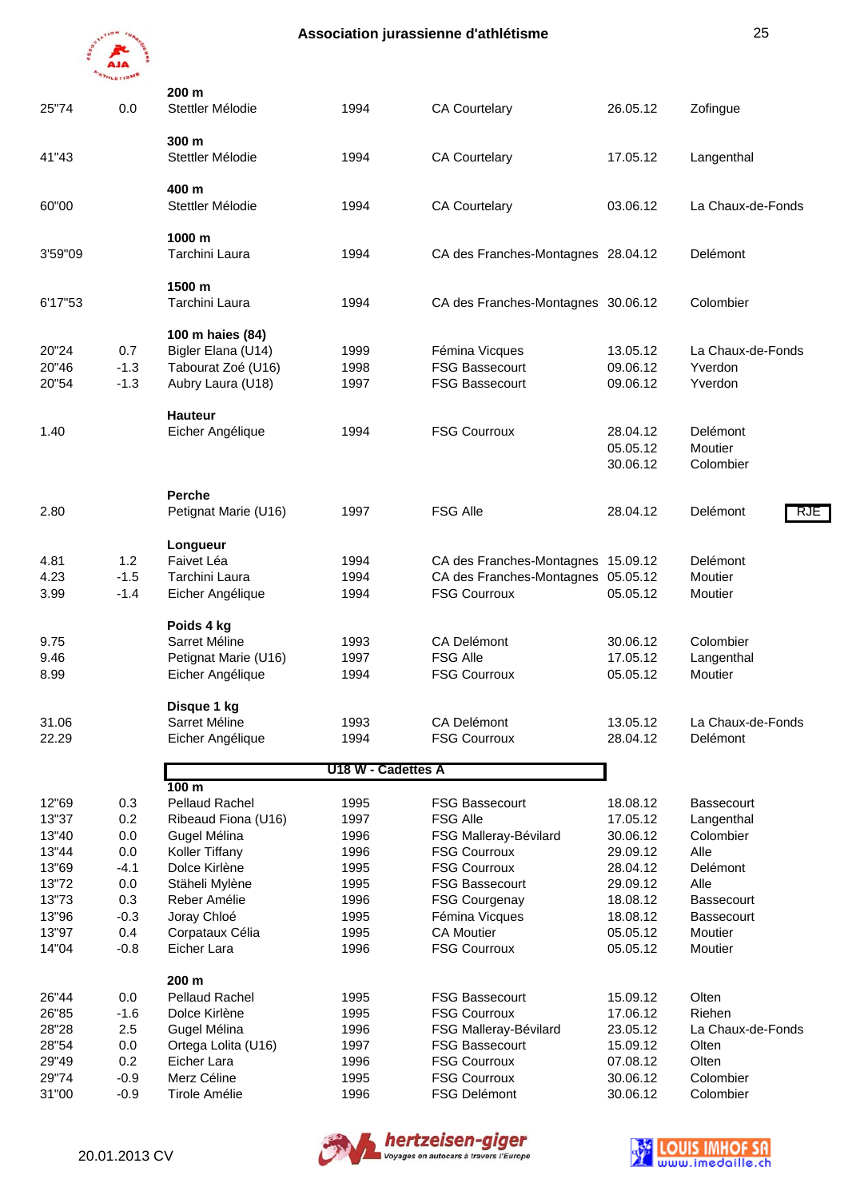## 200 m

| | | | | | | |
|---|---|---|---|---|---|---|
| 25"74 | 0.0 | Stettler Mélodie | 1994 | CA Courtelary | 26.05.12 | Zofingue |

## 300 m

| | | | | | | |
|---|---|---|---|---|---|---|
| 41"43 | | Stettler Mélodie | 1994 | CA Courtelary | 17.05.12 | Langenthal |

## 400 m

| | | | | | | |
|---|---|---|---|---|---|---|
| 60"00 | | Stettler Mélodie | 1994 | CA Courtelary | 03.06.12 | La Chaux-de-Fonds |

## 1000 m

| | | | | | | |
|---|---|---|---|---|---|---|
| 3'59"09 | | Tarchini Laura | 1994 | CA des Franches-Montagnes | 28.04.12 | Delémont |

## 1500 m

| | | | | | | |
|---|---|---|---|---|---|---|
| 6'17"53 | | Tarchini Laura | 1994 | CA des Franches-Montagnes | 30.06.12 | Colombier |

## 100 m haies (84)

| | | | | | | |
|---|---|---|---|---|---|---|
| 20"24 | 0.7 | Bigler Elana (U14) | 1999 | Fémina Vicques | 13.05.12 | La Chaux-de-Fonds |
| 20"46 | -1.3 | Tabourat Zoé (U16) | 1998 | FSG Bassecourt | 09.06.12 | Yverdon |
| 20"54 | -1.3 | Aubry Laura (U18) | 1997 | FSG Bassecourt | 09.06.12 | Yverdon |

## Hauteur

| | | | | | | |
|---|---|---|---|---|---|---|
| 1.40 | | Eicher Angélique | 1994 | FSG Courroux | 28.04.12 | Delémont |
| | | | | | 05.05.12 | Moutier |
| | | | | | 30.06.12 | Colombier |

## Perche

| | | | | | | | |
|---|---|---|---|---|---|---|---|
| 2.80 | | Petignat Marie (U16) | 1997 | FSG Alle | 28.04.12 | Delémont | RJE |

## Longueur

| | | | | | | |
|---|---|---|---|---|---|---|
| 4.81 | 1.2 | Faivet Léa | 1994 | CA des Franches-Montagnes | 15.09.12 | Delémont |
| 4.23 | -1.5 | Tarchini Laura | 1994 | CA des Franches-Montagnes | 05.05.12 | Moutier |
| 3.99 | -1.4 | Eicher Angélique | 1994 | FSG Courroux | 05.05.12 | Moutier |

## Poids 4 kg

| | | | | | | |
|---|---|---|---|---|---|---|
| 9.75 | | Sarret Méline | 1993 | CA Delémont | 30.06.12 | Colombier |
| 9.46 | | Petignat Marie (U16) | 1997 | FSG Alle | 17.05.12 | Langenthal |
| 8.99 | | Eicher Angélique | 1994 | FSG Courroux | 05.05.12 | Moutier |

## Disque 1 kg

| | | | | | | |
|---|---|---|---|---|---|---|
| 31.06 | | Sarret Méline | 1993 | CA Delémont | 13.05.12 | La Chaux-de-Fonds |
| 22.29 | | Eicher Angélique | 1994 | FSG Courroux | 28.04.12 | Delémont |

# U18 W - Cadettes A

## 100 m

| | | | | | | |
|---|---|---|---|---|---|---|
| 12"69 | 0.3 | Pellaud Rachel | 1995 | FSG Bassecourt | 18.08.12 | Bassecourt |
| 13"37 | 0.2 | Ribeaud Fiona (U16) | 1997 | FSG Alle | 17.05.12 | Langenthal |
| 13"40 | 0.0 | Gugel Mélina | 1996 | FSG Malleray-Bévilard | 30.06.12 | Colombier |
| 13"44 | 0.0 | Koller Tiffany | 1996 | FSG Courroux | 29.09.12 | Alle |
| 13"69 | -4.1 | Dolce Kirlène | 1995 | FSG Courroux | 28.04.12 | Delémont |
| 13"72 | 0.0 | Stäheli Mylène | 1995 | FSG Bassecourt | 29.09.12 | Alle |
| 13"73 | 0.3 | Reber Amélie | 1996 | FSG Courgenay | 18.08.12 | Bassecourt |
| 13"96 | -0.3 | Joray Chloé | 1995 | Fémina Vicques | 18.08.12 | Bassecourt |
| 13"97 | 0.4 | Corpataux Célia | 1995 | CA Moutier | 05.05.12 | Moutier |
| 14"04 | -0.8 | Eicher Lara | 1996 | FSG Courroux | 05.05.12 | Moutier |

## 200 m

| | | | | | | |
|---|---|---|---|---|---|---|
| 26"44 | 0.0 | Pellaud Rachel | 1995 | FSG Bassecourt | 15.09.12 | Olten |
| 26"85 | -1.6 | Dolce Kirlène | 1995 | FSG Courroux | 17.06.12 | Riehen |
| 28"28 | 2.5 | Gugel Mélina | 1996 | FSG Malleray-Bévilard | 23.05.12 | La Chaux-de-Fonds |
| 28"54 | 0.0 | Ortega Lolita (U16) | 1997 | FSG Bassecourt | 15.09.12 | Olten |
| 29"49 | 0.2 | Eicher Lara | 1996 | FSG Courroux | 07.08.12 | Olten |
| 29"74 | -0.9 | Merz Céline | 1995 | FSG Courroux | 30.06.12 | Colombier |
| 31"00 | -0.9 | Tirole Amélie | 1996 | FSG Delémont | 30.06.12 | Colombier |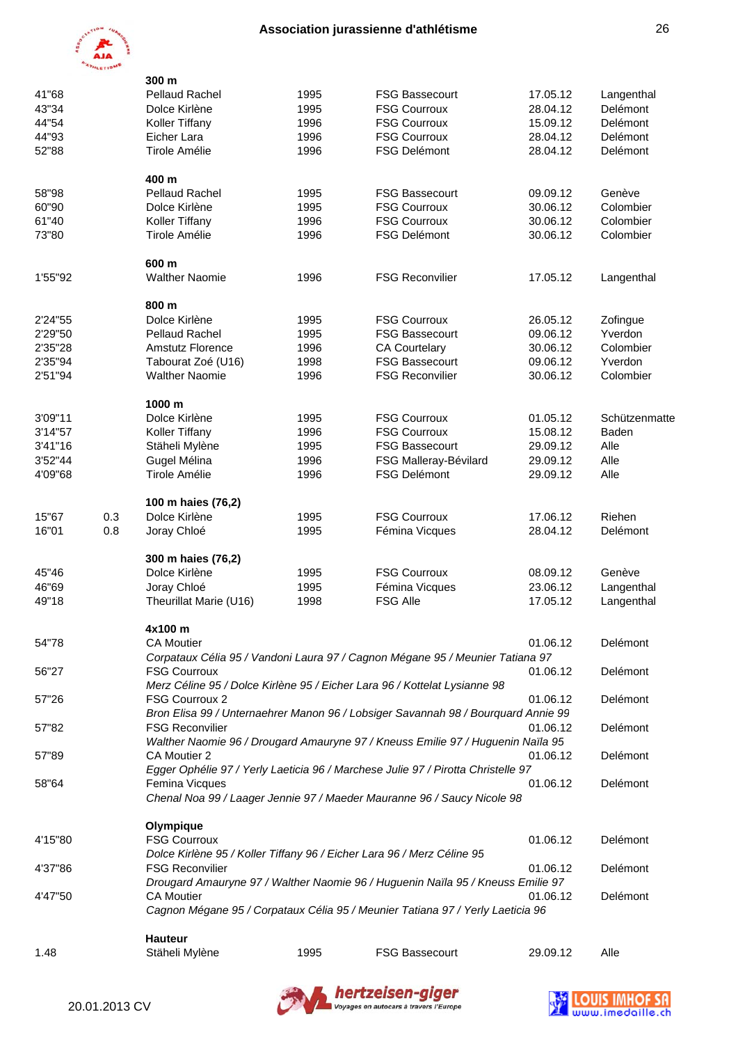## Association jurassienne d'athlétisme

### 300 m

| | | | | | | |
|---|---|---|---|---|---|---|
| 41"68 | | Pellaud Rachel | 1995 | FSG Bassecourt | 17.05.12 | Langenthal |
| 43"34 | | Dolce Kirlène | 1995 | FSG Courroux | 28.04.12 | Delémont |
| 44"54 | | Koller Tiffany | 1996 | FSG Courroux | 15.09.12 | Delémont |
| 44"93 | | Eicher Lara | 1996 | FSG Courroux | 28.04.12 | Delémont |
| 52"88 | | Tirole Amélie | 1996 | FSG Delémont | 28.04.12 | Delémont |

### 400 m

| | | | | | | |
|---|---|---|---|---|---|---|
| 58"98 | | Pellaud Rachel | 1995 | FSG Bassecourt | 09.09.12 | Genève |
| 60"90 | | Dolce Kirlène | 1995 | FSG Courroux | 30.06.12 | Colombier |
| 61"40 | | Koller Tiffany | 1996 | FSG Courroux | 30.06.12 | Colombier |
| 73"80 | | Tirole Amélie | 1996 | FSG Delémont | 30.06.12 | Colombier |

### 600 m

| | | | | | | |
|---|---|---|---|---|---|---|
| 1'55"92 | | Walther Naomie | 1996 | FSG Reconvilier | 17.05.12 | Langenthal |

### 800 m

| | | | | | | |
|---|---|---|---|---|---|---|
| 2'24"55 | | Dolce Kirlène | 1995 | FSG Courroux | 26.05.12 | Zofingue |
| 2'29"50 | | Pellaud Rachel | 1995 | FSG Bassecourt | 09.06.12 | Yverdon |
| 2'35"28 | | Amstutz Florence | 1996 | CA Courtelary | 30.06.12 | Colombier |
| 2'35"94 | | Tabourat Zoé (U16) | 1998 | FSG Bassecourt | 09.06.12 | Yverdon |
| 2'51"94 | | Walther Naomie | 1996 | FSG Reconvilier | 30.06.12 | Colombier |

### 1000 m

| | | | | | | |
|---|---|---|---|---|---|---|
| 3'09"11 | | Dolce Kirlène | 1995 | FSG Courroux | 01.05.12 | Schützenmatte |
| 3'14"57 | | Koller Tiffany | 1996 | FSG Courroux | 15.08.12 | Baden |
| 3'41"16 | | Stäheli Mylène | 1995 | FSG Bassecourt | 29.09.12 | Alle |
| 3'52"44 | | Gugel Mélina | 1996 | FSG Malleray-Bévilard | 29.09.12 | Alle |
| 4'09"68 | | Tirole Amélie | 1996 | FSG Delémont | 29.09.12 | Alle |

### 100 m haies (76,2)

| | | | | | | |
|---|---|---|---|---|---|---|
| 15"67 | 0.3 | Dolce Kirlène | 1995 | FSG Courroux | 17.06.12 | Riehen |
| 16"01 | 0.8 | Joray Chloé | 1995 | Fémina Vicques | 28.04.12 | Delémont |

### 300 m haies (76,2)

| | | | | | | |
|---|---|---|---|---|---|---|
| 45"46 | | Dolce Kirlène | 1995 | FSG Courroux | 08.09.12 | Genève |
| 46"69 | | Joray Chloé | 1995 | Fémina Vicques | 23.06.12 | Langenthal |
| 49"18 | | Theurillat Marie (U16) | 1998 | FSG Alle | 17.05.12 | Langenthal |

### 4x100 m

| | | | |
|---|---|---|---|
| 54"78 | CA Moutier | 01.06.12 | Delémont |
| | *Corpataux Célia 95 / Vandoni Laura 97 / Cagnon Mégane 95 / Meunier Tatiana 97* | | |
| 56"27 | FSG Courroux | 01.06.12 | Delémont |
| | *Merz Céline 95 / Dolce Kirlène 95 / Eicher Lara 96 / Kottelat Lysianne 98* | | |
| 57"26 | FSG Courroux 2 | 01.06.12 | Delémont |
| | *Bron Elisa 99 / Unternaehrer Manon 96 / Lobsiger Savannah 98 / Bourquard Annie 99* | | |
| 57"82 | FSG Reconvilier | 01.06.12 | Delémont |
| | *Walther Naomie 96 / Drougard Amauryne 97 / Kneuss Emilie 97 / Huguenin Naïla 95* | | |
| 57"89 | CA Moutier 2 | 01.06.12 | Delémont |
| | *Egger Ophélie 97 / Yerly Laeticia 96 / Marchese Julie 97 / Pirotta Christelle 97* | | |
| 58"64 | Femina Vicques | 01.06.12 | Delémont |
| | *Chenal Noa 99 / Laager Jennie 97 / Maeder Mauranne 96 / Saucy Nicole 98* | | |

### Olympique

| | | | |
|---|---|---|---|
| 4'15"80 | FSG Courroux | 01.06.12 | Delémont |
| | *Dolce Kirlène 95 / Koller Tiffany 96 / Eicher Lara 96 / Merz Céline 95* | | |
| 4'37"86 | FSG Reconvilier | 01.06.12 | Delémont |
| | *Drougard Amauryne 97 / Walther Naomie 96 / Huguenin Naïla 95 / Kneuss Emilie 97* | | |
| 4'47"50 | CA Moutier | 01.06.12 | Delémont |
| | *Cagnon Mégane 95 / Corpataux Célia 95 / Meunier Tatiana 97 / Yerly Laeticia 96* | | |

### Hauteur

| | | | | | | |
|---|---|---|---|---|---|---|
| 1.48 | | Stäheli Mylène | 1995 | FSG Bassecourt | 29.09.12 | Alle |

20.01.2013 CV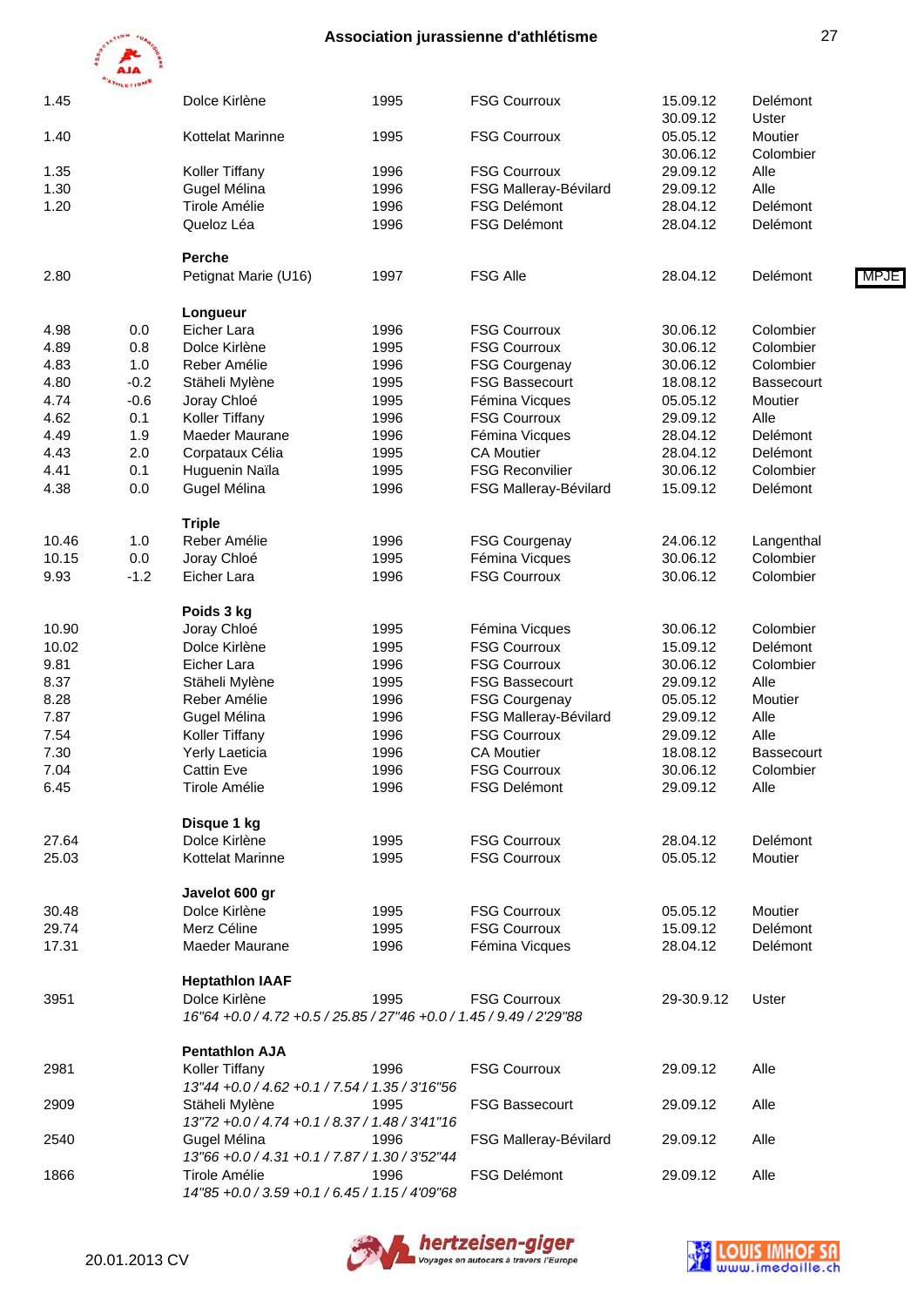| Perf. | Vent | Nom | Année | Club | Date | Lieu | |
|---|---|---|---|---|---|---|---|
| 1.45 | | Dolce Kirlène | 1995 | FSG Courroux | 15.09.12 | Delémont | |
| | | | | | 30.09.12 | Uster | |
| 1.40 | | Kottelat Marinne | 1995 | FSG Courroux | 05.05.12 | Moutier | |
| | | | | | 30.06.12 | Colombier | |
| 1.35 | | Koller Tiffany | 1996 | FSG Courroux | 29.09.12 | Alle | |
| 1.30 | | Gugel Mélina | 1996 | FSG Malleray-Bévilard | 29.09.12 | Alle | |
| 1.20 | | Tirole Amélie | 1996 | FSG Delémont | 28.04.12 | Delémont | |
| | | Queloz Léa | 1996 | FSG Delémont | 28.04.12 | Delémont | |

**Perche**

| Perf. | Vent | Nom | Année | Club | Date | Lieu | |
|---|---|---|---|---|---|---|---|
| 2.80 | | Petignat Marie (U16) | 1997 | FSG Alle | 28.04.12 | Delémont | MPJE |

**Longueur**

| Perf. | Vent | Nom | Année | Club | Date | Lieu |
|---|---|---|---|---|---|---|
| 4.98 | 0.0 | Eicher Lara | 1996 | FSG Courroux | 30.06.12 | Colombier |
| 4.89 | 0.8 | Dolce Kirlène | 1995 | FSG Courroux | 30.06.12 | Colombier |
| 4.83 | 1.0 | Reber Amélie | 1996 | FSG Courgenay | 30.06.12 | Colombier |
| 4.80 | -0.2 | Stäheli Mylène | 1995 | FSG Bassecourt | 18.08.12 | Bassecourt |
| 4.74 | -0.6 | Joray Chloé | 1995 | Fémina Vicques | 05.05.12 | Moutier |
| 4.62 | 0.1 | Koller Tiffany | 1996 | FSG Courroux | 29.09.12 | Alle |
| 4.49 | 1.9 | Maeder Maurane | 1996 | Fémina Vicques | 28.04.12 | Delémont |
| 4.43 | 2.0 | Corpataux Célia | 1995 | CA Moutier | 28.04.12 | Delémont |
| 4.41 | 0.1 | Huguenin Naïla | 1995 | FSG Reconvilier | 30.06.12 | Colombier |
| 4.38 | 0.0 | Gugel Mélina | 1996 | FSG Malleray-Bévilard | 15.09.12 | Delémont |

**Triple**

| Perf. | Vent | Nom | Année | Club | Date | Lieu |
|---|---|---|---|---|---|---|
| 10.46 | 1.0 | Reber Amélie | 1996 | FSG Courgenay | 24.06.12 | Langenthal |
| 10.15 | 0.0 | Joray Chloé | 1995 | Fémina Vicques | 30.06.12 | Colombier |
| 9.93 | -1.2 | Eicher Lara | 1996 | FSG Courroux | 30.06.12 | Colombier |

**Poids 3 kg**

| Perf. | Nom | Année | Club | Date | Lieu |
|---|---|---|---|---|---|
| 10.90 | Joray Chloé | 1995 | Fémina Vicques | 30.06.12 | Colombier |
| 10.02 | Dolce Kirlène | 1995 | FSG Courroux | 15.09.12 | Delémont |
| 9.81 | Eicher Lara | 1996 | FSG Courroux | 30.06.12 | Colombier |
| 8.37 | Stäheli Mylène | 1995 | FSG Bassecourt | 29.09.12 | Alle |
| 8.28 | Reber Amélie | 1996 | FSG Courgenay | 05.05.12 | Moutier |
| 7.87 | Gugel Mélina | 1996 | FSG Malleray-Bévilard | 29.09.12 | Alle |
| 7.54 | Koller Tiffany | 1996 | FSG Courroux | 29.09.12 | Alle |
| 7.30 | Yerly Laeticia | 1996 | CA Moutier | 18.08.12 | Bassecourt |
| 7.04 | Cattin Eve | 1996 | FSG Courroux | 30.06.12 | Colombier |
| 6.45 | Tirole Amélie | 1996 | FSG Delémont | 29.09.12 | Alle |

**Disque 1 kg**

| Perf. | Nom | Année | Club | Date | Lieu |
|---|---|---|---|---|---|
| 27.64 | Dolce Kirlène | 1995 | FSG Courroux | 28.04.12 | Delémont |
| 25.03 | Kottelat Marinne | 1995 | FSG Courroux | 05.05.12 | Moutier |

**Javelot 600 gr**

| Perf. | Nom | Année | Club | Date | Lieu |
|---|---|---|---|---|---|
| 30.48 | Dolce Kirlène | 1995 | FSG Courroux | 05.05.12 | Moutier |
| 29.74 | Merz Céline | 1995 | FSG Courroux | 15.09.12 | Delémont |
| 17.31 | Maeder Maurane | 1996 | Fémina Vicques | 28.04.12 | Delémont |

**Heptathlon IAAF**

| Perf. | Nom | Année | Club | Date | Lieu |
|---|---|---|---|---|---|
| 3951 | Dolce Kirlène | 1995 | FSG Courroux | 29-30.9.12 | Uster |
| | *16"64 +0.0 / 4.72 +0.5 / 25.85 / 27"46 +0.0 / 1.45 / 9.49 / 2'29"88* | | | | |

**Pentathlon AJA**

| Perf. | Nom | Année | Club | Date | Lieu |
|---|---|---|---|---|---|
| 2981 | Koller Tiffany | 1996 | FSG Courroux | 29.09.12 | Alle |
| | *13"44 +0.0 / 4.62 +0.1 / 7.54 / 1.35 / 3'16"56* | | | | |
| 2909 | Stäheli Mylène | 1995 | FSG Bassecourt | 29.09.12 | Alle |
| | *13"72 +0.0 / 4.74 +0.1 / 8.37 / 1.48 / 3'41"16* | | | | |
| 2540 | Gugel Mélina | 1996 | FSG Malleray-Bévilard | 29.09.12 | Alle |
| | *13"66 +0.0 / 4.31 +0.1 / 7.87 / 1.30 / 3'52"44* | | | | |
| 1866 | Tirole Amélie | 1996 | FSG Delémont | 29.09.12 | Alle |
| | *14"85 +0.0 / 3.59 +0.1 / 6.45 / 1.15 / 4'09"68* | | | | |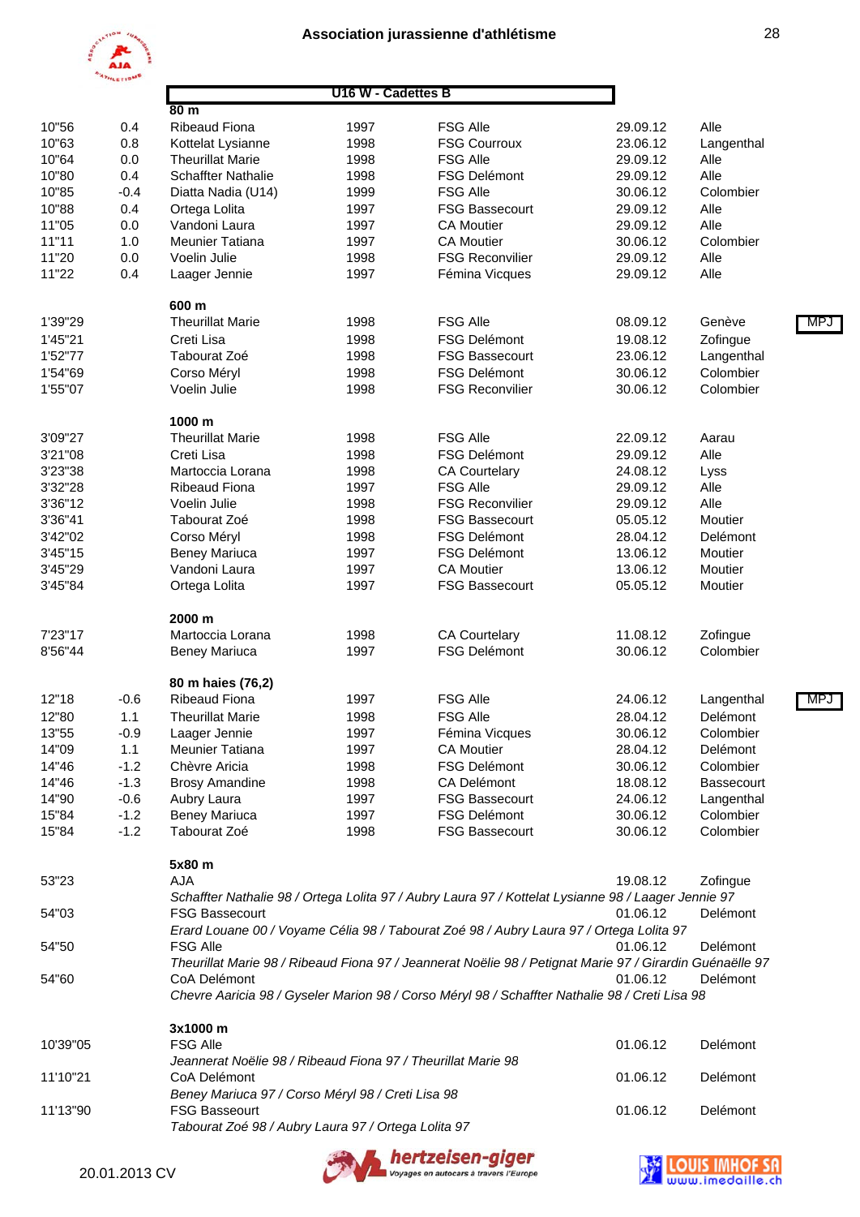## Association jurassienne d'athlétisme

### U16 W - Cadettes B

**80 m**

| | | | | | | | |
|---|---|---|---|---|---|---|---|
| 10"56 | 0.4 | Ribeaud Fiona | 1997 | FSG Alle | 29.09.12 | Alle | |
| 10"63 | 0.8 | Kottelat Lysianne | 1998 | FSG Courroux | 23.06.12 | Langenthal | |
| 10"64 | 0.0 | Theurillat Marie | 1998 | FSG Alle | 29.09.12 | Alle | |
| 10"80 | 0.4 | Schaffter Nathalie | 1998 | FSG Delémont | 29.09.12 | Alle | |
| 10"85 | -0.4 | Diatta Nadia (U14) | 1999 | FSG Alle | 30.06.12 | Colombier | |
| 10"88 | 0.4 | Ortega Lolita | 1997 | FSG Bassecourt | 29.09.12 | Alle | |
| 11"05 | 0.0 | Vandoni Laura | 1997 | CA Moutier | 29.09.12 | Alle | |
| 11"11 | 1.0 | Meunier Tatiana | 1997 | CA Moutier | 30.06.12 | Colombier | |
| 11"20 | 0.0 | Voelin Julie | 1998 | FSG Reconvilier | 29.09.12 | Alle | |
| 11"22 | 0.4 | Laager Jennie | 1997 | Fémina Vicques | 29.09.12 | Alle | |

**600 m**

| | | | | | | | |
|---|---|---|---|---|---|---|---|
| 1'39"29 | | Theurillat Marie | 1998 | FSG Alle | 08.09.12 | Genève | MPJ |
| 1'45"21 | | Creti Lisa | 1998 | FSG Delémont | 19.08.12 | Zofingue | |
| 1'52"77 | | Tabourat Zoé | 1998 | FSG Bassecourt | 23.06.12 | Langenthal | |
| 1'54"69 | | Corso Méryl | 1998 | FSG Delémont | 30.06.12 | Colombier | |
| 1'55"07 | | Voelin Julie | 1998 | FSG Reconvilier | 30.06.12 | Colombier | |

**1000 m**

| | | | | | | | |
|---|---|---|---|---|---|---|---|
| 3'09"27 | | Theurillat Marie | 1998 | FSG Alle | 22.09.12 | Aarau | |
| 3'21"08 | | Creti Lisa | 1998 | FSG Delémont | 29.09.12 | Alle | |
| 3'23"38 | | Martoccia Lorana | 1998 | CA Courtelary | 24.08.12 | Lyss | |
| 3'32"28 | | Ribeaud Fiona | 1997 | FSG Alle | 29.09.12 | Alle | |
| 3'36"12 | | Voelin Julie | 1998 | FSG Reconvilier | 29.09.12 | Alle | |
| 3'36"41 | | Tabourat Zoé | 1998 | FSG Bassecourt | 05.05.12 | Moutier | |
| 3'42"02 | | Corso Méryl | 1998 | FSG Delémont | 28.04.12 | Delémont | |
| 3'45"15 | | Beney Mariuca | 1997 | FSG Delémont | 13.06.12 | Moutier | |
| 3'45"29 | | Vandoni Laura | 1997 | CA Moutier | 13.06.12 | Moutier | |
| 3'45"84 | | Ortega Lolita | 1997 | FSG Bassecourt | 05.05.12 | Moutier | |

**2000 m**

| | | | | | | | |
|---|---|---|---|---|---|---|---|
| 7'23"17 | | Martoccia Lorana | 1998 | CA Courtelary | 11.08.12 | Zofingue | |
| 8'56"44 | | Beney Mariuca | 1997 | FSG Delémont | 30.06.12 | Colombier | |

**80 m haies (76,2)**

| | | | | | | | |
|---|---|---|---|---|---|---|---|
| 12"18 | -0.6 | Ribeaud Fiona | 1997 | FSG Alle | 24.06.12 | Langenthal | MPJ |
| 12"80 | 1.1 | Theurillat Marie | 1998 | FSG Alle | 28.04.12 | Delémont | |
| 13"55 | -0.9 | Laager Jennie | 1997 | Fémina Vicques | 30.06.12 | Colombier | |
| 14"09 | 1.1 | Meunier Tatiana | 1997 | CA Moutier | 28.04.12 | Delémont | |
| 14"46 | -1.2 | Chèvre Aricia | 1998 | FSG Delémont | 30.06.12 | Colombier | |
| 14"46 | -1.3 | Brosy Amandine | 1998 | CA Delémont | 18.08.12 | Bassecourt | |
| 14"90 | -0.6 | Aubry Laura | 1997 | FSG Bassecourt | 24.06.12 | Langenthal | |
| 15"84 | -1.2 | Beney Mariuca | 1997 | FSG Delémont | 30.06.12 | Colombier | |
| 15"84 | -1.2 | Tabourat Zoé | 1998 | FSG Bassecourt | 30.06.12 | Colombier | |

**5x80 m**

| | | | |
|---|---|---|---|
| 53"23 | AJA | 19.08.12 | Zofingue |
| | *Schaffter Nathalie 98 / Ortega Lolita 97 / Aubry Laura 97 / Kottelat Lysianne 98 / Laager Jennie 97* | | |
| 54"03 | FSG Bassecourt | 01.06.12 | Delémont |
| | *Erard Louane 00 / Voyame Célia 98 / Tabourat Zoé 98 / Aubry Laura 97 / Ortega Lolita 97* | | |
| 54"50 | FSG Alle | 01.06.12 | Delémont |
| | *Theurillat Marie 98 / Ribeaud Fiona 97 / Jeannerat Noëlie 98 / Petignat Marie 97 / Girardin Guénaëlle 97* | | |
| 54"60 | CoA Delémont | 01.06.12 | Delémont |
| | *Chevre Aaricia 98 / Gyseler Marion 98 / Corso Méryl 98 / Schaffter Nathalie 98 / Creti Lisa 98* | | |

**3x1000 m**

| | | | |
|---|---|---|---|
| 10'39"05 | FSG Alle | 01.06.12 | Delémont |
| | *Jeannerat Noëlie 98 / Ribeaud Fiona 97 / Theurillat Marie 98* | | |
| 11'10"21 | CoA Delémont | 01.06.12 | Delémont |
| | *Beney Mariuca 97 / Corso Méryl 98 / Creti Lisa 98* | | |
| 11'13"90 | FSG Basseourt | 01.06.12 | Delémont |
| | *Tabourat Zoé 98 / Aubry Laura 97 / Ortega Lolita 97* | | |

20.01.2013 CV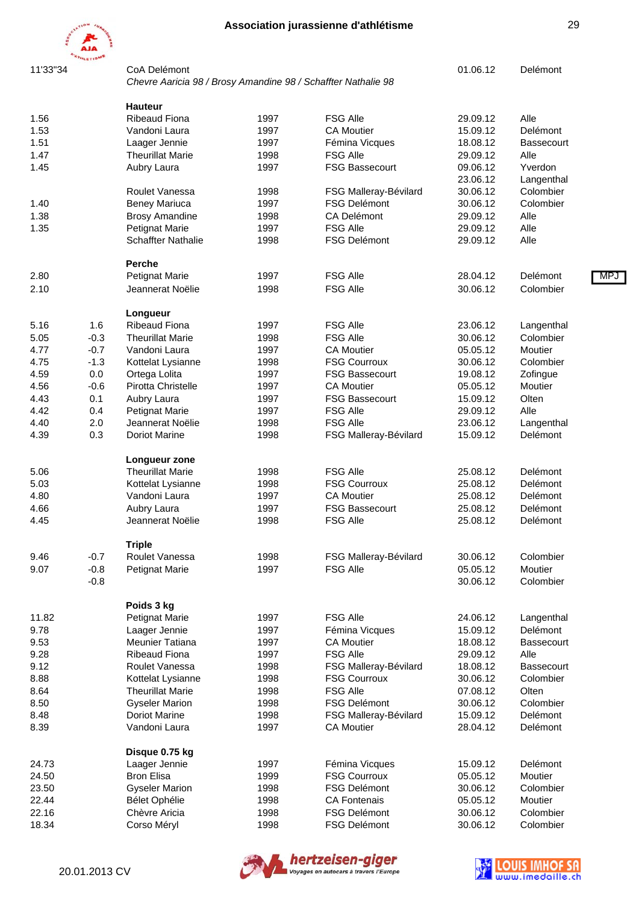| | | | | | | |
|---|---|---|---|---|---|---|
| 11'33"34 | | CoA Delémont | | | 01.06.12 | Delémont |
| | | *Chevre Aaricia 98 / Brosy Amandine 98 / Schaffter Nathalie 98* | | | | |

**Hauteur**

| | | | | | | |
|---|---|---|---|---|---|---|
| 1.56 | | Ribeaud Fiona | 1997 | FSG Alle | 29.09.12 | Alle |
| 1.53 | | Vandoni Laura | 1997 | CA Moutier | 15.09.12 | Delémont |
| 1.51 | | Laager Jennie | 1997 | Fémina Vicques | 18.08.12 | Bassecourt |
| 1.47 | | Theurillat Marie | 1998 | FSG Alle | 29.09.12 | Alle |
| 1.45 | | Aubry Laura | 1997 | FSG Bassecourt | 09.06.12 | Yverdon |
| | | | | | 23.06.12 | Langenthal |
| | | Roulet Vanessa | 1998 | FSG Malleray-Bévilard | 30.06.12 | Colombier |
| 1.40 | | Beney Mariuca | 1997 | FSG Delémont | 30.06.12 | Colombier |
| 1.38 | | Brosy Amandine | 1998 | CA Delémont | 29.09.12 | Alle |
| 1.35 | | Petignat Marie | 1997 | FSG Alle | 29.09.12 | Alle |
| | | Schaffter Nathalie | 1998 | FSG Delémont | 29.09.12 | Alle |

**Perche**

| | | | | | | | |
|---|---|---|---|---|---|---|---|
| 2.80 | | Petignat Marie | 1997 | FSG Alle | 28.04.12 | Delémont | MPJ |
| 2.10 | | Jeannerat Noëlie | 1998 | FSG Alle | 30.06.12 | Colombier | |

**Longueur**

| | | | | | | |
|---|---|---|---|---|---|---|
| 5.16 | 1.6 | Ribeaud Fiona | 1997 | FSG Alle | 23.06.12 | Langenthal |
| 5.05 | -0.3 | Theurillat Marie | 1998 | FSG Alle | 30.06.12 | Colombier |
| 4.77 | -0.7 | Vandoni Laura | 1997 | CA Moutier | 05.05.12 | Moutier |
| 4.75 | -1.3 | Kottelat Lysianne | 1998 | FSG Courroux | 30.06.12 | Colombier |
| 4.59 | 0.0 | Ortega Lolita | 1997 | FSG Bassecourt | 19.08.12 | Zofingue |
| 4.56 | -0.6 | Pirotta Christelle | 1997 | CA Moutier | 05.05.12 | Moutier |
| 4.43 | 0.1 | Aubry Laura | 1997 | FSG Bassecourt | 15.09.12 | Olten |
| 4.42 | 0.4 | Petignat Marie | 1997 | FSG Alle | 29.09.12 | Alle |
| 4.40 | 2.0 | Jeannerat Noëlie | 1998 | FSG Alle | 23.06.12 | Langenthal |
| 4.39 | 0.3 | Doriot Marine | 1998 | FSG Malleray-Bévilard | 15.09.12 | Delémont |

**Longueur zone**

| | | | | | | |
|---|---|---|---|---|---|---|
| 5.06 | | Theurillat Marie | 1998 | FSG Alle | 25.08.12 | Delémont |
| 5.03 | | Kottelat Lysianne | 1998 | FSG Courroux | 25.08.12 | Delémont |
| 4.80 | | Vandoni Laura | 1997 | CA Moutier | 25.08.12 | Delémont |
| 4.66 | | Aubry Laura | 1997 | FSG Bassecourt | 25.08.12 | Delémont |
| 4.45 | | Jeannerat Noëlie | 1998 | FSG Alle | 25.08.12 | Delémont |

**Triple**

| | | | | | | |
|---|---|---|---|---|---|---|
| 9.46 | -0.7 | Roulet Vanessa | 1998 | FSG Malleray-Bévilard | 30.06.12 | Colombier |
| 9.07 | -0.8 | Petignat Marie | 1997 | FSG Alle | 05.05.12 | Moutier |
| | -0.8 | | | | 30.06.12 | Colombier |

**Poids 3 kg**

| | | | | | | |
|---|---|---|---|---|---|---|
| 11.82 | | Petignat Marie | 1997 | FSG Alle | 24.06.12 | Langenthal |
| 9.78 | | Laager Jennie | 1997 | Fémina Vicques | 15.09.12 | Delémont |
| 9.53 | | Meunier Tatiana | 1997 | CA Moutier | 18.08.12 | Bassecourt |
| 9.28 | | Ribeaud Fiona | 1997 | FSG Alle | 29.09.12 | Alle |
| 9.12 | | Roulet Vanessa | 1998 | FSG Malleray-Bévilard | 18.08.12 | Bassecourt |
| 8.88 | | Kottelat Lysianne | 1998 | FSG Courroux | 30.06.12 | Colombier |
| 8.64 | | Theurillat Marie | 1998 | FSG Alle | 07.08.12 | Olten |
| 8.50 | | Gyseler Marion | 1998 | FSG Delémont | 30.06.12 | Colombier |
| 8.48 | | Doriot Marine | 1998 | FSG Malleray-Bévilard | 15.09.12 | Delémont |
| 8.39 | | Vandoni Laura | 1997 | CA Moutier | 28.04.12 | Delémont |

**Disque 0.75 kg**

| | | | | | | |
|---|---|---|---|---|---|---|
| 24.73 | | Laager Jennie | 1997 | Fémina Vicques | 15.09.12 | Delémont |
| 24.50 | | Bron Elisa | 1999 | FSG Courroux | 05.05.12 | Moutier |
| 23.50 | | Gyseler Marion | 1998 | FSG Delémont | 30.06.12 | Colombier |
| 22.44 | | Bélet Ophélie | 1998 | CA Fontenais | 05.05.12 | Moutier |
| 22.16 | | Chèvre Aricia | 1998 | FSG Delémont | 30.06.12 | Colombier |
| 18.34 | | Corso Méryl | 1998 | FSG Delémont | 30.06.12 | Colombier |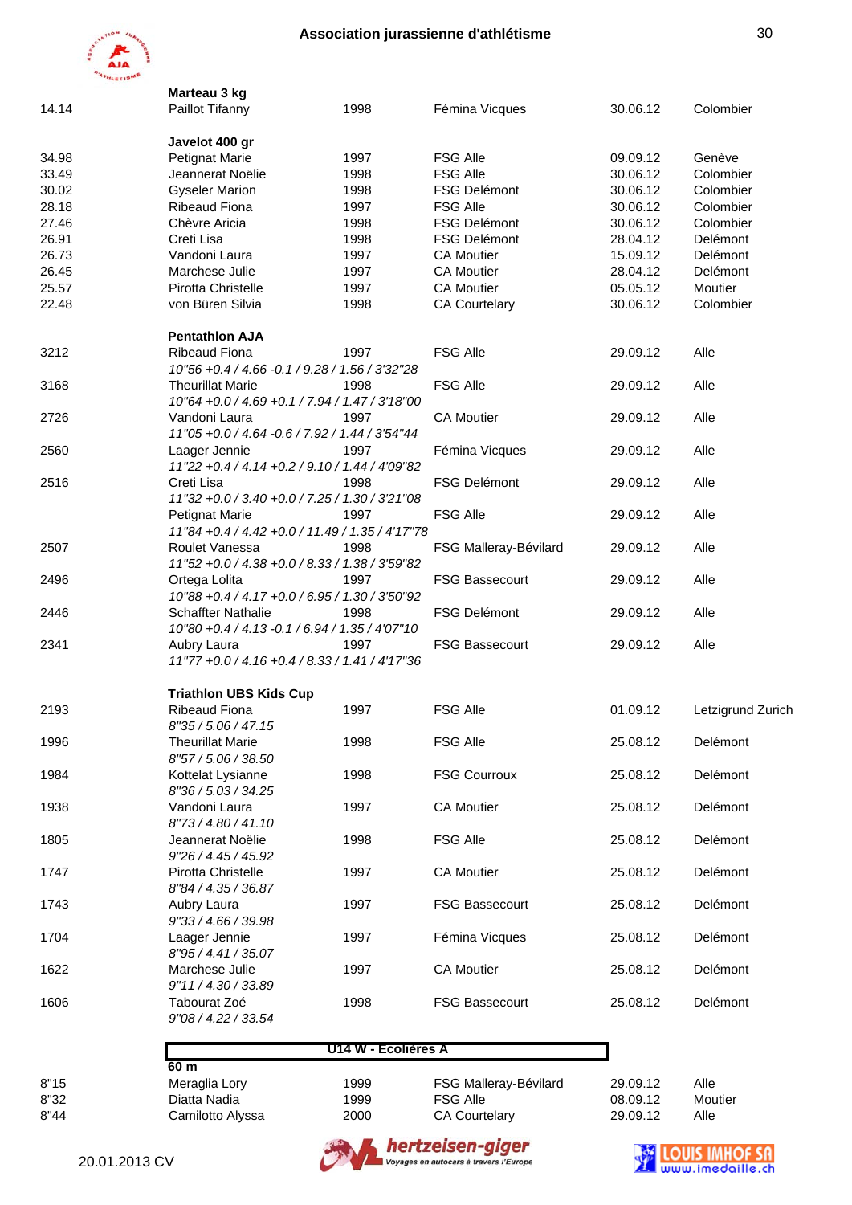### Marteau 3 kg

| | | | | | |
|---|---|---|---|---|---|
| 14.14 | Paillot Tifanny | 1998 | Fémina Vicques | 30.06.12 | Colombier |

### Javelot 400 gr

| | | | | | |
|---|---|---|---|---|---|
| 34.98 | Petignat Marie | 1997 | FSG Alle | 09.09.12 | Genève |
| 33.49 | Jeannerat Noëlie | 1998 | FSG Alle | 30.06.12 | Colombier |
| 30.02 | Gyseler Marion | 1998 | FSG Delémont | 30.06.12 | Colombier |
| 28.18 | Ribeaud Fiona | 1997 | FSG Alle | 30.06.12 | Colombier |
| 27.46 | Chèvre Aricia | 1998 | FSG Delémont | 30.06.12 | Colombier |
| 26.91 | Creti Lisa | 1998 | FSG Delémont | 28.04.12 | Delémont |
| 26.73 | Vandoni Laura | 1997 | CA Moutier | 15.09.12 | Delémont |
| 26.45 | Marchese Julie | 1997 | CA Moutier | 28.04.12 | Delémont |
| 25.57 | Pirotta Christelle | 1997 | CA Moutier | 05.05.12 | Moutier |
| 22.48 | von Büren Silvia | 1998 | CA Courtelary | 30.06.12 | Colombier |

### Pentathlon AJA

| | | | | | |
|---|---|---|---|---|---|
| 3212 | Ribeaud Fiona<br>*10"56 +0.4 / 4.66 -0.1 / 9.28 / 1.56 / 3'32"28* | 1997 | FSG Alle | 29.09.12 | Alle |
| 3168 | Theurillat Marie<br>*10"64 +0.0 / 4.69 +0.1 / 7.94 / 1.47 / 3'18"00* | 1998 | FSG Alle | 29.09.12 | Alle |
| 2726 | Vandoni Laura<br>*11"05 +0.0 / 4.64 -0.6 / 7.92 / 1.44 / 3'54"44* | 1997 | CA Moutier | 29.09.12 | Alle |
| 2560 | Laager Jennie<br>*11"22 +0.4 / 4.14 +0.2 / 9.10 / 1.44 / 4'09"82* | 1997 | Fémina Vicques | 29.09.12 | Alle |
| 2516 | Creti Lisa<br>*11"32 +0.0 / 3.40 +0.0 / 7.25 / 1.30 / 3'21"08* | 1998 | FSG Delémont | 29.09.12 | Alle |
| | Petignat Marie<br>*11"84 +0.4 / 4.42 +0.0 / 11.49 / 1.35 / 4'17"78* | 1997 | FSG Alle | 29.09.12 | Alle |
| 2507 | Roulet Vanessa<br>*11"52 +0.0 / 4.38 +0.0 / 8.33 / 1.38 / 3'59"82* | 1998 | FSG Malleray-Bévilard | 29.09.12 | Alle |
| 2496 | Ortega Lolita<br>*10"88 +0.4 / 4.17 +0.0 / 6.95 / 1.30 / 3'50"92* | 1997 | FSG Bassecourt | 29.09.12 | Alle |
| 2446 | Schaffter Nathalie<br>*10"80 +0.4 / 4.13 -0.1 / 6.94 / 1.35 / 4'07"10* | 1998 | FSG Delémont | 29.09.12 | Alle |
| 2341 | Aubry Laura<br>*11"77 +0.0 / 4.16 +0.4 / 8.33 / 1.41 / 4'17"36* | 1997 | FSG Bassecourt | 29.09.12 | Alle |

### Triathlon UBS Kids Cup

| | | | | | |
|---|---|---|---|---|---|
| 2193 | Ribeaud Fiona<br>*8"35 / 5.06 / 47.15* | 1997 | FSG Alle | 01.09.12 | Letzigrund Zurich |
| 1996 | Theurillat Marie<br>*8"57 / 5.06 / 38.50* | 1998 | FSG Alle | 25.08.12 | Delémont |
| 1984 | Kottelat Lysianne<br>*8"36 / 5.03 / 34.25* | 1998 | FSG Courroux | 25.08.12 | Delémont |
| 1938 | Vandoni Laura<br>*8"73 / 4.80 / 41.10* | 1997 | CA Moutier | 25.08.12 | Delémont |
| 1805 | Jeannerat Noëlie<br>*9"26 / 4.45 / 45.92* | 1998 | FSG Alle | 25.08.12 | Delémont |
| 1747 | Pirotta Christelle<br>*8"84 / 4.35 / 36.87* | 1997 | CA Moutier | 25.08.12 | Delémont |
| 1743 | Aubry Laura<br>*9"33 / 4.66 / 39.98* | 1997 | FSG Bassecourt | 25.08.12 | Delémont |
| 1704 | Laager Jennie<br>*8"95 / 4.41 / 35.07* | 1997 | Fémina Vicques | 25.08.12 | Delémont |
| 1622 | Marchese Julie<br>*9"11 / 4.30 / 33.89* | 1997 | CA Moutier | 25.08.12 | Delémont |
| 1606 | Tabourat Zoé<br>*9"08 / 4.22 / 33.54* | 1998 | FSG Bassecourt | 25.08.12 | Delémont |

## U14 W - Ecolières A

### 60 m

| | | | | | |
|---|---|---|---|---|---|
| 8"15 | Meraglia Lory | 1999 | FSG Malleray-Bévilard | 29.09.12 | Alle |
| 8"32 | Diatta Nadia | 1999 | FSG Alle | 08.09.12 | Moutier |
| 8"44 | Camilotto Alyssa | 2000 | CA Courtelary | 29.09.12 | Alle |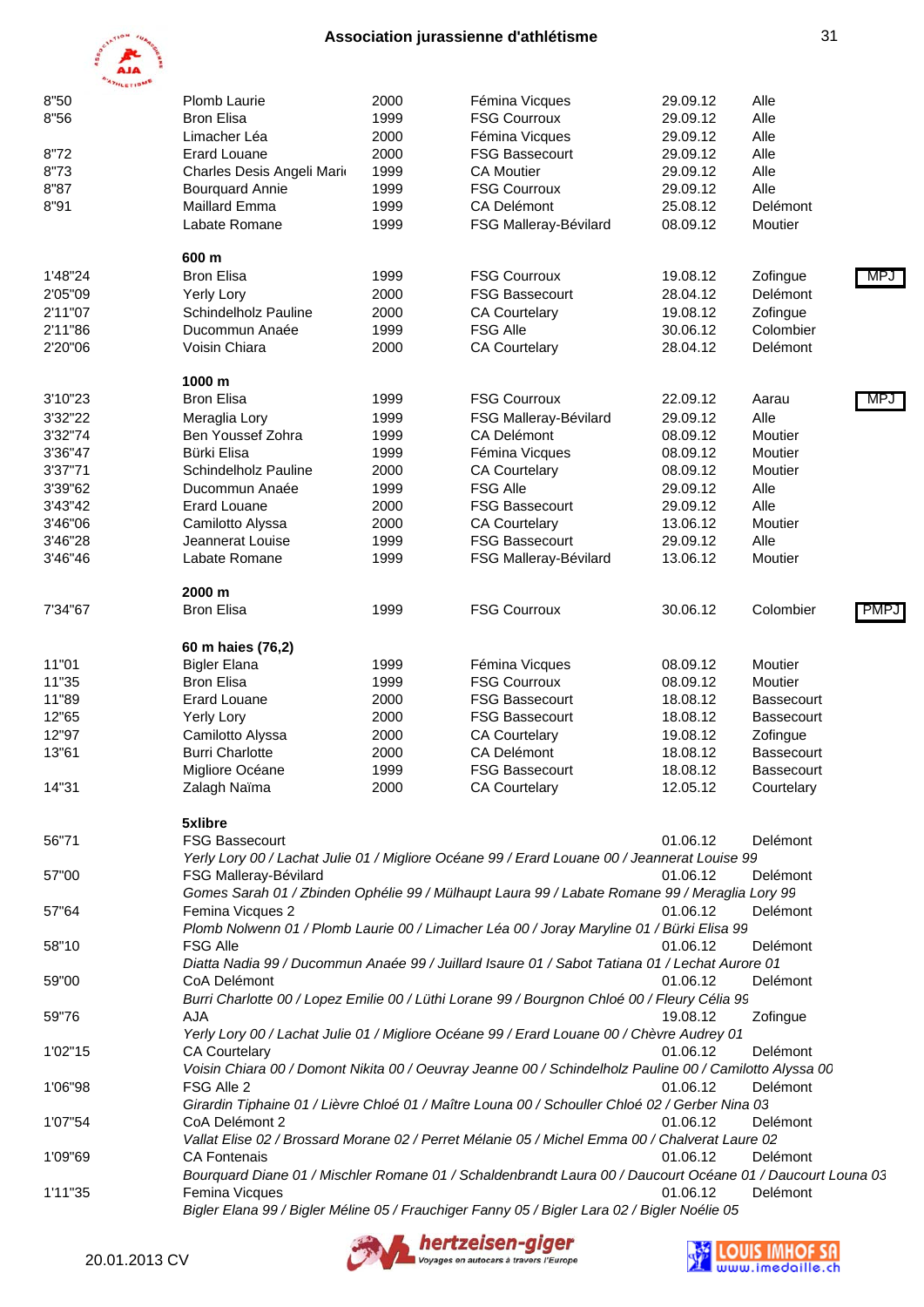| | | | | | | |
|---|---|---|---|---|---|---|
| 8"50 | Plomb Laurie | 2000 | Fémina Vicques | 29.09.12 | Alle | |
| 8"56 | Bron Elisa | 1999 | FSG Courroux | 29.09.12 | Alle | |
| | Limacher Léa | 2000 | Fémina Vicques | 29.09.12 | Alle | |
| 8"72 | Erard Louane | 2000 | FSG Bassecourt | 29.09.12 | Alle | |
| 8"73 | Charles Desis Angeli Mari | 1999 | CA Moutier | 29.09.12 | Alle | |
| 8"87 | Bourquard Annie | 1999 | FSG Courroux | 29.09.12 | Alle | |
| 8"91 | Maillard Emma | 1999 | CA Delémont | 25.08.12 | Delémont | |
| | Labate Romane | 1999 | FSG Malleray-Bévilard | 08.09.12 | Moutier | |

**600 m**

| | | | | | | |
|---|---|---|---|---|---|---|
| 1'48"24 | Bron Elisa | 1999 | FSG Courroux | 19.08.12 | Zofingue | MPJ |
| 2'05"09 | Yerly Lory | 2000 | FSG Bassecourt | 28.04.12 | Delémont | |
| 2'11"07 | Schindelholz Pauline | 2000 | CA Courtelary | 19.08.12 | Zofingue | |
| 2'11"86 | Ducommun Anaée | 1999 | FSG Alle | 30.06.12 | Colombier | |
| 2'20"06 | Voisin Chiara | 2000 | CA Courtelary | 28.04.12 | Delémont | |

**1000 m**

| | | | | | | |
|---|---|---|---|---|---|---|
| 3'10"23 | Bron Elisa | 1999 | FSG Courroux | 22.09.12 | Aarau | MPJ |
| 3'32"22 | Meraglia Lory | 1999 | FSG Malleray-Bévilard | 29.09.12 | Alle | |
| 3'32"74 | Ben Youssef Zohra | 1999 | CA Delémont | 08.09.12 | Moutier | |
| 3'36"47 | Bürki Elisa | 1999 | Fémina Vicques | 08.09.12 | Moutier | |
| 3'37"71 | Schindelholz Pauline | 2000 | CA Courtelary | 08.09.12 | Moutier | |
| 3'39"62 | Ducommun Anaée | 1999 | FSG Alle | 29.09.12 | Alle | |
| 3'43"42 | Erard Louane | 2000 | FSG Bassecourt | 29.09.12 | Alle | |
| 3'46"06 | Camilotto Alyssa | 2000 | CA Courtelary | 13.06.12 | Moutier | |
| 3'46"28 | Jeannerat Louise | 1999 | FSG Bassecourt | 29.09.12 | Alle | |
| 3'46"46 | Labate Romane | 1999 | FSG Malleray-Bévilard | 13.06.12 | Moutier | |

**2000 m**

| | | | | | | |
|---|---|---|---|---|---|---|
| 7'34"67 | Bron Elisa | 1999 | FSG Courroux | 30.06.12 | Colombier | PMPJ |

**60 m haies (76,2)**

| | | | | | |
|---|---|---|---|---|---|
| 11"01 | Bigler Elana | 1999 | Fémina Vicques | 08.09.12 | Moutier |
| 11"35 | Bron Elisa | 1999 | FSG Courroux | 08.09.12 | Moutier |
| 11"89 | Erard Louane | 2000 | FSG Bassecourt | 18.08.12 | Bassecourt |
| 12"65 | Yerly Lory | 2000 | FSG Bassecourt | 18.08.12 | Bassecourt |
| 12"97 | Camilotto Alyssa | 2000 | CA Courtelary | 19.08.12 | Zofingue |
| 13"61 | Burri Charlotte | 2000 | CA Delémont | 18.08.12 | Bassecourt |
| | Migliore Océane | 1999 | FSG Bassecourt | 18.08.12 | Bassecourt |
| 14"31 | Zalagh Naïma | 2000 | CA Courtelary | 12.05.12 | Courtelary |

**5xlibre**

| | | | |
|---|---|---|---|
| 56"71 | FSG Bassecourt | 01.06.12 | Delémont |
| | *Yerly Lory 00 / Lachat Julie 01 / Migliore Océane 99 / Erard Louane 00 / Jeannerat Louise 99* | | |
| 57"00 | FSG Malleray-Bévilard | 01.06.12 | Delémont |
| | *Gomes Sarah 01 / Zbinden Ophélie 99 / Mülhaupt Laura 99 / Labate Romane 99 / Meraglia Lory 99* | | |
| 57"64 | Femina Vicques 2 | 01.06.12 | Delémont |
| | *Plomb Nolwenn 01 / Plomb Laurie 00 / Limacher Léa 00 / Joray Maryline 01 / Bürki Elisa 99* | | |
| 58"10 | FSG Alle | 01.06.12 | Delémont |
| | *Diatta Nadia 99 / Ducommun Anaée 99 / Juillard Isaure 01 / Sabot Tatiana 01 / Lechat Aurore 01* | | |
| 59"00 | CoA Delémont | 01.06.12 | Delémont |
| | *Burri Charlotte 00 / Lopez Emilie 00 / Lüthi Lorane 99 / Bourgnon Chloé 00 / Fleury Célia 99* | | |
| 59"76 | AJA | 19.08.12 | Zofingue |
| | *Yerly Lory 00 / Lachat Julie 01 / Migliore Océane 99 / Erard Louane 00 / Chèvre Audrey 01* | | |
| 1'02"15 | CA Courtelary | 01.06.12 | Delémont |
| | *Voisin Chiara 00 / Domont Nikita 00 / Oeuvray Jeanne 00 / Schindelholz Pauline 00 / Camilotto Alyssa 00* | | |
| 1'06"98 | FSG Alle 2 | 01.06.12 | Delémont |
| | *Girardin Tiphaine 01 / Lièvre Chloé 01 / Maître Louna 00 / Schouller Chloé 02 / Gerber Nina 03* | | |
| 1'07"54 | CoA Delémont 2 | 01.06.12 | Delémont |
| | *Vallat Elise 02 / Brossard Morane 02 / Perret Mélanie 05 / Michel Emma 00 / Chalverat Laure 02* | | |
| 1'09"69 | CA Fontenais | 01.06.12 | Delémont |
| | *Bourquard Diane 01 / Mischler Romane 01 / Schaldenbrandt Laura 00 / Daucourt Océane 01 / Daucourt Louna 03* | | |
| 1'11"35 | Femina Vicques | 01.06.12 | Delémont |
| | *Bigler Elana 99 / Bigler Méline 05 / Frauchiger Fanny 05 / Bigler Lara 02 / Bigler Noélie 05* | | |

20.01.2013 CV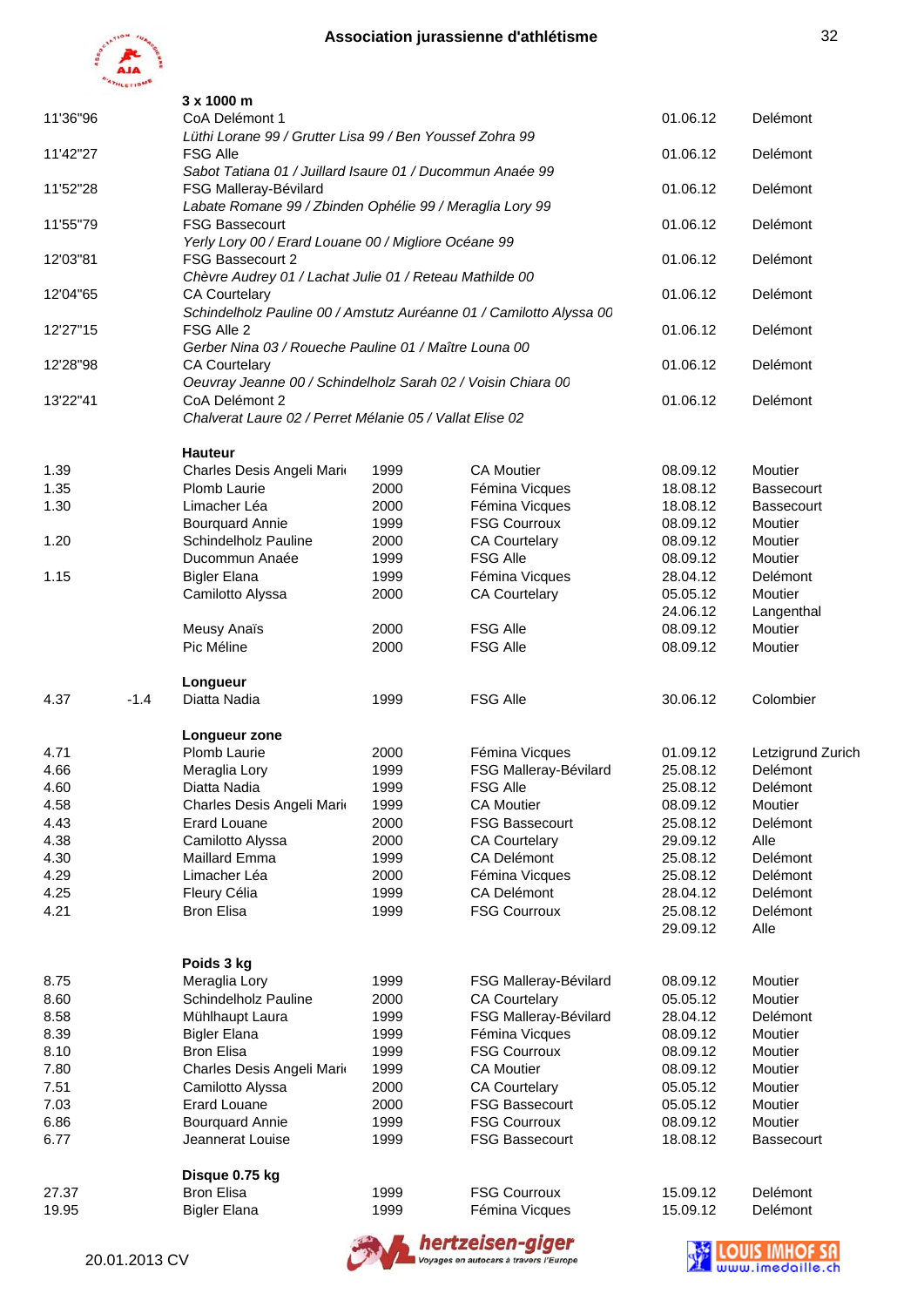### 3 x 1000 m

| Perf. | Équipe | Date | Lieu |
|---|---|---|---|
| 11'36"96 | CoA Delémont 1 | 01.06.12 | Delémont |
| | *Lüthi Lorane 99 / Grutter Lisa 99 / Ben Youssef Zohra 99* | | |
| 11'42"27 | FSG Alle | 01.06.12 | Delémont |
| | *Sabot Tatiana 01 / Juillard Isaure 01 / Ducommun Anaée 99* | | |
| 11'52"28 | FSG Malleray-Bévilard | 01.06.12 | Delémont |
| | *Labate Romane 99 / Zbinden Ophélie 99 / Meraglia Lory 99* | | |
| 11'55"79 | FSG Bassecourt | 01.06.12 | Delémont |
| | *Yerly Lory 00 / Erard Louane 00 / Migliore Océane 99* | | |
| 12'03"81 | FSG Bassecourt 2 | 01.06.12 | Delémont |
| | *Chèvre Audrey 01 / Lachat Julie 01 / Reteau Mathilde 00* | | |
| 12'04"65 | CA Courtelary | 01.06.12 | Delémont |
| | *Schindelholz Pauline 00 / Amstutz Auréanne 01 / Camilotto Alyssa 00* | | |
| 12'27"15 | FSG Alle 2 | 01.06.12 | Delémont |
| | *Gerber Nina 03 / Roueche Pauline 01 / Maître Louna 00* | | |
| 12'28"98 | CA Courtelary | 01.06.12 | Delémont |
| | *Oeuvray Jeanne 00 / Schindelholz Sarah 02 / Voisin Chiara 00* | | |
| 13'22"41 | CoA Delémont 2 | 01.06.12 | Delémont |
| | *Chalverat Laure 02 / Perret Mélanie 05 / Vallat Elise 02* | | |

### Hauteur

| Perf. | Nom | Année | Club | Date | Lieu |
|---|---|---|---|---|---|
| 1.39 | Charles Desis Angeli Marie | 1999 | CA Moutier | 08.09.12 | Moutier |
| 1.35 | Plomb Laurie | 2000 | Fémina Vicques | 18.08.12 | Bassecourt |
| 1.30 | Limacher Léa | 2000 | Fémina Vicques | 18.08.12 | Bassecourt |
| | Bourquard Annie | 1999 | FSG Courroux | 08.09.12 | Moutier |
| 1.20 | Schindelholz Pauline | 2000 | CA Courtelary | 08.09.12 | Moutier |
| | Ducommun Anaée | 1999 | FSG Alle | 08.09.12 | Moutier |
| 1.15 | Bigler Elana | 1999 | Fémina Vicques | 28.04.12 | Delémont |
| | Camilotto Alyssa | 2000 | CA Courtelary | 05.05.12 | Moutier |
| | | | | 24.06.12 | Langenthal |
| | Meusy Anaïs | 2000 | FSG Alle | 08.09.12 | Moutier |
| | Pic Méline | 2000 | FSG Alle | 08.09.12 | Moutier |

### Longueur

| Perf. | Vent | Nom | Année | Club | Date | Lieu |
|---|---|---|---|---|---|---|
| 4.37 | -1.4 | Diatta Nadia | 1999 | FSG Alle | 30.06.12 | Colombier |

### Longueur zone

| Perf. | Nom | Année | Club | Date | Lieu |
|---|---|---|---|---|---|
| 4.71 | Plomb Laurie | 2000 | Fémina Vicques | 01.09.12 | Letzigrund Zurich |
| 4.66 | Meraglia Lory | 1999 | FSG Malleray-Bévilard | 25.08.12 | Delémont |
| 4.60 | Diatta Nadia | 1999 | FSG Alle | 25.08.12 | Delémont |
| 4.58 | Charles Desis Angeli Marie | 1999 | CA Moutier | 08.09.12 | Moutier |
| 4.43 | Erard Louane | 2000 | FSG Bassecourt | 25.08.12 | Delémont |
| 4.38 | Camilotto Alyssa | 2000 | CA Courtelary | 29.09.12 | Alle |
| 4.30 | Maillard Emma | 1999 | CA Delémont | 25.08.12 | Delémont |
| 4.29 | Limacher Léa | 2000 | Fémina Vicques | 25.08.12 | Delémont |
| 4.25 | Fleury Célia | 1999 | CA Delémont | 28.04.12 | Delémont |
| 4.21 | Bron Elisa | 1999 | FSG Courroux | 25.08.12 | Delémont |
| | | | | 29.09.12 | Alle |

### Poids 3 kg

| Perf. | Nom | Année | Club | Date | Lieu |
|---|---|---|---|---|---|
| 8.75 | Meraglia Lory | 1999 | FSG Malleray-Bévilard | 08.09.12 | Moutier |
| 8.60 | Schindelholz Pauline | 2000 | CA Courtelary | 05.05.12 | Moutier |
| 8.58 | Mühlhaupt Laura | 1999 | FSG Malleray-Bévilard | 28.04.12 | Delémont |
| 8.39 | Bigler Elana | 1999 | Fémina Vicques | 08.09.12 | Moutier |
| 8.10 | Bron Elisa | 1999 | FSG Courroux | 08.09.12 | Moutier |
| 7.80 | Charles Desis Angeli Marie | 1999 | CA Moutier | 08.09.12 | Moutier |
| 7.51 | Camilotto Alyssa | 2000 | CA Courtelary | 05.05.12 | Moutier |
| 7.03 | Erard Louane | 2000 | FSG Bassecourt | 05.05.12 | Moutier |
| 6.86 | Bourquard Annie | 1999 | FSG Courroux | 08.09.12 | Moutier |
| 6.77 | Jeannerat Louise | 1999 | FSG Bassecourt | 18.08.12 | Bassecourt |

### Disque 0.75 kg

| Perf. | Nom | Année | Club | Date | Lieu |
|---|---|---|---|---|---|
| 27.37 | Bron Elisa | 1999 | FSG Courroux | 15.09.12 | Delémont |
| 19.95 | Bigler Elana | 1999 | Fémina Vicques | 15.09.12 | Delémont |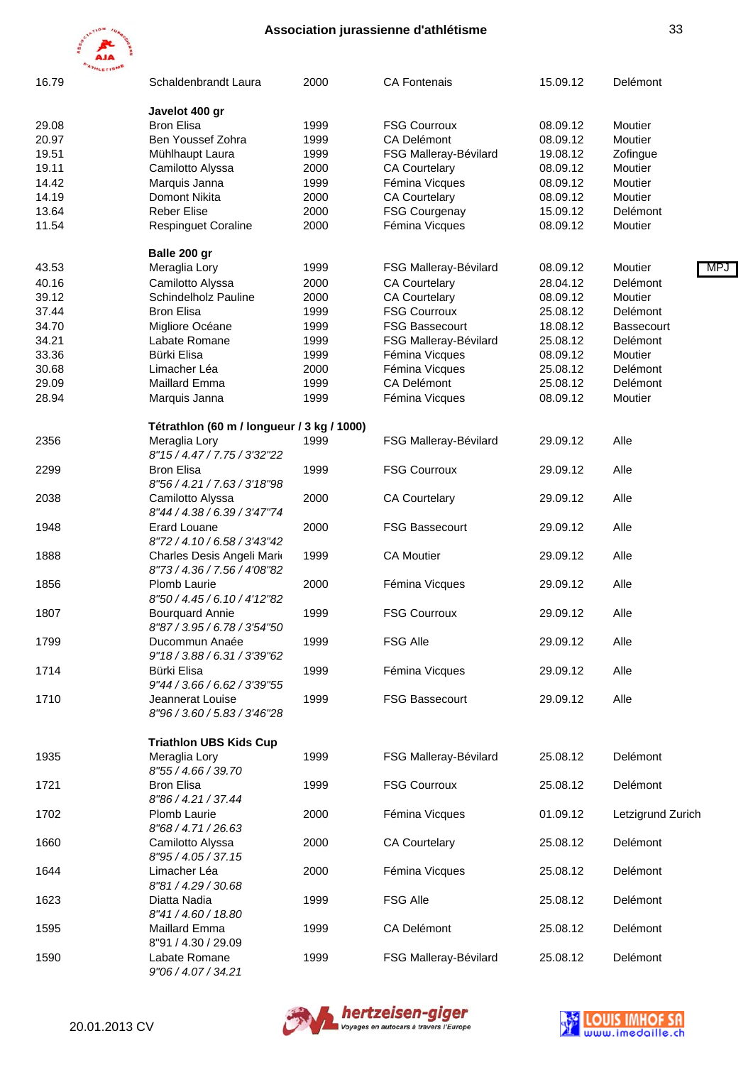| | | | | | |
|---|---|---|---|---|---|
| 16.79 | Schaldenbrandt Laura | 2000 | CA Fontenais | 15.09.12 | Delémont |

**Javelot 400 gr**

| | | | | | |
|---|---|---|---|---|---|
| 29.08 | Bron Elisa | 1999 | FSG Courroux | 08.09.12 | Moutier |
| 20.97 | Ben Youssef Zohra | 1999 | CA Delémont | 08.09.12 | Moutier |
| 19.51 | Mühlhaupt Laura | 1999 | FSG Malleray-Bévilard | 19.08.12 | Zofingue |
| 19.11 | Camilotto Alyssa | 2000 | CA Courtelary | 08.09.12 | Moutier |
| 14.42 | Marquis Janna | 1999 | Fémina Vicques | 08.09.12 | Moutier |
| 14.19 | Domont Nikita | 2000 | CA Courtelary | 08.09.12 | Moutier |
| 13.64 | Reber Elise | 2000 | FSG Courgenay | 15.09.12 | Delémont |
| 11.54 | Respinguet Coraline | 2000 | Fémina Vicques | 08.09.12 | Moutier |

**Balle 200 gr**

| | | | | | | |
|---|---|---|---|---|---|---|
| 43.53 | Meraglia Lory | 1999 | FSG Malleray-Bévilard | 08.09.12 | Moutier | MPJ |
| 40.16 | Camilotto Alyssa | 2000 | CA Courtelary | 28.04.12 | Delémont | |
| 39.12 | Schindelholz Pauline | 2000 | CA Courtelary | 08.09.12 | Moutier | |
| 37.44 | Bron Elisa | 1999 | FSG Courroux | 25.08.12 | Delémont | |
| 34.70 | Migliore Océane | 1999 | FSG Bassecourt | 18.08.12 | Bassecourt | |
| 34.21 | Labate Romane | 1999 | FSG Malleray-Bévilard | 25.08.12 | Delémont | |
| 33.36 | Bürki Elisa | 1999 | Fémina Vicques | 08.09.12 | Moutier | |
| 30.68 | Limacher Léa | 2000 | Fémina Vicques | 25.08.12 | Delémont | |
| 29.09 | Maillard Emma | 1999 | CA Delémont | 25.08.12 | Delémont | |
| 28.94 | Marquis Janna | 1999 | Fémina Vicques | 08.09.12 | Moutier | |

**Tétrathlon (60 m / longueur / 3 kg / 1000)**

| | | | | | |
|---|---|---|---|---|---|
| 2356 | Meraglia Lory<br>*8"15 / 4.47 / 7.75 / 3'32"22* | 1999 | FSG Malleray-Bévilard | 29.09.12 | Alle |
| 2299 | Bron Elisa<br>*8"56 / 4.21 / 7.63 / 3'18"98* | 1999 | FSG Courroux | 29.09.12 | Alle |
| 2038 | Camilotto Alyssa<br>*8"44 / 4.38 / 6.39 / 3'47"74* | 2000 | CA Courtelary | 29.09.12 | Alle |
| 1948 | Erard Louane<br>*8"72 / 4.10 / 6.58 / 3'43"42* | 2000 | FSG Bassecourt | 29.09.12 | Alle |
| 1888 | Charles Desis Angeli Mari<br>*8"73 / 4.36 / 7.56 / 4'08"82* | 1999 | CA Moutier | 29.09.12 | Alle |
| 1856 | Plomb Laurie<br>*8"50 / 4.45 / 6.10 / 4'12"82* | 2000 | Fémina Vicques | 29.09.12 | Alle |
| 1807 | Bourquard Annie<br>*8"87 / 3.95 / 6.78 / 3'54"50* | 1999 | FSG Courroux | 29.09.12 | Alle |
| 1799 | Ducommun Anaée<br>*9"18 / 3.88 / 6.31 / 3'39"62* | 1999 | FSG Alle | 29.09.12 | Alle |
| 1714 | Bürki Elisa<br>*9"44 / 3.66 / 6.62 / 3'39"55* | 1999 | Fémina Vicques | 29.09.12 | Alle |
| 1710 | Jeannerat Louise<br>*8"96 / 3.60 / 5.83 / 3'46"28* | 1999 | FSG Bassecourt | 29.09.12 | Alle |

**Triathlon UBS Kids Cup**

| | | | | | |
|---|---|---|---|---|---|
| 1935 | Meraglia Lory<br>*8"55 / 4.66 / 39.70* | 1999 | FSG Malleray-Bévilard | 25.08.12 | Delémont |
| 1721 | Bron Elisa<br>*8"86 / 4.21 / 37.44* | 1999 | FSG Courroux | 25.08.12 | Delémont |
| 1702 | Plomb Laurie<br>*8"68 / 4.71 / 26.63* | 2000 | Fémina Vicques | 01.09.12 | Letzigrund Zurich |
| 1660 | Camilotto Alyssa<br>*8"95 / 4.05 / 37.15* | 2000 | CA Courtelary | 25.08.12 | Delémont |
| 1644 | Limacher Léa<br>*8"81 / 4.29 / 30.68* | 2000 | Fémina Vicques | 25.08.12 | Delémont |
| 1623 | Diatta Nadia<br>*8"41 / 4.60 / 18.80* | 1999 | FSG Alle | 25.08.12 | Delémont |
| 1595 | Maillard Emma<br>8"91 / 4.30 / 29.09 | 1999 | CA Delémont | 25.08.12 | Delémont |
| 1590 | Labate Romane<br>*9"06 / 4.07 / 34.21* | 1999 | FSG Malleray-Bévilard | 25.08.12 | Delémont |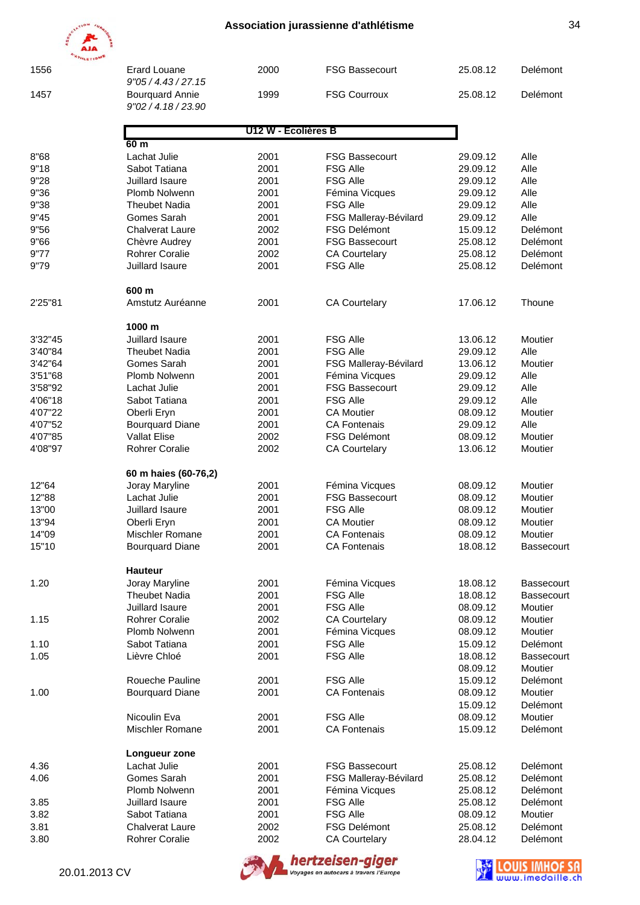| | | | | | |
|---|---|---|---|---|---|
| 1556 | Erard Louane<br>*9"05 / 4.43 / 27.15* | 2000 | FSG Bassecourt | 25.08.12 | Delémont |
| 1457 | Bourquard Annie<br>*9"02 / 4.18 / 23.90* | 1999 | FSG Courroux | 25.08.12 | Delémont |

## U12 W - Ecolières B

**60 m**

| | | | | | |
|---|---|---|---|---|---|
| 8"68 | Lachat Julie | 2001 | FSG Bassecourt | 29.09.12 | Alle |
| 9"18 | Sabot Tatiana | 2001 | FSG Alle | 29.09.12 | Alle |
| 9"28 | Juillard Isaure | 2001 | FSG Alle | 29.09.12 | Alle |
| 9"36 | Plomb Nolwenn | 2001 | Fémina Vicques | 29.09.12 | Alle |
| 9"38 | Theubet Nadia | 2001 | FSG Alle | 29.09.12 | Alle |
| 9"45 | Gomes Sarah | 2001 | FSG Malleray-Bévilard | 29.09.12 | Alle |
| 9"56 | Chalverat Laure | 2002 | FSG Delémont | 15.09.12 | Delémont |
| 9"66 | Chèvre Audrey | 2001 | FSG Bassecourt | 25.08.12 | Delémont |
| 9"77 | Rohrer Coralie | 2002 | CA Courtelary | 25.08.12 | Delémont |
| 9"79 | Juillard Isaure | 2001 | FSG Alle | 25.08.12 | Delémont |

**600 m**

| | | | | | |
|---|---|---|---|---|---|
| 2'25"81 | Amstutz Auréanne | 2001 | CA Courtelary | 17.06.12 | Thoune |

**1000 m**

| | | | | | |
|---|---|---|---|---|---|
| 3'32"45 | Juillard Isaure | 2001 | FSG Alle | 13.06.12 | Moutier |
| 3'40"84 | Theubet Nadia | 2001 | FSG Alle | 29.09.12 | Alle |
| 3'42"64 | Gomes Sarah | 2001 | FSG Malleray-Bévilard | 13.06.12 | Moutier |
| 3'51"68 | Plomb Nolwenn | 2001 | Fémina Vicques | 29.09.12 | Alle |
| 3'58"92 | Lachat Julie | 2001 | FSG Bassecourt | 29.09.12 | Alle |
| 4'06"18 | Sabot Tatiana | 2001 | FSG Alle | 29.09.12 | Alle |
| 4'07"22 | Oberli Eryn | 2001 | CA Moutier | 08.09.12 | Moutier |
| 4'07"52 | Bourquard Diane | 2001 | CA Fontenais | 29.09.12 | Alle |
| 4'07"85 | Vallat Elise | 2002 | FSG Delémont | 08.09.12 | Moutier |
| 4'08"97 | Rohrer Coralie | 2002 | CA Courtelary | 13.06.12 | Moutier |

**60 m haies (60-76,2)**

| | | | | | |
|---|---|---|---|---|---|
| 12"64 | Joray Maryline | 2001 | Fémina Vicques | 08.09.12 | Moutier |
| 12"88 | Lachat Julie | 2001 | FSG Bassecourt | 08.09.12 | Moutier |
| 13"00 | Juillard Isaure | 2001 | FSG Alle | 08.09.12 | Moutier |
| 13"94 | Oberli Eryn | 2001 | CA Moutier | 08.09.12 | Moutier |
| 14"09 | Mischler Romane | 2001 | CA Fontenais | 08.09.12 | Moutier |
| 15"10 | Bourquard Diane | 2001 | CA Fontenais | 18.08.12 | Bassecourt |

**Hauteur**

| | | | | | |
|---|---|---|---|---|---|
| 1.20 | Joray Maryline | 2001 | Fémina Vicques | 18.08.12 | Bassecourt |
| | Theubet Nadia | 2001 | FSG Alle | 18.08.12 | Bassecourt |
| | Juillard Isaure | 2001 | FSG Alle | 08.09.12 | Moutier |
| 1.15 | Rohrer Coralie | 2002 | CA Courtelary | 08.09.12 | Moutier |
| | Plomb Nolwenn | 2001 | Fémina Vicques | 08.09.12 | Moutier |
| 1.10 | Sabot Tatiana | 2001 | FSG Alle | 15.09.12 | Delémont |
| 1.05 | Lièvre Chloé | 2001 | FSG Alle | 18.08.12 | Bassecourt |
| | | | | 08.09.12 | Moutier |
| | Roueche Pauline | 2001 | FSG Alle | 15.09.12 | Delémont |
| 1.00 | Bourquard Diane | 2001 | CA Fontenais | 08.09.12 | Moutier |
| | | | | 15.09.12 | Delémont |
| | Nicoulin Eva | 2001 | FSG Alle | 08.09.12 | Moutier |
| | Mischler Romane | 2001 | CA Fontenais | 15.09.12 | Delémont |

**Longueur zone**

| | | | | | |
|---|---|---|---|---|---|
| 4.36 | Lachat Julie | 2001 | FSG Bassecourt | 25.08.12 | Delémont |
| 4.06 | Gomes Sarah | 2001 | FSG Malleray-Bévilard | 25.08.12 | Delémont |
| | Plomb Nolwenn | 2001 | Fémina Vicques | 25.08.12 | Delémont |
| 3.85 | Juillard Isaure | 2001 | FSG Alle | 25.08.12 | Delémont |
| 3.82 | Sabot Tatiana | 2001 | FSG Alle | 08.09.12 | Moutier |
| 3.81 | Chalverat Laure | 2002 | FSG Delémont | 25.08.12 | Delémont |
| 3.80 | Rohrer Coralie | 2002 | CA Courtelary | 28.04.12 | Delémont |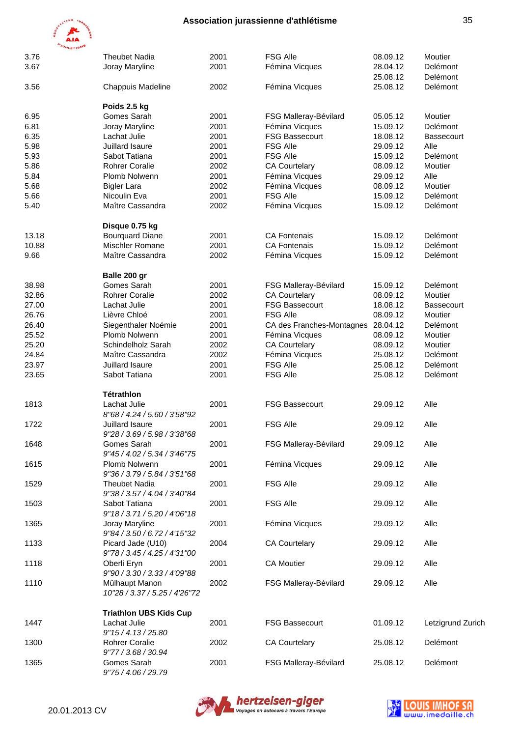| | | | | | |
|---|---|---|---|---|---|
| 3.76 | Theubet Nadia | 2001 | FSG Alle | 08.09.12 | Moutier |
| 3.67 | Joray Maryline | 2001 | Fémina Vicques | 28.04.12 | Delémont |
| | | | | 25.08.12 | Delémont |
| 3.56 | Chappuis Madeline | 2002 | Fémina Vicques | 25.08.12 | Delémont |

**Poids 2.5 kg**

| | | | | | |
|---|---|---|---|---|---|
| 6.95 | Gomes Sarah | 2001 | FSG Malleray-Bévilard | 05.05.12 | Moutier |
| 6.81 | Joray Maryline | 2001 | Fémina Vicques | 15.09.12 | Delémont |
| 6.35 | Lachat Julie | 2001 | FSG Bassecourt | 18.08.12 | Bassecourt |
| 5.98 | Juillard Isaure | 2001 | FSG Alle | 29.09.12 | Alle |
| 5.93 | Sabot Tatiana | 2001 | FSG Alle | 15.09.12 | Delémont |
| 5.86 | Rohrer Coralie | 2002 | CA Courtelary | 08.09.12 | Moutier |
| 5.84 | Plomb Nolwenn | 2001 | Fémina Vicques | 29.09.12 | Alle |
| 5.68 | Bigler Lara | 2002 | Fémina Vicques | 08.09.12 | Moutier |
| 5.66 | Nicoulin Eva | 2001 | FSG Alle | 15.09.12 | Delémont |
| 5.40 | Maître Cassandra | 2002 | Fémina Vicques | 15.09.12 | Delémont |

**Disque 0.75 kg**

| | | | | | |
|---|---|---|---|---|---|
| 13.18 | Bourquard Diane | 2001 | CA Fontenais | 15.09.12 | Delémont |
| 10.88 | Mischler Romane | 2001 | CA Fontenais | 15.09.12 | Delémont |
| 9.66 | Maître Cassandra | 2002 | Fémina Vicques | 15.09.12 | Delémont |

**Balle 200 gr**

| | | | | | |
|---|---|---|---|---|---|
| 38.98 | Gomes Sarah | 2001 | FSG Malleray-Bévilard | 15.09.12 | Delémont |
| 32.86 | Rohrer Coralie | 2002 | CA Courtelary | 08.09.12 | Moutier |
| 27.00 | Lachat Julie | 2001 | FSG Bassecourt | 18.08.12 | Bassecourt |
| 26.76 | Lièvre Chloé | 2001 | FSG Alle | 08.09.12 | Moutier |
| 26.40 | Siegenthaler Noémie | 2001 | CA des Franches-Montagnes | 28.04.12 | Delémont |
| 25.52 | Plomb Nolwenn | 2001 | Fémina Vicques | 08.09.12 | Moutier |
| 25.20 | Schindelholz Sarah | 2002 | CA Courtelary | 08.09.12 | Moutier |
| 24.84 | Maître Cassandra | 2002 | Fémina Vicques | 25.08.12 | Delémont |
| 23.97 | Juillard Isaure | 2001 | FSG Alle | 25.08.12 | Delémont |
| 23.65 | Sabot Tatiana | 2001 | FSG Alle | 25.08.12 | Delémont |

**Tétrathlon**

| | | | | | |
|---|---|---|---|---|---|
| 1813 | Lachat Julie<br>*8"68 / 4.24 / 5.60 / 3'58"92* | 2001 | FSG Bassecourt | 29.09.12 | Alle |
| 1722 | Juillard Isaure<br>*9"28 / 3.69 / 5.98 / 3'38"68* | 2001 | FSG Alle | 29.09.12 | Alle |
| 1648 | Gomes Sarah<br>*9"45 / 4.02 / 5.34 / 3'46"75* | 2001 | FSG Malleray-Bévilard | 29.09.12 | Alle |
| 1615 | Plomb Nolwenn<br>*9"36 / 3.79 / 5.84 / 3'51"68* | 2001 | Fémina Vicques | 29.09.12 | Alle |
| 1529 | Theubet Nadia<br>*9"38 / 3.57 / 4.04 / 3'40"84* | 2001 | FSG Alle | 29.09.12 | Alle |
| 1503 | Sabot Tatiana<br>*9"18 / 3.71 / 5.20 / 4'06"18* | 2001 | FSG Alle | 29.09.12 | Alle |
| 1365 | Joray Maryline<br>*9"84 / 3.50 / 6.72 / 4'15"32* | 2001 | Fémina Vicques | 29.09.12 | Alle |
| 1133 | Picard Jade (U10)<br>*9"78 / 3.45 / 4.25 / 4'31"00* | 2004 | CA Courtelary | 29.09.12 | Alle |
| 1118 | Oberli Eryn<br>*9"90 / 3.30 / 3.33 / 4'09"88* | 2001 | CA Moutier | 29.09.12 | Alle |
| 1110 | Mülhaupt Manon<br>*10"28 / 3.37 / 5.25 / 4'26"72* | 2002 | FSG Malleray-Bévilard | 29.09.12 | Alle |

**Triathlon UBS Kids Cup**

| | | | | | |
|---|---|---|---|---|---|
| 1447 | Lachat Julie<br>*9"15 / 4.13 / 25.80* | 2001 | FSG Bassecourt | 01.09.12 | Letzigrund Zurich |
| 1300 | Rohrer Coralie<br>*9"77 / 3.68 / 30.94* | 2002 | CA Courtelary | 25.08.12 | Delémont |
| 1365 | Gomes Sarah<br>*9"75 / 4.06 / 29.79* | 2001 | FSG Malleray-Bévilard | 25.08.12 | Delémont |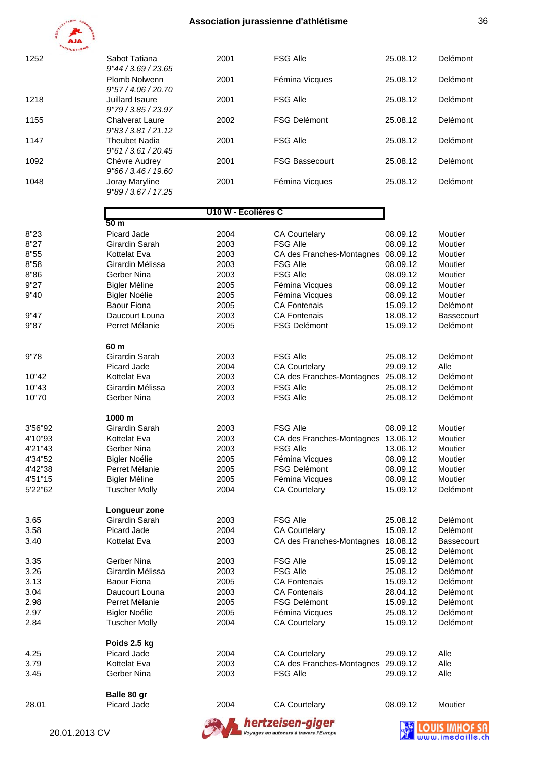| | | | | | |
|---|---|---|---|---|---|
| 1252 | Sabot Tatiana | 2001 | FSG Alle | 25.08.12 | Delémont |
| | *9"44 / 3.69 / 23.65* | | | | |
| | Plomb Nolwenn | 2001 | Fémina Vicques | 25.08.12 | Delémont |
| | *9"57 / 4.06 / 20.70* | | | | |
| 1218 | Juillard Isaure | 2001 | FSG Alle | 25.08.12 | Delémont |
| | *9"79 / 3.85 / 23.97* | | | | |
| 1155 | Chalverat Laure | 2002 | FSG Delémont | 25.08.12 | Delémont |
| | *9"83 / 3.81 / 21.12* | | | | |
| 1147 | Theubet Nadia | 2001 | FSG Alle | 25.08.12 | Delémont |
| | *9"61 / 3.61 / 20.45* | | | | |
| 1092 | Chèvre Audrey | 2001 | FSG Bassecourt | 25.08.12 | Delémont |
| | *9"66 / 3.46 / 19.60* | | | | |
| 1048 | Joray Maryline | 2001 | Fémina Vicques | 25.08.12 | Delémont |
| | *9"89 / 3.67 / 17.25* | | | | |

## U10 W - Ecolières C

| | | | | | |
|---|---|---|---|---|---|
| | **50 m** | | | | |
| 8"23 | Picard Jade | 2004 | CA Courtelary | 08.09.12 | Moutier |
| 8"27 | Girardin Sarah | 2003 | FSG Alle | 08.09.12 | Moutier |
| 8"55 | Kottelat Eva | 2003 | CA des Franches-Montagnes | 08.09.12 | Moutier |
| 8"58 | Girardin Mélissa | 2003 | FSG Alle | 08.09.12 | Moutier |
| 8"86 | Gerber Nina | 2003 | FSG Alle | 08.09.12 | Moutier |
| 9"27 | Bigler Méline | 2005 | Fémina Vicques | 08.09.12 | Moutier |
| 9"40 | Bigler Noélie | 2005 | Fémina Vicques | 08.09.12 | Moutier |
| | Baour Fiona | 2005 | CA Fontenais | 15.09.12 | Delémont |
| 9"47 | Daucourt Louna | 2003 | CA Fontenais | 18.08.12 | Bassecourt |
| 9"87 | Perret Mélanie | 2005 | FSG Delémont | 15.09.12 | Delémont |
| | **60 m** | | | | |
| 9"78 | Girardin Sarah | 2003 | FSG Alle | 25.08.12 | Delémont |
| | Picard Jade | 2004 | CA Courtelary | 29.09.12 | Alle |
| 10"42 | Kottelat Eva | 2003 | CA des Franches-Montagnes | 25.08.12 | Delémont |
| 10"43 | Girardin Mélissa | 2003 | FSG Alle | 25.08.12 | Delémont |
| 10"70 | Gerber Nina | 2003 | FSG Alle | 25.08.12 | Delémont |
| | **1000 m** | | | | |
| 3'56"92 | Girardin Sarah | 2003 | FSG Alle | 08.09.12 | Moutier |
| 4'10"93 | Kottelat Eva | 2003 | CA des Franches-Montagnes | 13.06.12 | Moutier |
| 4'21"43 | Gerber Nina | 2003 | FSG Alle | 13.06.12 | Moutier |
| 4'34"52 | Bigler Noélie | 2005 | Fémina Vicques | 08.09.12 | Moutier |
| 4'42"38 | Perret Mélanie | 2005 | FSG Delémont | 08.09.12 | Moutier |
| 4'51"15 | Bigler Méline | 2005 | Fémina Vicques | 08.09.12 | Moutier |
| 5'22"62 | Tuscher Molly | 2004 | CA Courtelary | 15.09.12 | Delémont |
| | **Longueur zone** | | | | |
| 3.65 | Girardin Sarah | 2003 | FSG Alle | 25.08.12 | Delémont |
| 3.58 | Picard Jade | 2004 | CA Courtelary | 15.09.12 | Delémont |
| 3.40 | Kottelat Eva | 2003 | CA des Franches-Montagnes | 18.08.12 | Bassecourt |
| | | | | 25.08.12 | Delémont |
| 3.35 | Gerber Nina | 2003 | FSG Alle | 15.09.12 | Delémont |
| 3.26 | Girardin Mélissa | 2003 | FSG Alle | 25.08.12 | Delémont |
| 3.13 | Baour Fiona | 2005 | CA Fontenais | 15.09.12 | Delémont |
| 3.04 | Daucourt Louna | 2003 | CA Fontenais | 28.04.12 | Delémont |
| 2.98 | Perret Mélanie | 2005 | FSG Delémont | 15.09.12 | Delémont |
| 2.97 | Bigler Noélie | 2005 | Fémina Vicques | 25.08.12 | Delémont |
| 2.84 | Tuscher Molly | 2004 | CA Courtelary | 15.09.12 | Delémont |
| | **Poids 2.5 kg** | | | | |
| 4.25 | Picard Jade | 2004 | CA Courtelary | 29.09.12 | Alle |
| 3.79 | Kottelat Eva | 2003 | CA des Franches-Montagnes | 29.09.12 | Alle |
| 3.45 | Gerber Nina | 2003 | FSG Alle | 29.09.12 | Alle |
| | **Balle 80 gr** | | | | |
| 28.01 | Picard Jade | 2004 | CA Courtelary | 08.09.12 | Moutier |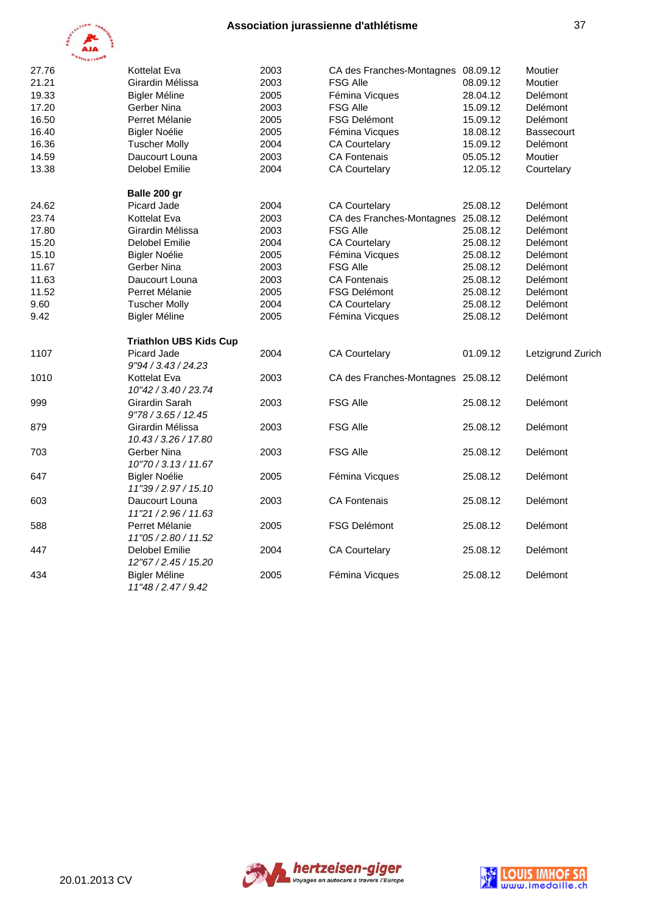| | | | | | |
|---|---|---|---|---|---|
| 27.76 | Kottelat Eva | 2003 | CA des Franches-Montagnes | 08.09.12 | Moutier |
| 21.21 | Girardin Mélissa | 2003 | FSG Alle | 08.09.12 | Moutier |
| 19.33 | Bigler Méline | 2005 | Fémina Vicques | 28.04.12 | Delémont |
| 17.20 | Gerber Nina | 2003 | FSG Alle | 15.09.12 | Delémont |
| 16.50 | Perret Mélanie | 2005 | FSG Delémont | 15.09.12 | Delémont |
| 16.40 | Bigler Noélie | 2005 | Fémina Vicques | 18.08.12 | Bassecourt |
| 16.36 | Tuscher Molly | 2004 | CA Courtelary | 15.09.12 | Delémont |
| 14.59 | Daucourt Louna | 2003 | CA Fontenais | 05.05.12 | Moutier |
| 13.38 | Delobel Emilie | 2004 | CA Courtelary | 12.05.12 | Courtelary |

**Balle 200 gr**

| | | | | | |
|---|---|---|---|---|---|
| 24.62 | Picard Jade | 2004 | CA Courtelary | 25.08.12 | Delémont |
| 23.74 | Kottelat Eva | 2003 | CA des Franches-Montagnes | 25.08.12 | Delémont |
| 17.80 | Girardin Mélissa | 2003 | FSG Alle | 25.08.12 | Delémont |
| 15.20 | Delobel Emilie | 2004 | CA Courtelary | 25.08.12 | Delémont |
| 15.10 | Bigler Noélie | 2005 | Fémina Vicques | 25.08.12 | Delémont |
| 11.67 | Gerber Nina | 2003 | FSG Alle | 25.08.12 | Delémont |
| 11.63 | Daucourt Louna | 2003 | CA Fontenais | 25.08.12 | Delémont |
| 11.52 | Perret Mélanie | 2005 | FSG Delémont | 25.08.12 | Delémont |
| 9.60 | Tuscher Molly | 2004 | CA Courtelary | 25.08.12 | Delémont |
| 9.42 | Bigler Méline | 2005 | Fémina Vicques | 25.08.12 | Delémont |

**Triathlon UBS Kids Cup**

| | | | | | |
|---|---|---|---|---|---|
| 1107 | Picard Jade<br>*9"94 / 3.43 / 24.23* | 2004 | CA Courtelary | 01.09.12 | Letzigrund Zurich |
| 1010 | Kottelat Eva<br>*10"42 / 3.40 / 23.74* | 2003 | CA des Franches-Montagnes | 25.08.12 | Delémont |
| 999 | Girardin Sarah<br>*9"78 / 3.65 / 12.45* | 2003 | FSG Alle | 25.08.12 | Delémont |
| 879 | Girardin Mélissa<br>*10.43 / 3.26 / 17.80* | 2003 | FSG Alle | 25.08.12 | Delémont |
| 703 | Gerber Nina<br>*10"70 / 3.13 / 11.67* | 2003 | FSG Alle | 25.08.12 | Delémont |
| 647 | Bigler Noélie<br>*11"39 / 2.97 / 15.10* | 2005 | Fémina Vicques | 25.08.12 | Delémont |
| 603 | Daucourt Louna<br>*11"21 / 2.96 / 11.63* | 2003 | CA Fontenais | 25.08.12 | Delémont |
| 588 | Perret Mélanie<br>*11"05 / 2.80 / 11.52* | 2005 | FSG Delémont | 25.08.12 | Delémont |
| 447 | Delobel Emilie<br>*12"67 / 2.45 / 15.20* | 2004 | CA Courtelary | 25.08.12 | Delémont |
| 434 | Bigler Méline<br>*11"48 / 2.47 / 9.42* | 2005 | Fémina Vicques | 25.08.12 | Delémont |